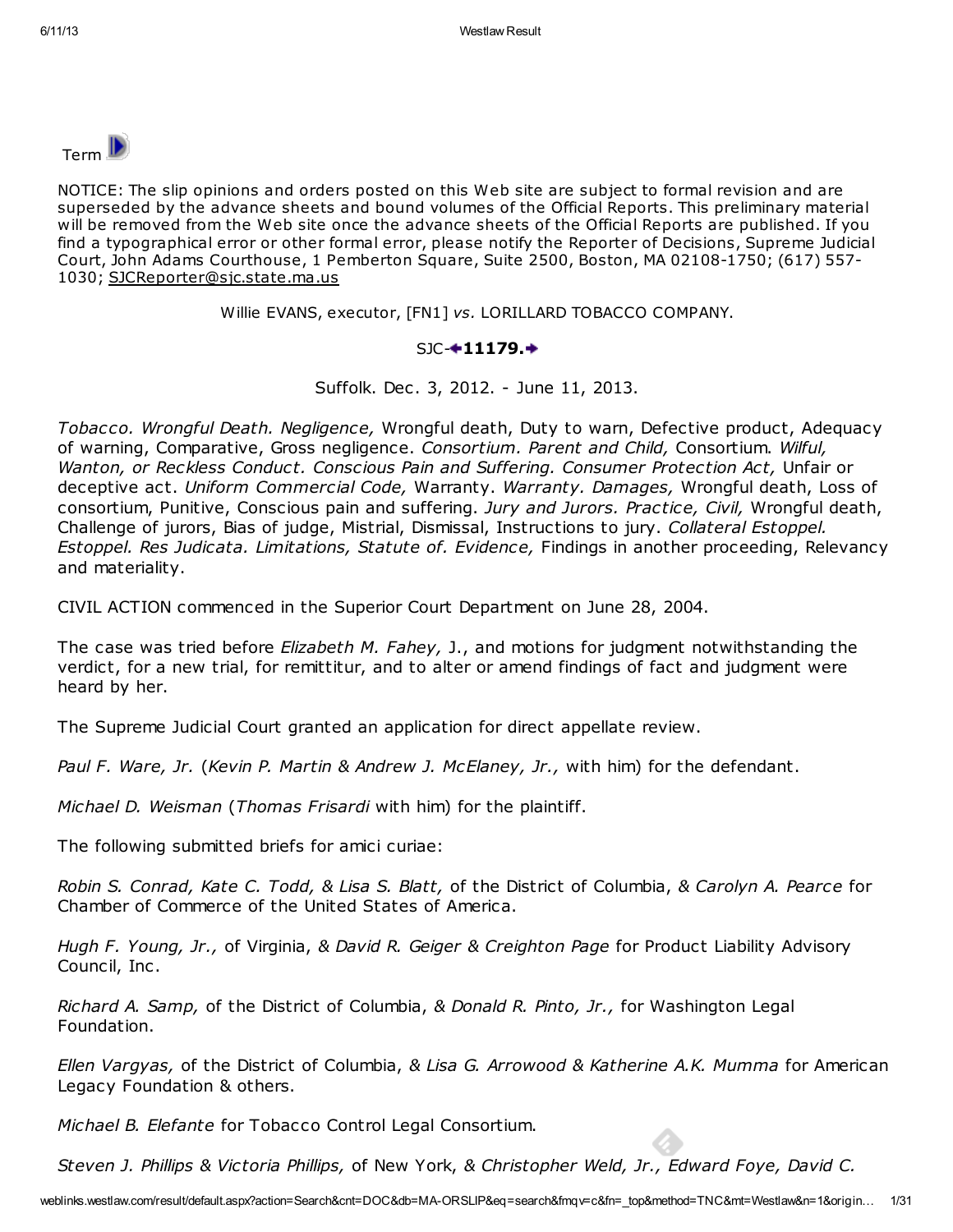Term

NOTICE: The slip opinions and orders posted on this Web site are subject to formal revision and are superseded by the advance sheets and bound volumes of the Official Reports. This preliminary material will be removed from the Web site once the advance sheets of the Official Reports are published. If you find a typographical error or other formal error, please notify the Reporter of Decisions, Supreme Judicial Court, John Adams Courthouse, 1 Pemberton Square, Suite 2500, Boston, MA 02108-1750; (617) 557-1030; SJCReporter@sjc.state.ma.us

Willie EVANS, executor, [FN1] *vs.* LORILLARD TOBACCO COMPANY.

SJC-**11179.**

Suffolk. Dec. 3, 2012. - June 11, 2013.

*Tobacco. Wrongful Death. Negligence,* Wrongful death, Duty to warn, Defective product, Adequacy of warning, Comparative, Gross negligence. *Consortium. Parent and Child,* Consortium. *Wilful, Wanton, or Reckless Conduct. Conscious Pain and Suffering. Consumer Protection Act,* Unfair or deceptive act. *Uniform Commercial Code,* Warranty. *Warranty. Damages,* Wrongful death, Loss of consortium, Punitive, Conscious pain and suffering. *Jury and Jurors. Practice, Civil,* Wrongful death, Challenge of jurors, Bias of judge, Mistrial, Dismissal, Instructions to jury. *Collateral Estoppel. Estoppel. Res Judicata. Limitations, Statute of. Evidence,* Findings in another proceeding, Relevancy and materiality.

CIVIL ACTION commenced in the Superior Court Department on June 28, 2004.

The case was tried before *Elizabeth M. Fahey,* J., and motions for judgment notwithstanding the verdict, for a new trial, for remittitur, and to alter or amend findings of fact and judgment were heard by her.

The Supreme Judicial Court granted an application for direct appellate review.

*Paul F. Ware, Jr.* (*Kevin P. Martin & Andrew J. McElaney, Jr.,* with him) for the defendant.

*Michael D. Weisman* (*Thomas Frisardi* with him) for the plaintiff.

The following submitted briefs for amici curiae:

*Robin S. Conrad, Kate C. Todd, & Lisa S. Blatt,* of the District of Columbia, & *Carolyn A. Pearce* for Chamber of Commerce of the United States of America.

*Hugh F. Young, Jr.,* of Virginia, & *David R. Geiger & Creighton Page* for Product Liability Advisory Council, Inc.

*Richard A. Samp,* of the District of Columbia, & *Donald R. Pinto, Jr.,* for Washington Legal Foundation.

*Ellen Vargyas,* of the District of Columbia, & *Lisa G. Arrowood & Katherine A.K. Mumma* for American Legacy Foundation & others.

*Michael B. Elefante* for Tobacco Control Legal Consortium.

*Steven J. Phillips & Victoria Phillips,* of New York, & *Christopher Weld, Jr., Edward Foye, David C.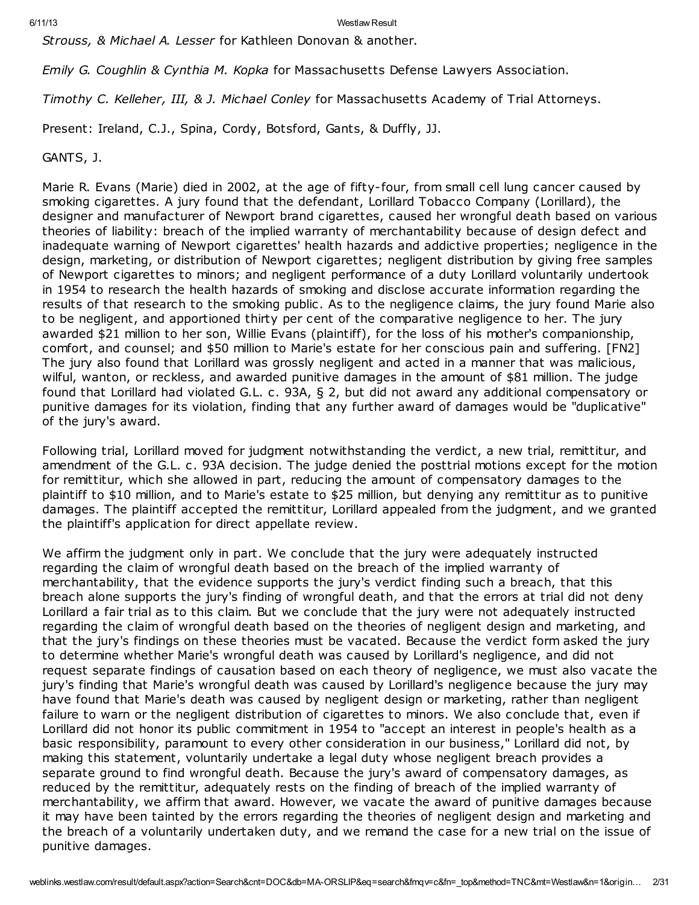*Strouss, & Michael A. Lesser* for Kathleen Donovan & another.

*Emily G. Coughlin & Cynthia M. Kopka* for Massachusetts Defense Lawyers Association.

*Timothy C. Kelleher, III, & J. Michael Conley* for Massachusetts Academy of Trial Attorneys.

Present: Ireland, C.J., Spina, Cordy, Botsford, Gants, & Duffly, JJ.

GANTS, J.

Marie R. Evans (Marie) died in 2002, at the age of fifty-four, from small cell lung cancer caused by smoking cigarettes. A jury found that the defendant, Lorillard Tobacco Company (Lorillard), the designer and manufacturer of Newport brand cigarettes, caused her wrongful death based on various theories of liability: breach of the implied warranty of merchantability because of design defect and inadequate warning of Newport cigarettes' health hazards and addictive properties; negligence in the design, marketing, or distribution of Newport cigarettes; negligent distribution by giving free samples of Newport cigarettes to minors; and negligent performance of a duty Lorillard voluntarily undertook in 1954 to research the health hazards of smoking and disclose accurate information regarding the results of that research to the smoking public. As to the negligence claims, the jury found Marie also to be negligent, and apportioned thirty per cent of the comparative negligence to her. The jury awarded $21 million to her son, Willie Evans (plaintiff), for the loss of his mother's companionship, comfort, and counsel; and $50 million to Marie's estate for her conscious pain and suffering. [FN2] The jury also found that Lorillard was grossly negligent and acted in a manner that was malicious, wilful, wanton, or reckless, and awarded punitive damages in the amount of $81 million. The judge found that Lorillard had violated G.L. c. 93A, § 2, but did not award any additional compensatory or punitive damages for its violation, finding that any further award of damages would be "duplicative" of the jury's award.

Following trial, Lorillard moved for judgment notwithstanding the verdict, a new trial, remittitur, and amendment of the G.L. c. 93A decision. The judge denied the posttrial motions except for the motion for remittitur, which she allowed in part, reducing the amount of compensatory damages to the plaintiff to $10 million, and to Marie's estate to $25 million, but denying any remittitur as to punitive damages. The plaintiff accepted the remittitur, Lorillard appealed from the judgment, and we granted the plaintiff's application for direct appellate review.

We affirm the judgment only in part. We conclude that the jury were adequately instructed regarding the claim of wrongful death based on the breach of the implied warranty of merchantability, that the evidence supports the jury's verdict finding such a breach, that this breach alone supports the jury's finding of wrongful death, and that the errors at trial did not deny Lorillard a fair trial as to this claim. But we conclude that the jury were not adequately instructed regarding the claim of wrongful death based on the theories of negligent design and marketing, and that the jury's findings on these theories must be vacated. Because the verdict form asked the jury to determine whether Marie's wrongful death was caused by Lorillard's negligence, and did not request separate findings of causation based on each theory of negligence, we must also vacate the jury's finding that Marie's wrongful death was caused by Lorillard's negligence because the jury may have found that Marie's death was caused by negligent design or marketing, rather than negligent failure to warn or the negligent distribution of cigarettes to minors. We also conclude that, even if Lorillard did not honor its public commitment in 1954 to "accept an interest in people's health as a basic responsibility, paramount to every other consideration in our business," Lorillard did not, by making this statement, voluntarily undertake a legal duty whose negligent breach provides a separate ground to find wrongful death. Because the jury's award of compensatory damages, as reduced by the remittitur, adequately rests on the finding of breach of the implied warranty of merchantability, we affirm that award. However, we vacate the award of punitive damages because it may have been tainted by the errors regarding the theories of negligent design and marketing and the breach of a voluntarily undertaken duty, and we remand the case for a new trial on the issue of punitive damages.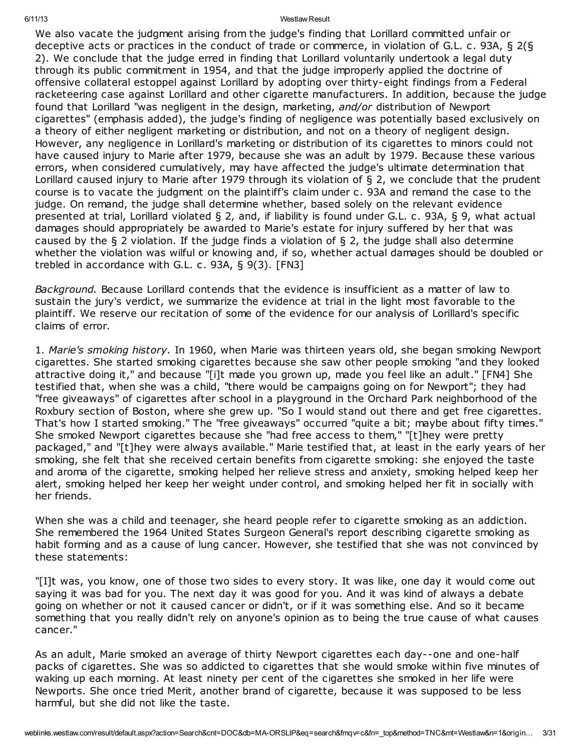We also vacate the judgment arising from the judge's finding that Lorillard committed unfair or deceptive acts or practices in the conduct of trade or commerce, in violation of G.L. c. 93A, § 2(§ 2). We conclude that the judge erred in finding that Lorillard voluntarily undertook a legal duty through its public commitment in 1954, and that the judge improperly applied the doctrine of offensive collateral estoppel against Lorillard by adopting over thirty-eight findings from a Federal racketeering case against Lorillard and other cigarette manufacturers. In addition, because the judge found that Lorillard "was negligent in the design, marketing, *and/or* distribution of Newport cigarettes" (emphasis added), the judge's finding of negligence was potentially based exclusively on a theory of either negligent marketing or distribution, and not on a theory of negligent design. However, any negligence in Lorillard's marketing or distribution of its cigarettes to minors could not have caused injury to Marie after 1979, because she was an adult by 1979. Because these various errors, when considered cumulatively, may have affected the judge's ultimate determination that Lorillard caused injury to Marie after 1979 through its violation of § 2, we conclude that the prudent course is to vacate the judgment on the plaintiff's claim under c. 93A and remand the case to the judge. On remand, the judge shall determine whether, based solely on the relevant evidence presented at trial, Lorillard violated § 2, and, if liability is found under G.L. c. 93A, § 9, what actual damages should appropriately be awarded to Marie's estate for injury suffered by her that was caused by the § 2 violation. If the judge finds a violation of § 2, the judge shall also determine whether the violation was wilful or knowing and, if so, whether actual damages should be doubled or trebled in accordance with G.L. c. 93A, § 9(3). [FN3]

*Background.* Because Lorillard contends that the evidence is insufficient as a matter of law to sustain the jury's verdict, we summarize the evidence at trial in the light most favorable to the plaintiff. We reserve our recitation of some of the evidence for our analysis of Lorillard's specific claims of error.

1. *Marie's smoking history.* In 1960, when Marie was thirteen years old, she began smoking Newport cigarettes. She started smoking cigarettes because she saw other people smoking "and they looked attractive doing it," and because "[i]t made you grown up, made you feel like an adult." [FN4] She testified that, when she was a child, "there would be campaigns going on for Newport"; they had "free giveaways" of cigarettes after school in a playground in the Orchard Park neighborhood of the Roxbury section of Boston, where she grew up. "So I would stand out there and get free cigarettes. That's how I started smoking." The "free giveaways" occurred "quite a bit; maybe about fifty times." She smoked Newport cigarettes because she "had free access to them," "[t]hey were pretty packaged," and "[t]hey were always available." Marie testified that, at least in the early years of her smoking, she felt that she received certain benefits from cigarette smoking: she enjoyed the taste and aroma of the cigarette, smoking helped her relieve stress and anxiety, smoking helped keep her alert, smoking helped her keep her weight under control, and smoking helped her fit in socially with her friends.

When she was a child and teenager, she heard people refer to cigarette smoking as an addiction. She remembered the 1964 United States Surgeon General's report describing cigarette smoking as habit forming and as a cause of lung cancer. However, she testified that she was not convinced by these statements:

"[I]t was, you know, one of those two sides to every story. It was like, one day it would come out saying it was bad for you. The next day it was good for you. And it was kind of always a debate going on whether or not it caused cancer or didn't, or if it was something else. And so it became something that you really didn't rely on anyone's opinion as to being the true cause of what causes cancer."

As an adult, Marie smoked an average of thirty Newport cigarettes each day--one and one-half packs of cigarettes. She was so addicted to cigarettes that she would smoke within five minutes of waking up each morning. At least ninety per cent of the cigarettes she smoked in her life were Newports. She once tried Merit, another brand of cigarette, because it was supposed to be less harmful, but she did not like the taste.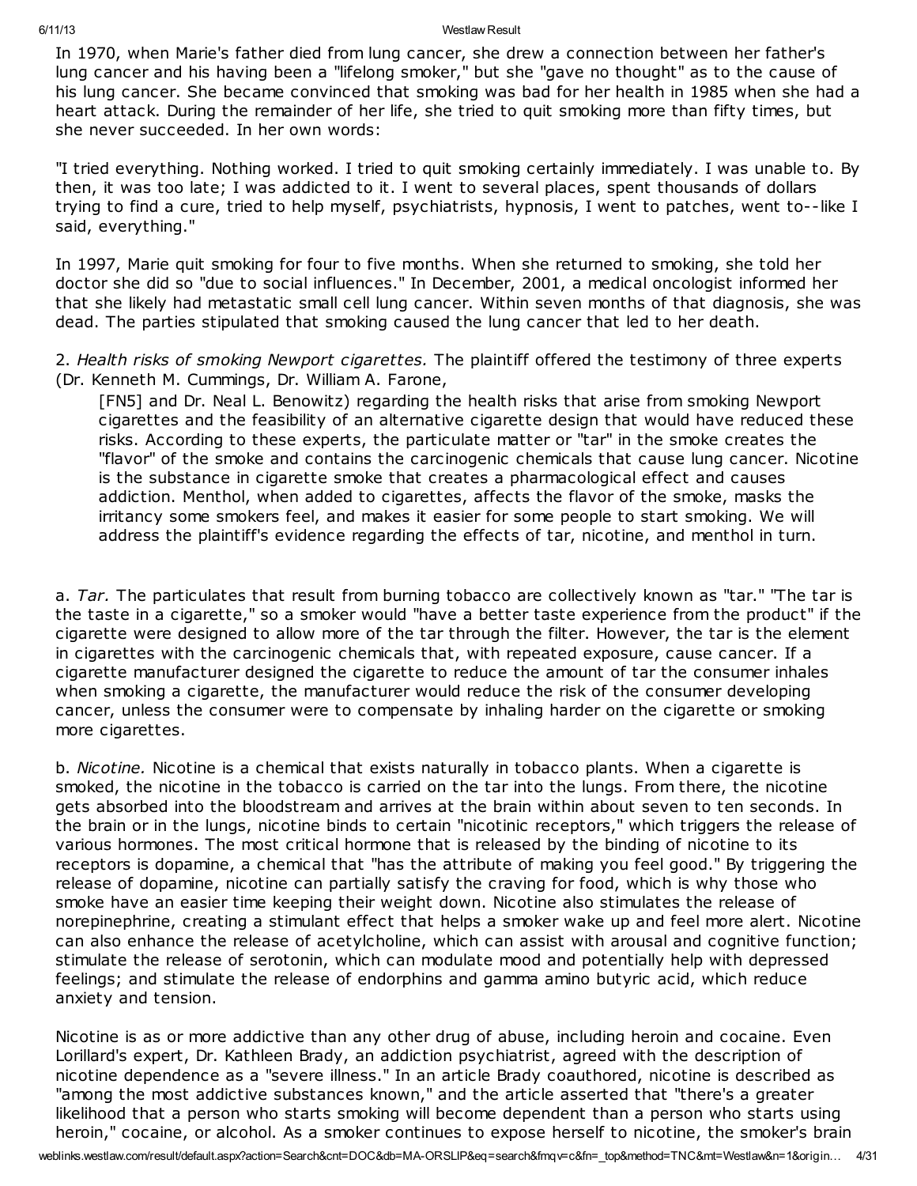In 1970, when Marie's father died from lung cancer, she drew a connection between her father's lung cancer and his having been a "lifelong smoker," but she "gave no thought" as to the cause of his lung cancer. She became convinced that smoking was bad for her health in 1985 when she had a heart attack. During the remainder of her life, she tried to quit smoking more than fifty times, but she never succeeded. In her own words:

"I tried everything. Nothing worked. I tried to quit smoking certainly immediately. I was unable to. By then, it was too late; I was addicted to it. I went to several places, spent thousands of dollars trying to find a cure, tried to help myself, psychiatrists, hypnosis, I went to patches, went to--like I said, everything."

In 1997, Marie quit smoking for four to five months. When she returned to smoking, she told her doctor she did so "due to social influences." In December, 2001, a medical oncologist informed her that she likely had metastatic small cell lung cancer. Within seven months of that diagnosis, she was dead. The parties stipulated that smoking caused the lung cancer that led to her death.

2. *Health risks of smoking Newport cigarettes.* The plaintiff offered the testimony of three experts (Dr. Kenneth M. Cummings, Dr. William A. Farone,

> [FN5] and Dr. Neal L. Benowitz) regarding the health risks that arise from smoking Newport cigarettes and the feasibility of an alternative cigarette design that would have reduced these risks. According to these experts, the particulate matter or "tar" in the smoke creates the "flavor" of the smoke and contains the carcinogenic chemicals that cause lung cancer. Nicotine is the substance in cigarette smoke that creates a pharmacological effect and causes addiction. Menthol, when added to cigarettes, affects the flavor of the smoke, masks the irritancy some smokers feel, and makes it easier for some people to start smoking. We will address the plaintiff's evidence regarding the effects of tar, nicotine, and menthol in turn.

a. *Tar.* The particulates that result from burning tobacco are collectively known as "tar." "The tar is the taste in a cigarette," so a smoker would "have a better taste experience from the product" if the cigarette were designed to allow more of the tar through the filter. However, the tar is the element in cigarettes with the carcinogenic chemicals that, with repeated exposure, cause cancer. If a cigarette manufacturer designed the cigarette to reduce the amount of tar the consumer inhales when smoking a cigarette, the manufacturer would reduce the risk of the consumer developing cancer, unless the consumer were to compensate by inhaling harder on the cigarette or smoking more cigarettes.

b. *Nicotine.* Nicotine is a chemical that exists naturally in tobacco plants. When a cigarette is smoked, the nicotine in the tobacco is carried on the tar into the lungs. From there, the nicotine gets absorbed into the bloodstream and arrives at the brain within about seven to ten seconds. In the brain or in the lungs, nicotine binds to certain "nicotinic receptors," which triggers the release of various hormones. The most critical hormone that is released by the binding of nicotine to its receptors is dopamine, a chemical that "has the attribute of making you feel good." By triggering the release of dopamine, nicotine can partially satisfy the craving for food, which is why those who smoke have an easier time keeping their weight down. Nicotine also stimulates the release of norepinephrine, creating a stimulant effect that helps a smoker wake up and feel more alert. Nicotine can also enhance the release of acetylcholine, which can assist with arousal and cognitive function; stimulate the release of serotonin, which can modulate mood and potentially help with depressed feelings; and stimulate the release of endorphins and gamma amino butyric acid, which reduce anxiety and tension.

Nicotine is as or more addictive than any other drug of abuse, including heroin and cocaine. Even Lorillard's expert, Dr. Kathleen Brady, an addiction psychiatrist, agreed with the description of nicotine dependence as a "severe illness." In an article Brady coauthored, nicotine is described as "among the most addictive substances known," and the article asserted that "there's a greater likelihood that a person who starts smoking will become dependent than a person who starts using heroin," cocaine, or alcohol. As a smoker continues to expose herself to nicotine, the smoker's brain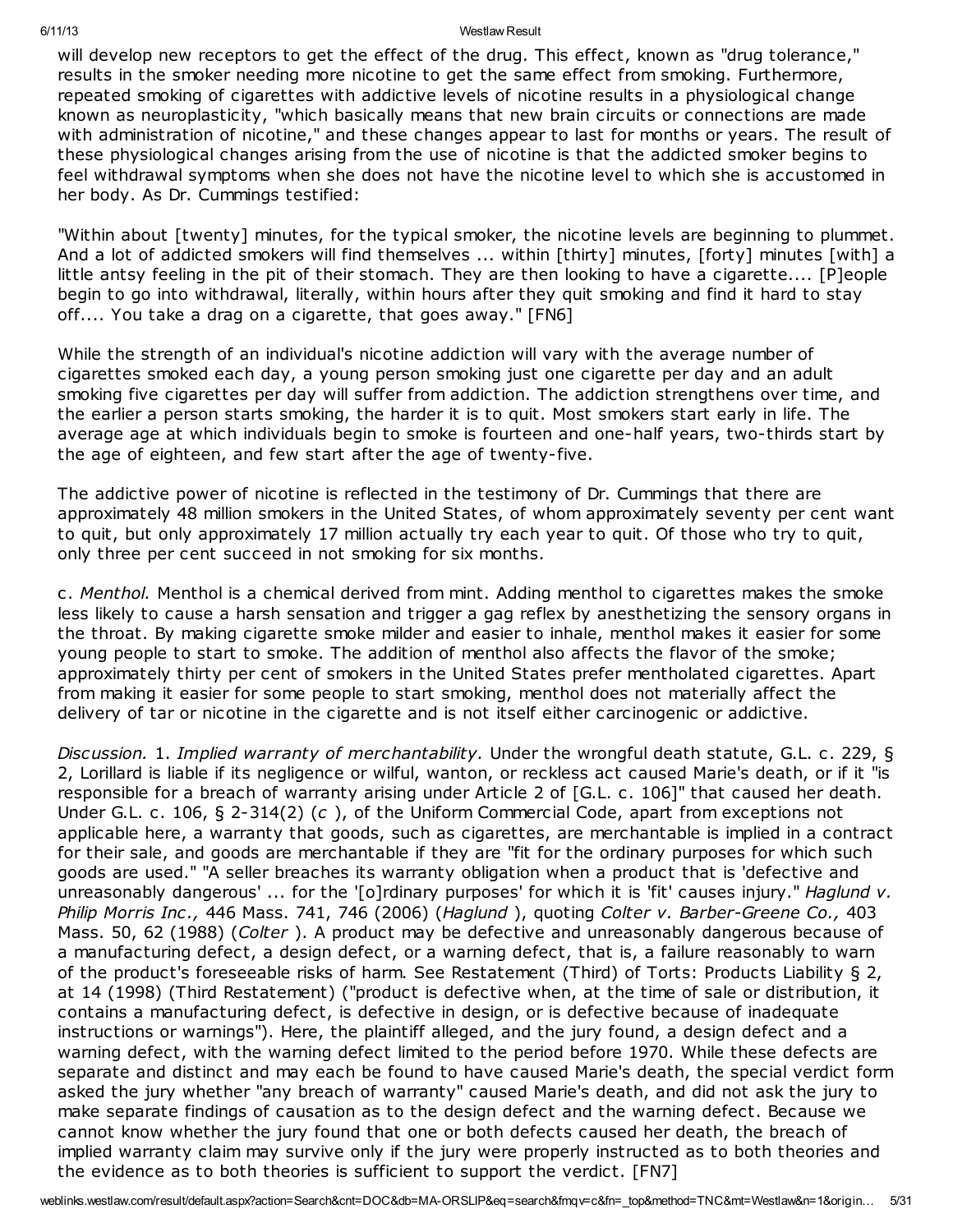will develop new receptors to get the effect of the drug. This effect, known as "drug tolerance," results in the smoker needing more nicotine to get the same effect from smoking. Furthermore, repeated smoking of cigarettes with addictive levels of nicotine results in a physiological change known as neuroplasticity, "which basically means that new brain circuits or connections are made with administration of nicotine," and these changes appear to last for months or years. The result of these physiological changes arising from the use of nicotine is that the addicted smoker begins to feel withdrawal symptoms when she does not have the nicotine level to which she is accustomed in her body. As Dr. Cummings testified:

"Within about [twenty] minutes, for the typical smoker, the nicotine levels are beginning to plummet. And a lot of addicted smokers will find themselves ... within [thirty] minutes, [forty] minutes [with] a little antsy feeling in the pit of their stomach. They are then looking to have a cigarette.... [P]eople begin to go into withdrawal, literally, within hours after they quit smoking and find it hard to stay off.... You take a drag on a cigarette, that goes away." [FN6]

While the strength of an individual's nicotine addiction will vary with the average number of cigarettes smoked each day, a young person smoking just one cigarette per day and an adult smoking five cigarettes per day will suffer from addiction. The addiction strengthens over time, and the earlier a person starts smoking, the harder it is to quit. Most smokers start early in life. The average age at which individuals begin to smoke is fourteen and one-half years, two-thirds start by the age of eighteen, and few start after the age of twenty-five.

The addictive power of nicotine is reflected in the testimony of Dr. Cummings that there are approximately 48 million smokers in the United States, of whom approximately seventy per cent want to quit, but only approximately 17 million actually try each year to quit. Of those who try to quit, only three per cent succeed in not smoking for six months.

c. *Menthol.* Menthol is a chemical derived from mint. Adding menthol to cigarettes makes the smoke less likely to cause a harsh sensation and trigger a gag reflex by anesthetizing the sensory organs in the throat. By making cigarette smoke milder and easier to inhale, menthol makes it easier for some young people to start to smoke. The addition of menthol also affects the flavor of the smoke; approximately thirty per cent of smokers in the United States prefer mentholated cigarettes. Apart from making it easier for some people to start smoking, menthol does not materially affect the delivery of tar or nicotine in the cigarette and is not itself either carcinogenic or addictive.

*Discussion.* 1. *Implied warranty of merchantability.* Under the wrongful death statute, G.L. c. 229, § 2, Lorillard is liable if its negligence or wilful, wanton, or reckless act caused Marie's death, or if it "is responsible for a breach of warranty arising under Article 2 of [G.L. c. 106]" that caused her death. Under G.L. c. 106, § 2-314(2) (*c* ), of the Uniform Commercial Code, apart from exceptions not applicable here, a warranty that goods, such as cigarettes, are merchantable is implied in a contract for their sale, and goods are merchantable if they are "fit for the ordinary purposes for which such goods are used." "A seller breaches its warranty obligation when a product that is 'defective and unreasonably dangerous' ... for the '[o]rdinary purposes' for which it is 'fit' causes injury." *Haglund v. Philip Morris Inc.,* 446 Mass. 741, 746 (2006) (*Haglund* ), quoting *Colter v. Barber-Greene Co.,* 403 Mass. 50, 62 (1988) (*Colter* ). A product may be defective and unreasonably dangerous because of a manufacturing defect, a design defect, or a warning defect, that is, a failure reasonably to warn of the product's foreseeable risks of harm. See Restatement (Third) of Torts: Products Liability § 2, at 14 (1998) (Third Restatement) ("product is defective when, at the time of sale or distribution, it contains a manufacturing defect, is defective in design, or is defective because of inadequate instructions or warnings"). Here, the plaintiff alleged, and the jury found, a design defect and a warning defect, with the warning defect limited to the period before 1970. While these defects are separate and distinct and may each be found to have caused Marie's death, the special verdict form asked the jury whether "any breach of warranty" caused Marie's death, and did not ask the jury to make separate findings of causation as to the design defect and the warning defect. Because we cannot know whether the jury found that one or both defects caused her death, the breach of implied warranty claim may survive only if the jury were properly instructed as to both theories and the evidence as to both theories is sufficient to support the verdict. [FN7]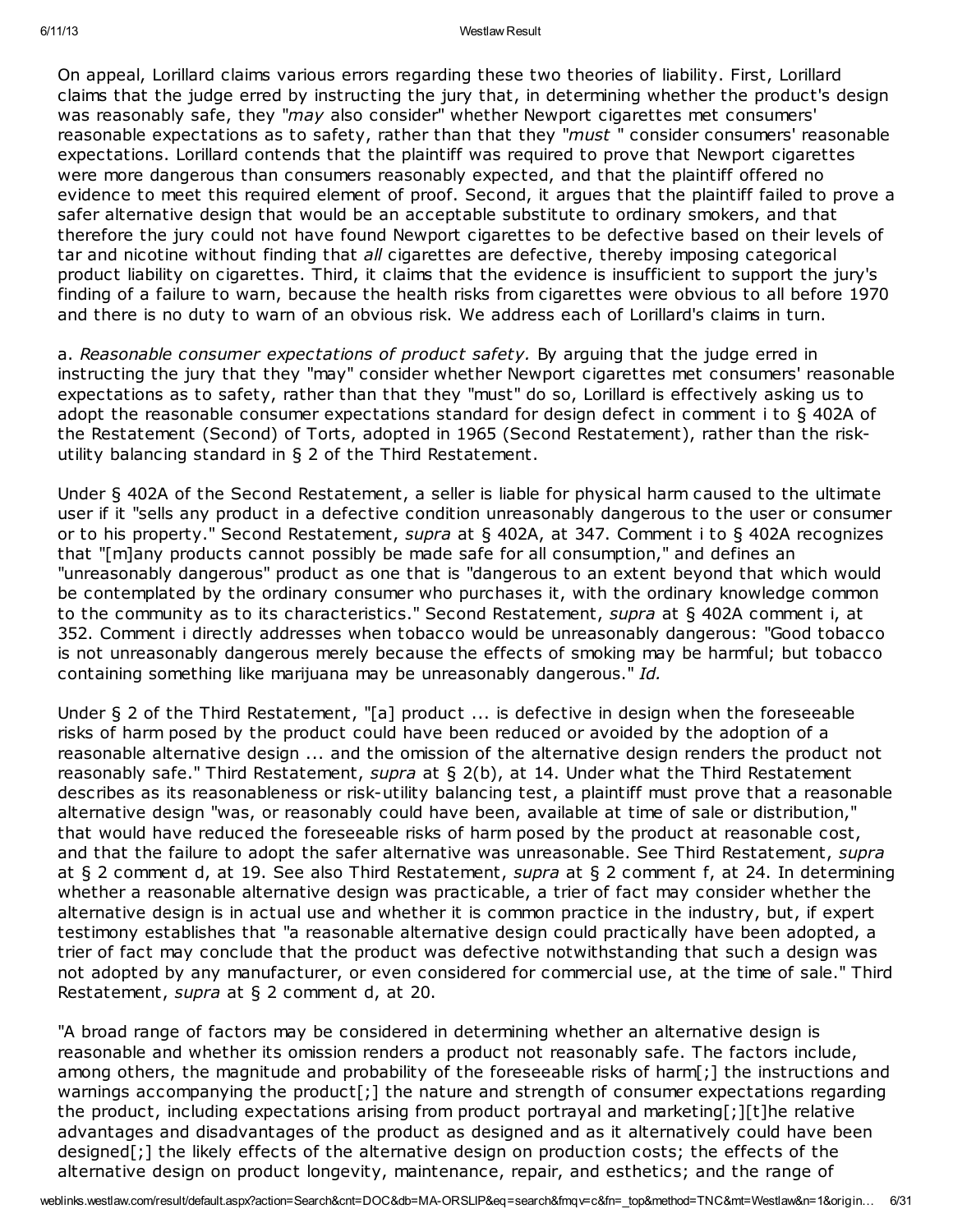On appeal, Lorillard claims various errors regarding these two theories of liability. First, Lorillard claims that the judge erred by instructing the jury that, in determining whether the product's design was reasonably safe, they "*may* also consider" whether Newport cigarettes met consumers' reasonable expectations as to safety, rather than that they "*must* " consider consumers' reasonable expectations. Lorillard contends that the plaintiff was required to prove that Newport cigarettes were more dangerous than consumers reasonably expected, and that the plaintiff offered no evidence to meet this required element of proof. Second, it argues that the plaintiff failed to prove a safer alternative design that would be an acceptable substitute to ordinary smokers, and that therefore the jury could not have found Newport cigarettes to be defective based on their levels of tar and nicotine without finding that *all* cigarettes are defective, thereby imposing categorical product liability on cigarettes. Third, it claims that the evidence is insufficient to support the jury's finding of a failure to warn, because the health risks from cigarettes were obvious to all before 1970 and there is no duty to warn of an obvious risk. We address each of Lorillard's claims in turn.

a. *Reasonable consumer expectations of product safety.* By arguing that the judge erred in instructing the jury that they "may" consider whether Newport cigarettes met consumers' reasonable expectations as to safety, rather than that they "must" do so, Lorillard is effectively asking us to adopt the reasonable consumer expectations standard for design defect in comment i to § 402A of the Restatement (Second) of Torts, adopted in 1965 (Second Restatement), rather than the risk-utility balancing standard in § 2 of the Third Restatement.

Under § 402A of the Second Restatement, a seller is liable for physical harm caused to the ultimate user if it "sells any product in a defective condition unreasonably dangerous to the user or consumer or to his property." Second Restatement, *supra* at § 402A, at 347. Comment i to § 402A recognizes that "[m]any products cannot possibly be made safe for all consumption," and defines an "unreasonably dangerous" product as one that is "dangerous to an extent beyond that which would be contemplated by the ordinary consumer who purchases it, with the ordinary knowledge common to the community as to its characteristics." Second Restatement, *supra* at § 402A comment i, at 352. Comment i directly addresses when tobacco would be unreasonably dangerous: "Good tobacco is not unreasonably dangerous merely because the effects of smoking may be harmful; but tobacco containing something like marijuana may be unreasonably dangerous." *Id.*

Under § 2 of the Third Restatement, "[a] product ... is defective in design when the foreseeable risks of harm posed by the product could have been reduced or avoided by the adoption of a reasonable alternative design ... and the omission of the alternative design renders the product not reasonably safe." Third Restatement, *supra* at § 2(b), at 14. Under what the Third Restatement describes as its reasonableness or risk-utility balancing test, a plaintiff must prove that a reasonable alternative design "was, or reasonably could have been, available at time of sale or distribution," that would have reduced the foreseeable risks of harm posed by the product at reasonable cost, and that the failure to adopt the safer alternative was unreasonable. See Third Restatement, *supra* at § 2 comment d, at 19. See also Third Restatement, *supra* at § 2 comment f, at 24. In determining whether a reasonable alternative design was practicable, a trier of fact may consider whether the alternative design is in actual use and whether it is common practice in the industry, but, if expert testimony establishes that "a reasonable alternative design could practically have been adopted, a trier of fact may conclude that the product was defective notwithstanding that such a design was not adopted by any manufacturer, or even considered for commercial use, at the time of sale." Third Restatement, *supra* at § 2 comment d, at 20.

"A broad range of factors may be considered in determining whether an alternative design is reasonable and whether its omission renders a product not reasonably safe. The factors include, among others, the magnitude and probability of the foreseeable risks of harm[;] the instructions and warnings accompanying the product[;] the nature and strength of consumer expectations regarding the product, including expectations arising from product portrayal and marketing[;][t]he relative advantages and disadvantages of the product as designed and as it alternatively could have been designed[;] the likely effects of the alternative design on production costs; the effects of the alternative design on product longevity, maintenance, repair, and esthetics; and the range of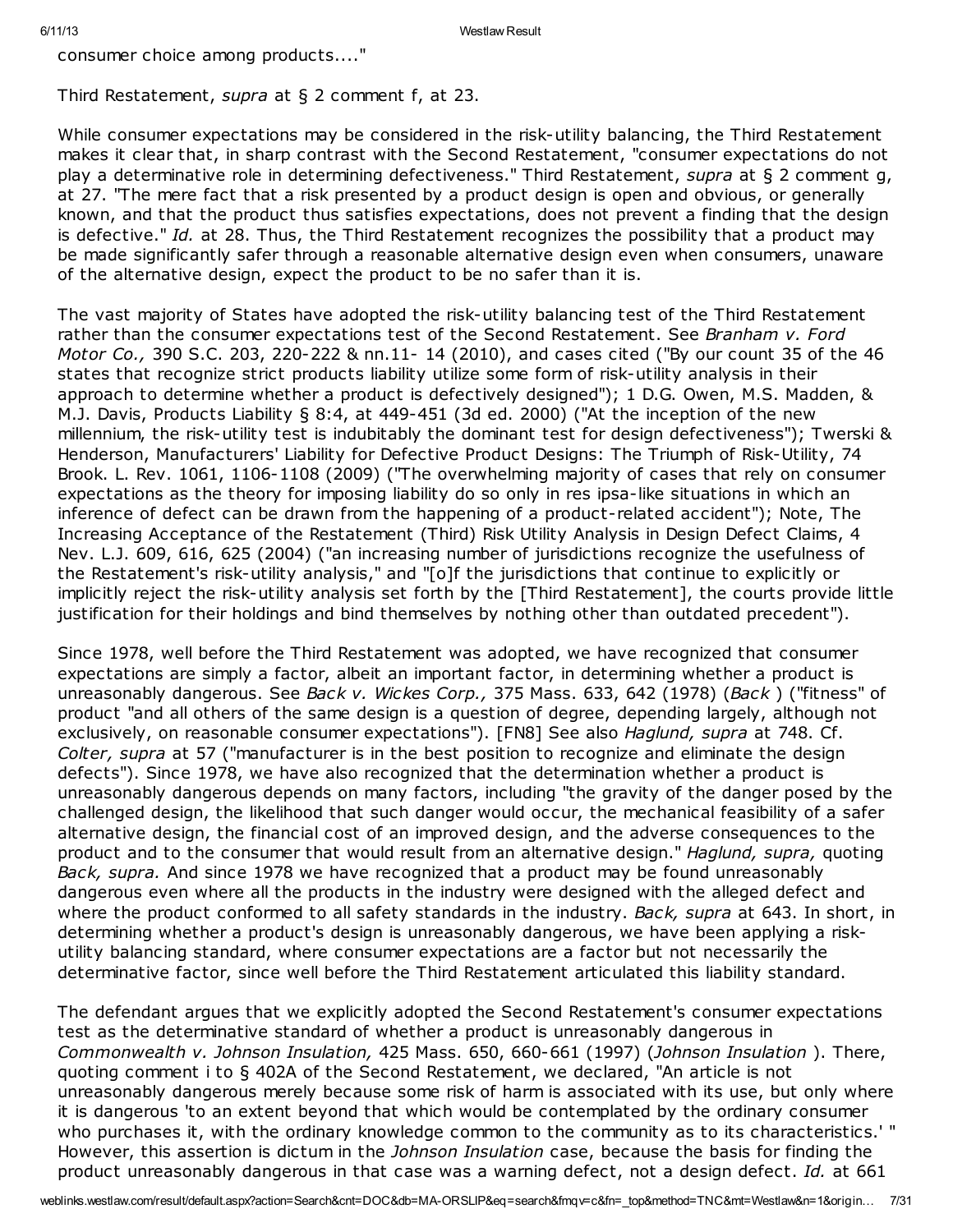consumer choice among products...."

Third Restatement, *supra* at § 2 comment f, at 23.

While consumer expectations may be considered in the risk-utility balancing, the Third Restatement makes it clear that, in sharp contrast with the Second Restatement, "consumer expectations do not play a determinative role in determining defectiveness." Third Restatement, *supra* at § 2 comment g, at 27. "The mere fact that a risk presented by a product design is open and obvious, or generally known, and that the product thus satisfies expectations, does not prevent a finding that the design is defective." *Id.* at 28. Thus, the Third Restatement recognizes the possibility that a product may be made significantly safer through a reasonable alternative design even when consumers, unaware of the alternative design, expect the product to be no safer than it is.

The vast majority of States have adopted the risk-utility balancing test of the Third Restatement rather than the consumer expectations test of the Second Restatement. See *Branham v. Ford Motor Co.,* 390 S.C. 203, 220-222 & nn.11- 14 (2010), and cases cited ("By our count 35 of the 46 states that recognize strict products liability utilize some form of risk-utility analysis in their approach to determine whether a product is defectively designed"); 1 D.G. Owen, M.S. Madden, & M.J. Davis, Products Liability § 8:4, at 449-451 (3d ed. 2000) ("At the inception of the new millennium, the risk-utility test is indubitably the dominant test for design defectiveness"); Twerski & Henderson, Manufacturers' Liability for Defective Product Designs: The Triumph of Risk-Utility, 74 Brook. L. Rev. 1061, 1106-1108 (2009) ("The overwhelming majority of cases that rely on consumer expectations as the theory for imposing liability do so only in res ipsa-like situations in which an inference of defect can be drawn from the happening of a product-related accident"); Note, The Increasing Acceptance of the Restatement (Third) Risk Utility Analysis in Design Defect Claims, 4 Nev. L.J. 609, 616, 625 (2004) ("an increasing number of jurisdictions recognize the usefulness of the Restatement's risk-utility analysis," and "[o]f the jurisdictions that continue to explicitly or implicitly reject the risk-utility analysis set forth by the [Third Restatement], the courts provide little justification for their holdings and bind themselves by nothing other than outdated precedent").

Since 1978, well before the Third Restatement was adopted, we have recognized that consumer expectations are simply a factor, albeit an important factor, in determining whether a product is unreasonably dangerous. See *Back v. Wickes Corp.,* 375 Mass. 633, 642 (1978) (*Back* ) ("fitness" of product "and all others of the same design is a question of degree, depending largely, although not exclusively, on reasonable consumer expectations"). [FN8] See also *Haglund, supra* at 748. Cf. *Colter, supra* at 57 ("manufacturer is in the best position to recognize and eliminate the design defects"). Since 1978, we have also recognized that the determination whether a product is unreasonably dangerous depends on many factors, including "the gravity of the danger posed by the challenged design, the likelihood that such danger would occur, the mechanical feasibility of a safer alternative design, the financial cost of an improved design, and the adverse consequences to the product and to the consumer that would result from an alternative design." *Haglund, supra,* quoting *Back, supra.* And since 1978 we have recognized that a product may be found unreasonably dangerous even where all the products in the industry were designed with the alleged defect and where the product conformed to all safety standards in the industry. *Back, supra* at 643. In short, in determining whether a product's design is unreasonably dangerous, we have been applying a risk-utility balancing standard, where consumer expectations are a factor but not necessarily the determinative factor, since well before the Third Restatement articulated this liability standard.

The defendant argues that we explicitly adopted the Second Restatement's consumer expectations test as the determinative standard of whether a product is unreasonably dangerous in *Commonwealth v. Johnson Insulation,* 425 Mass. 650, 660-661 (1997) (*Johnson Insulation* ). There, quoting comment i to § 402A of the Second Restatement, we declared, "An article is not unreasonably dangerous merely because some risk of harm is associated with its use, but only where it is dangerous 'to an extent beyond that which would be contemplated by the ordinary consumer who purchases it, with the ordinary knowledge common to the community as to its characteristics.' " However, this assertion is dictum in the *Johnson Insulation* case, because the basis for finding the product unreasonably dangerous in that case was a warning defect, not a design defect. *Id.* at 661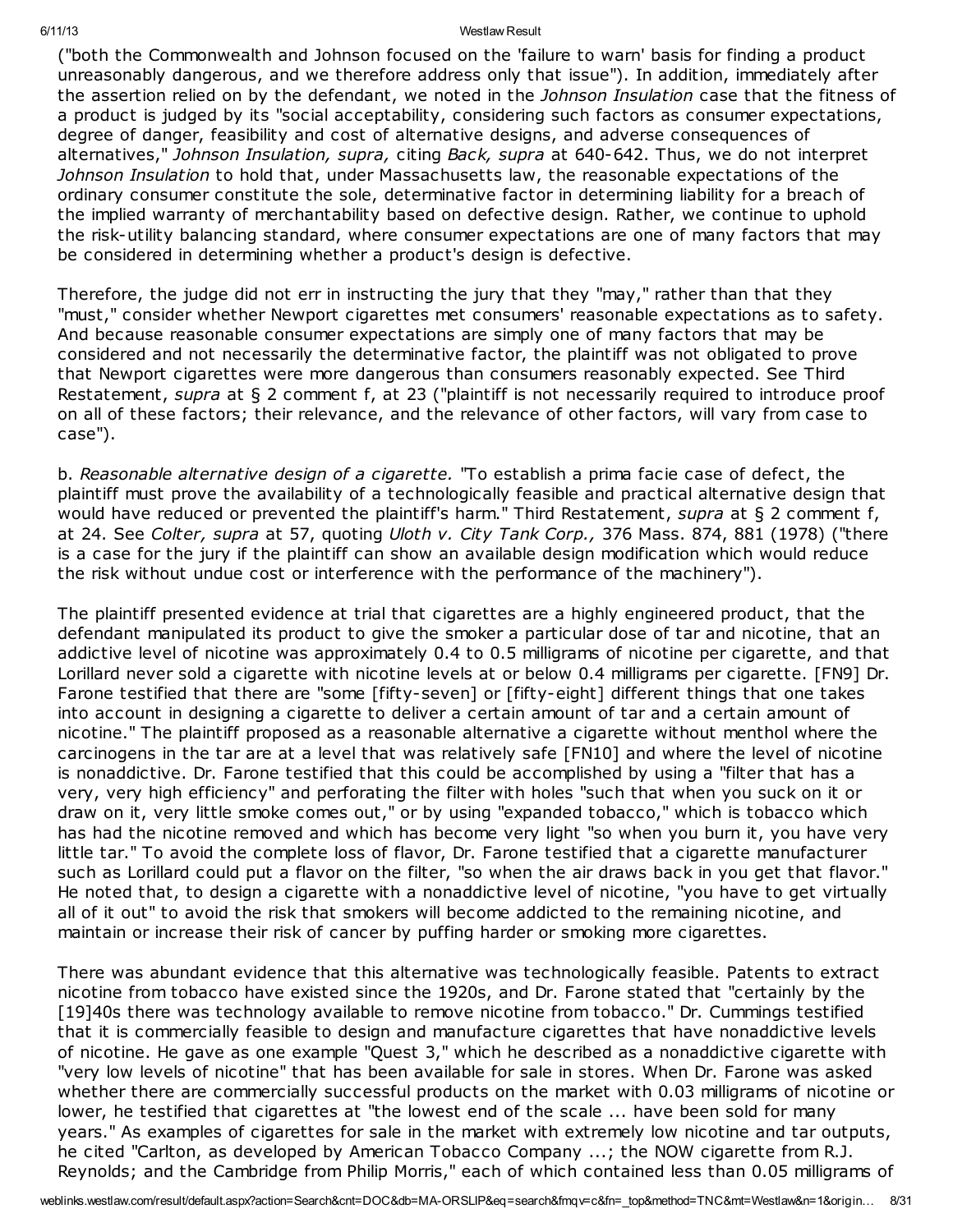("both the Commonwealth and Johnson focused on the 'failure to warn' basis for finding a product unreasonably dangerous, and we therefore address only that issue"). In addition, immediately after the assertion relied on by the defendant, we noted in the *Johnson Insulation* case that the fitness of a product is judged by its "social acceptability, considering such factors as consumer expectations, degree of danger, feasibility and cost of alternative designs, and adverse consequences of alternatives," *Johnson Insulation, supra,* citing *Back, supra* at 640-642. Thus, we do not interpret *Johnson Insulation* to hold that, under Massachusetts law, the reasonable expectations of the ordinary consumer constitute the sole, determinative factor in determining liability for a breach of the implied warranty of merchantability based on defective design. Rather, we continue to uphold the risk-utility balancing standard, where consumer expectations are one of many factors that may be considered in determining whether a product's design is defective.

Therefore, the judge did not err in instructing the jury that they "may," rather than that they "must," consider whether Newport cigarettes met consumers' reasonable expectations as to safety. And because reasonable consumer expectations are simply one of many factors that may be considered and not necessarily the determinative factor, the plaintiff was not obligated to prove that Newport cigarettes were more dangerous than consumers reasonably expected. See Third Restatement, *supra* at § 2 comment f, at 23 ("plaintiff is not necessarily required to introduce proof on all of these factors; their relevance, and the relevance of other factors, will vary from case to case").

b. *Reasonable alternative design of a cigarette.* "To establish a prima facie case of defect, the plaintiff must prove the availability of a technologically feasible and practical alternative design that would have reduced or prevented the plaintiff's harm." Third Restatement, *supra* at § 2 comment f, at 24. See *Colter, supra* at 57, quoting *Uloth v. City Tank Corp.,* 376 Mass. 874, 881 (1978) ("there is a case for the jury if the plaintiff can show an available design modification which would reduce the risk without undue cost or interference with the performance of the machinery").

The plaintiff presented evidence at trial that cigarettes are a highly engineered product, that the defendant manipulated its product to give the smoker a particular dose of tar and nicotine, that an addictive level of nicotine was approximately 0.4 to 0.5 milligrams of nicotine per cigarette, and that Lorillard never sold a cigarette with nicotine levels at or below 0.4 milligrams per cigarette. [FN9] Dr. Farone testified that there are "some [fifty-seven] or [fifty-eight] different things that one takes into account in designing a cigarette to deliver a certain amount of tar and a certain amount of nicotine." The plaintiff proposed as a reasonable alternative a cigarette without menthol where the carcinogens in the tar are at a level that was relatively safe [FN10] and where the level of nicotine is nonaddictive. Dr. Farone testified that this could be accomplished by using a "filter that has a very, very high efficiency" and perforating the filter with holes "such that when you suck on it or draw on it, very little smoke comes out," or by using "expanded tobacco," which is tobacco which has had the nicotine removed and which has become very light "so when you burn it, you have very little tar." To avoid the complete loss of flavor, Dr. Farone testified that a cigarette manufacturer such as Lorillard could put a flavor on the filter, "so when the air draws back in you get that flavor." He noted that, to design a cigarette with a nonaddictive level of nicotine, "you have to get virtually all of it out" to avoid the risk that smokers will become addicted to the remaining nicotine, and maintain or increase their risk of cancer by puffing harder or smoking more cigarettes.

There was abundant evidence that this alternative was technologically feasible. Patents to extract nicotine from tobacco have existed since the 1920s, and Dr. Farone stated that "certainly by the [19]40s there was technology available to remove nicotine from tobacco." Dr. Cummings testified that it is commercially feasible to design and manufacture cigarettes that have nonaddictive levels of nicotine. He gave as one example "Quest 3," which he described as a nonaddictive cigarette with "very low levels of nicotine" that has been available for sale in stores. When Dr. Farone was asked whether there are commercially successful products on the market with 0.03 milligrams of nicotine or lower, he testified that cigarettes at "the lowest end of the scale ... have been sold for many years." As examples of cigarettes for sale in the market with extremely low nicotine and tar outputs, he cited "Carlton, as developed by American Tobacco Company ...; the NOW cigarette from R.J. Reynolds; and the Cambridge from Philip Morris," each of which contained less than 0.05 milligrams of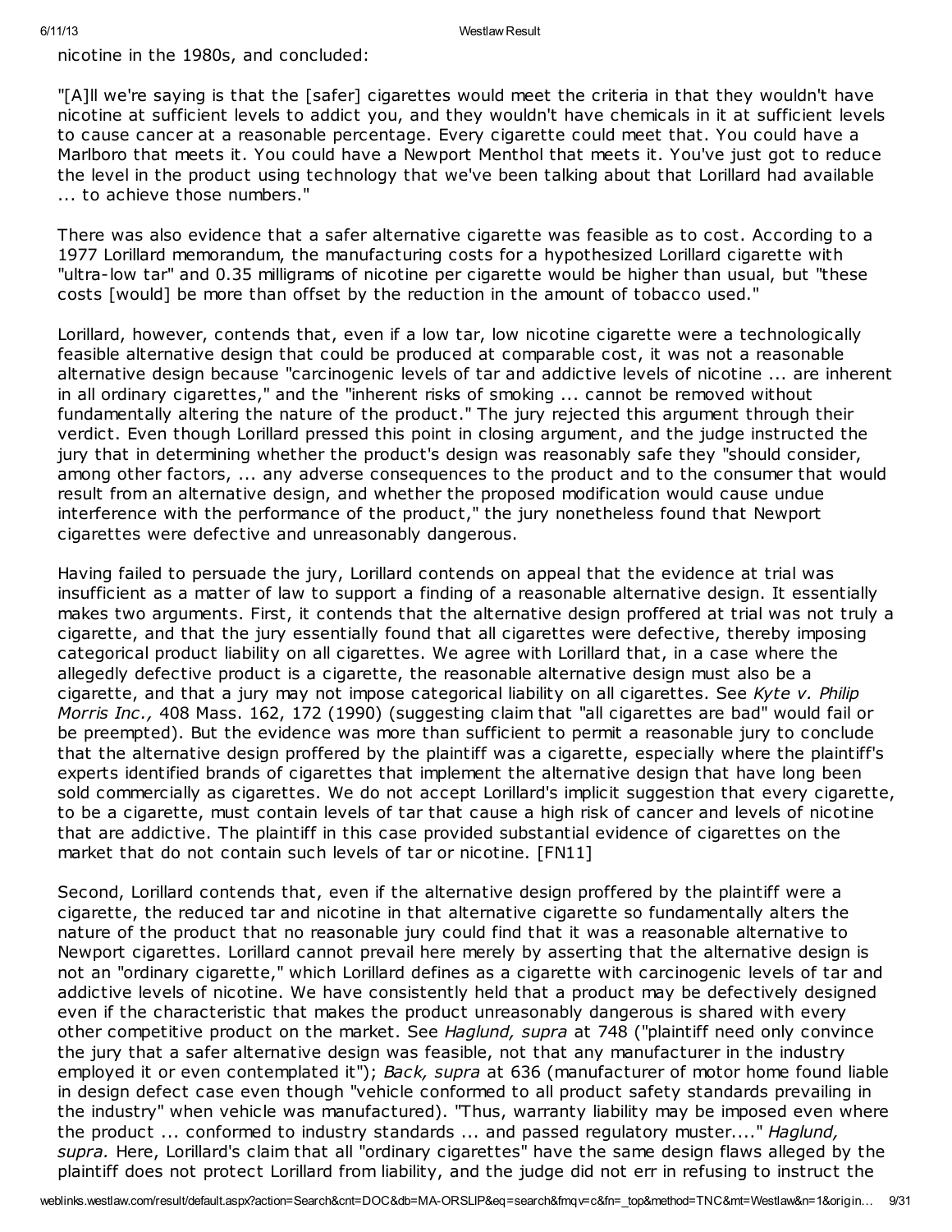nicotine in the 1980s, and concluded:

"[A]ll we're saying is that the [safer] cigarettes would meet the criteria in that they wouldn't have nicotine at sufficient levels to addict you, and they wouldn't have chemicals in it at sufficient levels to cause cancer at a reasonable percentage. Every cigarette could meet that. You could have a Marlboro that meets it. You could have a Newport Menthol that meets it. You've just got to reduce the level in the product using technology that we've been talking about that Lorillard had available ... to achieve those numbers."

There was also evidence that a safer alternative cigarette was feasible as to cost. According to a 1977 Lorillard memorandum, the manufacturing costs for a hypothesized Lorillard cigarette with "ultra-low tar" and 0.35 milligrams of nicotine per cigarette would be higher than usual, but "these costs [would] be more than offset by the reduction in the amount of tobacco used."

Lorillard, however, contends that, even if a low tar, low nicotine cigarette were a technologically feasible alternative design that could be produced at comparable cost, it was not a reasonable alternative design because "carcinogenic levels of tar and addictive levels of nicotine ... are inherent in all ordinary cigarettes," and the "inherent risks of smoking ... cannot be removed without fundamentally altering the nature of the product." The jury rejected this argument through their verdict. Even though Lorillard pressed this point in closing argument, and the judge instructed the jury that in determining whether the product's design was reasonably safe they "should consider, among other factors, ... any adverse consequences to the product and to the consumer that would result from an alternative design, and whether the proposed modification would cause undue interference with the performance of the product," the jury nonetheless found that Newport cigarettes were defective and unreasonably dangerous.

Having failed to persuade the jury, Lorillard contends on appeal that the evidence at trial was insufficient as a matter of law to support a finding of a reasonable alternative design. It essentially makes two arguments. First, it contends that the alternative design proffered at trial was not truly a cigarette, and that the jury essentially found that all cigarettes were defective, thereby imposing categorical product liability on all cigarettes. We agree with Lorillard that, in a case where the allegedly defective product is a cigarette, the reasonable alternative design must also be a cigarette, and that a jury may not impose categorical liability on all cigarettes. See *Kyte v. Philip Morris Inc.,* 408 Mass. 162, 172 (1990) (suggesting claim that "all cigarettes are bad" would fail or be preempted). But the evidence was more than sufficient to permit a reasonable jury to conclude that the alternative design proffered by the plaintiff was a cigarette, especially where the plaintiff's experts identified brands of cigarettes that implement the alternative design that have long been sold commercially as cigarettes. We do not accept Lorillard's implicit suggestion that every cigarette, to be a cigarette, must contain levels of tar that cause a high risk of cancer and levels of nicotine that are addictive. The plaintiff in this case provided substantial evidence of cigarettes on the market that do not contain such levels of tar or nicotine. [FN11]

Second, Lorillard contends that, even if the alternative design proffered by the plaintiff were a cigarette, the reduced tar and nicotine in that alternative cigarette so fundamentally alters the nature of the product that no reasonable jury could find that it was a reasonable alternative to Newport cigarettes. Lorillard cannot prevail here merely by asserting that the alternative design is not an "ordinary cigarette," which Lorillard defines as a cigarette with carcinogenic levels of tar and addictive levels of nicotine. We have consistently held that a product may be defectively designed even if the characteristic that makes the product unreasonably dangerous is shared with every other competitive product on the market. See *Haglund, supra* at 748 ("plaintiff need only convince the jury that a safer alternative design was feasible, not that any manufacturer in the industry employed it or even contemplated it"); *Back, supra* at 636 (manufacturer of motor home found liable in design defect case even though "vehicle conformed to all product safety standards prevailing in the industry" when vehicle was manufactured). "Thus, warranty liability may be imposed even where the product ... conformed to industry standards ... and passed regulatory muster...." *Haglund, supra.* Here, Lorillard's claim that all "ordinary cigarettes" have the same design flaws alleged by the plaintiff does not protect Lorillard from liability, and the judge did not err in refusing to instruct the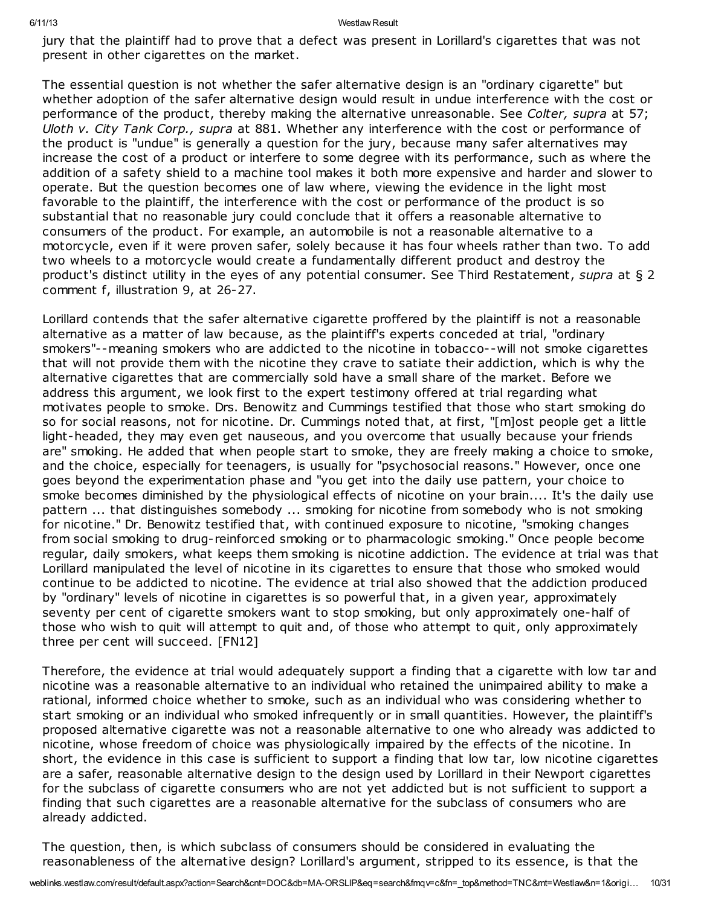jury that the plaintiff had to prove that a defect was present in Lorillard's cigarettes that was not present in other cigarettes on the market.

The essential question is not whether the safer alternative design is an "ordinary cigarette" but whether adoption of the safer alternative design would result in undue interference with the cost or performance of the product, thereby making the alternative unreasonable. See *Colter, supra* at 57; *Uloth v. City Tank Corp., supra* at 881. Whether any interference with the cost or performance of the product is "undue" is generally a question for the jury, because many safer alternatives may increase the cost of a product or interfere to some degree with its performance, such as where the addition of a safety shield to a machine tool makes it both more expensive and harder and slower to operate. But the question becomes one of law where, viewing the evidence in the light most favorable to the plaintiff, the interference with the cost or performance of the product is so substantial that no reasonable jury could conclude that it offers a reasonable alternative to consumers of the product. For example, an automobile is not a reasonable alternative to a motorcycle, even if it were proven safer, solely because it has four wheels rather than two. To add two wheels to a motorcycle would create a fundamentally different product and destroy the product's distinct utility in the eyes of any potential consumer. See Third Restatement, *supra* at § 2 comment f, illustration 9, at 26-27.

Lorillard contends that the safer alternative cigarette proffered by the plaintiff is not a reasonable alternative as a matter of law because, as the plaintiff's experts conceded at trial, "ordinary smokers"--meaning smokers who are addicted to the nicotine in tobacco--will not smoke cigarettes that will not provide them with the nicotine they crave to satiate their addiction, which is why the alternative cigarettes that are commercially sold have a small share of the market. Before we address this argument, we look first to the expert testimony offered at trial regarding what motivates people to smoke. Drs. Benowitz and Cummings testified that those who start smoking do so for social reasons, not for nicotine. Dr. Cummings noted that, at first, "[m]ost people get a little light-headed, they may even get nauseous, and you overcome that usually because your friends are" smoking. He added that when people start to smoke, they are freely making a choice to smoke, and the choice, especially for teenagers, is usually for "psychosocial reasons." However, once one goes beyond the experimentation phase and "you get into the daily use pattern, your choice to smoke becomes diminished by the physiological effects of nicotine on your brain.... It's the daily use pattern ... that distinguishes somebody ... smoking for nicotine from somebody who is not smoking for nicotine." Dr. Benowitz testified that, with continued exposure to nicotine, "smoking changes from social smoking to drug-reinforced smoking or to pharmacologic smoking." Once people become regular, daily smokers, what keeps them smoking is nicotine addiction. The evidence at trial was that Lorillard manipulated the level of nicotine in its cigarettes to ensure that those who smoked would continue to be addicted to nicotine. The evidence at trial also showed that the addiction produced by "ordinary" levels of nicotine in cigarettes is so powerful that, in a given year, approximately seventy per cent of cigarette smokers want to stop smoking, but only approximately one-half of those who wish to quit will attempt to quit and, of those who attempt to quit, only approximately three per cent will succeed. [FN12]

Therefore, the evidence at trial would adequately support a finding that a cigarette with low tar and nicotine was a reasonable alternative to an individual who retained the unimpaired ability to make a rational, informed choice whether to smoke, such as an individual who was considering whether to start smoking or an individual who smoked infrequently or in small quantities. However, the plaintiff's proposed alternative cigarette was not a reasonable alternative to one who already was addicted to nicotine, whose freedom of choice was physiologically impaired by the effects of the nicotine. In short, the evidence in this case is sufficient to support a finding that low tar, low nicotine cigarettes are a safer, reasonable alternative design to the design used by Lorillard in their Newport cigarettes for the subclass of cigarette consumers who are not yet addicted but is not sufficient to support a finding that such cigarettes are a reasonable alternative for the subclass of consumers who are already addicted.

The question, then, is which subclass of consumers should be considered in evaluating the reasonableness of the alternative design? Lorillard's argument, stripped to its essence, is that the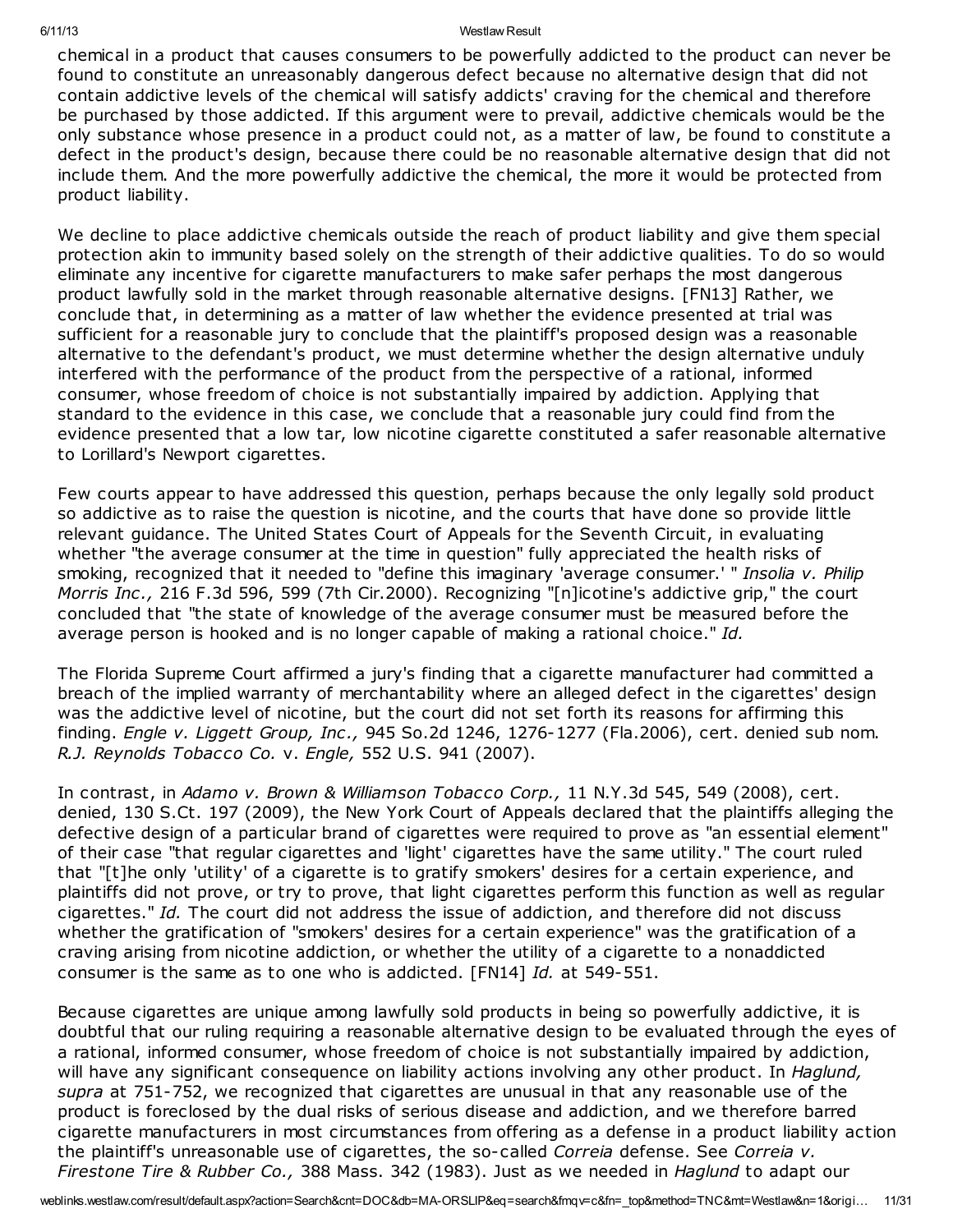chemical in a product that causes consumers to be powerfully addicted to the product can never be found to constitute an unreasonably dangerous defect because no alternative design that did not contain addictive levels of the chemical will satisfy addicts' craving for the chemical and therefore be purchased by those addicted. If this argument were to prevail, addictive chemicals would be the only substance whose presence in a product could not, as a matter of law, be found to constitute a defect in the product's design, because there could be no reasonable alternative design that did not include them. And the more powerfully addictive the chemical, the more it would be protected from product liability.

We decline to place addictive chemicals outside the reach of product liability and give them special protection akin to immunity based solely on the strength of their addictive qualities. To do so would eliminate any incentive for cigarette manufacturers to make safer perhaps the most dangerous product lawfully sold in the market through reasonable alternative designs. [FN13] Rather, we conclude that, in determining as a matter of law whether the evidence presented at trial was sufficient for a reasonable jury to conclude that the plaintiff's proposed design was a reasonable alternative to the defendant's product, we must determine whether the design alternative unduly interfered with the performance of the product from the perspective of a rational, informed consumer, whose freedom of choice is not substantially impaired by addiction. Applying that standard to the evidence in this case, we conclude that a reasonable jury could find from the evidence presented that a low tar, low nicotine cigarette constituted a safer reasonable alternative to Lorillard's Newport cigarettes.

Few courts appear to have addressed this question, perhaps because the only legally sold product so addictive as to raise the question is nicotine, and the courts that have done so provide little relevant guidance. The United States Court of Appeals for the Seventh Circuit, in evaluating whether "the average consumer at the time in question" fully appreciated the health risks of smoking, recognized that it needed to "define this imaginary 'average consumer.' " *Insolia v. Philip Morris Inc.,* 216 F.3d 596, 599 (7th Cir.2000). Recognizing "[n]icotine's addictive grip," the court concluded that "the state of knowledge of the average consumer must be measured before the average person is hooked and is no longer capable of making a rational choice." *Id.*

The Florida Supreme Court affirmed a jury's finding that a cigarette manufacturer had committed a breach of the implied warranty of merchantability where an alleged defect in the cigarettes' design was the addictive level of nicotine, but the court did not set forth its reasons for affirming this finding. *Engle v. Liggett Group, Inc.,* 945 So.2d 1246, 1276-1277 (Fla.2006), cert. denied sub nom. *R.J. Reynolds Tobacco Co.* v. *Engle,* 552 U.S. 941 (2007).

In contrast, in *Adamo v. Brown & Williamson Tobacco Corp.,* 11 N.Y.3d 545, 549 (2008), cert. denied, 130 S.Ct. 197 (2009), the New York Court of Appeals declared that the plaintiffs alleging the defective design of a particular brand of cigarettes were required to prove as "an essential element" of their case "that regular cigarettes and 'light' cigarettes have the same utility." The court ruled that "[t]he only 'utility' of a cigarette is to gratify smokers' desires for a certain experience, and plaintiffs did not prove, or try to prove, that light cigarettes perform this function as well as regular cigarettes." *Id.* The court did not address the issue of addiction, and therefore did not discuss whether the gratification of "smokers' desires for a certain experience" was the gratification of a craving arising from nicotine addiction, or whether the utility of a cigarette to a nonaddicted consumer is the same as to one who is addicted. [FN14] *Id.* at 549-551.

Because cigarettes are unique among lawfully sold products in being so powerfully addictive, it is doubtful that our ruling requiring a reasonable alternative design to be evaluated through the eyes of a rational, informed consumer, whose freedom of choice is not substantially impaired by addiction, will have any significant consequence on liability actions involving any other product. In *Haglund, supra* at 751-752, we recognized that cigarettes are unusual in that any reasonable use of the product is foreclosed by the dual risks of serious disease and addiction, and we therefore barred cigarette manufacturers in most circumstances from offering as a defense in a product liability action the plaintiff's unreasonable use of cigarettes, the so-called *Correia* defense. See *Correia v. Firestone Tire & Rubber Co.,* 388 Mass. 342 (1983). Just as we needed in *Haglund* to adapt our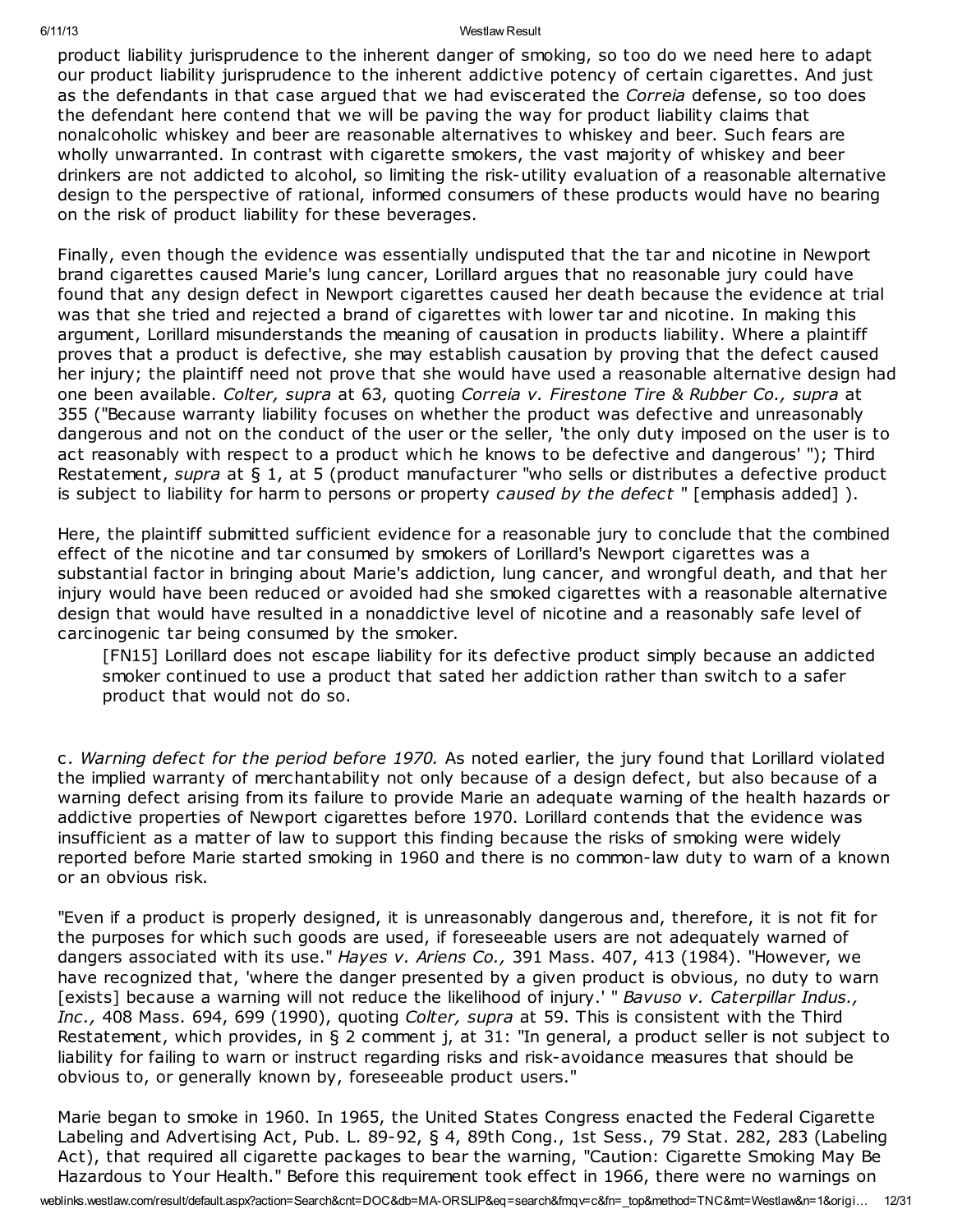product liability jurisprudence to the inherent danger of smoking, so too do we need here to adapt our product liability jurisprudence to the inherent addictive potency of certain cigarettes. And just as the defendants in that case argued that we had eviscerated the *Correia* defense, so too does the defendant here contend that we will be paving the way for product liability claims that nonalcoholic whiskey and beer are reasonable alternatives to whiskey and beer. Such fears are wholly unwarranted. In contrast with cigarette smokers, the vast majority of whiskey and beer drinkers are not addicted to alcohol, so limiting the risk-utility evaluation of a reasonable alternative design to the perspective of rational, informed consumers of these products would have no bearing on the risk of product liability for these beverages.

Finally, even though the evidence was essentially undisputed that the tar and nicotine in Newport brand cigarettes caused Marie's lung cancer, Lorillard argues that no reasonable jury could have found that any design defect in Newport cigarettes caused her death because the evidence at trial was that she tried and rejected a brand of cigarettes with lower tar and nicotine. In making this argument, Lorillard misunderstands the meaning of causation in products liability. Where a plaintiff proves that a product is defective, she may establish causation by proving that the defect caused her injury; the plaintiff need not prove that she would have used a reasonable alternative design had one been available. *Colter, supra* at 63, quoting *Correia v. Firestone Tire & Rubber Co., supra* at 355 ("Because warranty liability focuses on whether the product was defective and unreasonably dangerous and not on the conduct of the user or the seller, 'the only duty imposed on the user is to act reasonably with respect to a product which he knows to be defective and dangerous' "); Third Restatement, *supra* at § 1, at 5 (product manufacturer "who sells or distributes a defective product is subject to liability for harm to persons or property *caused by the defect* " [emphasis added] ).

Here, the plaintiff submitted sufficient evidence for a reasonable jury to conclude that the combined effect of the nicotine and tar consumed by smokers of Lorillard's Newport cigarettes was a substantial factor in bringing about Marie's addiction, lung cancer, and wrongful death, and that her injury would have been reduced or avoided had she smoked cigarettes with a reasonable alternative design that would have resulted in a nonaddictive level of nicotine and a reasonably safe level of carcinogenic tar being consumed by the smoker.

> [FN15] Lorillard does not escape liability for its defective product simply because an addicted smoker continued to use a product that sated her addiction rather than switch to a safer product that would not do so.

c. *Warning defect for the period before 1970.* As noted earlier, the jury found that Lorillard violated the implied warranty of merchantability not only because of a design defect, but also because of a warning defect arising from its failure to provide Marie an adequate warning of the health hazards or addictive properties of Newport cigarettes before 1970. Lorillard contends that the evidence was insufficient as a matter of law to support this finding because the risks of smoking were widely reported before Marie started smoking in 1960 and there is no common-law duty to warn of a known or an obvious risk.

"Even if a product is properly designed, it is unreasonably dangerous and, therefore, it is not fit for the purposes for which such goods are used, if foreseeable users are not adequately warned of dangers associated with its use." *Hayes v. Ariens Co.,* 391 Mass. 407, 413 (1984). "However, we have recognized that, 'where the danger presented by a given product is obvious, no duty to warn [exists] because a warning will not reduce the likelihood of injury.' " *Bavuso v. Caterpillar Indus., Inc.,* 408 Mass. 694, 699 (1990), quoting *Colter, supra* at 59. This is consistent with the Third Restatement, which provides, in § 2 comment j, at 31: "In general, a product seller is not subject to liability for failing to warn or instruct regarding risks and risk-avoidance measures that should be obvious to, or generally known by, foreseeable product users."

Marie began to smoke in 1960. In 1965, the United States Congress enacted the Federal Cigarette Labeling and Advertising Act, Pub. L. 89-92, § 4, 89th Cong., 1st Sess., 79 Stat. 282, 283 (Labeling Act), that required all cigarette packages to bear the warning, "Caution: Cigarette Smoking May Be Hazardous to Your Health." Before this requirement took effect in 1966, there were no warnings on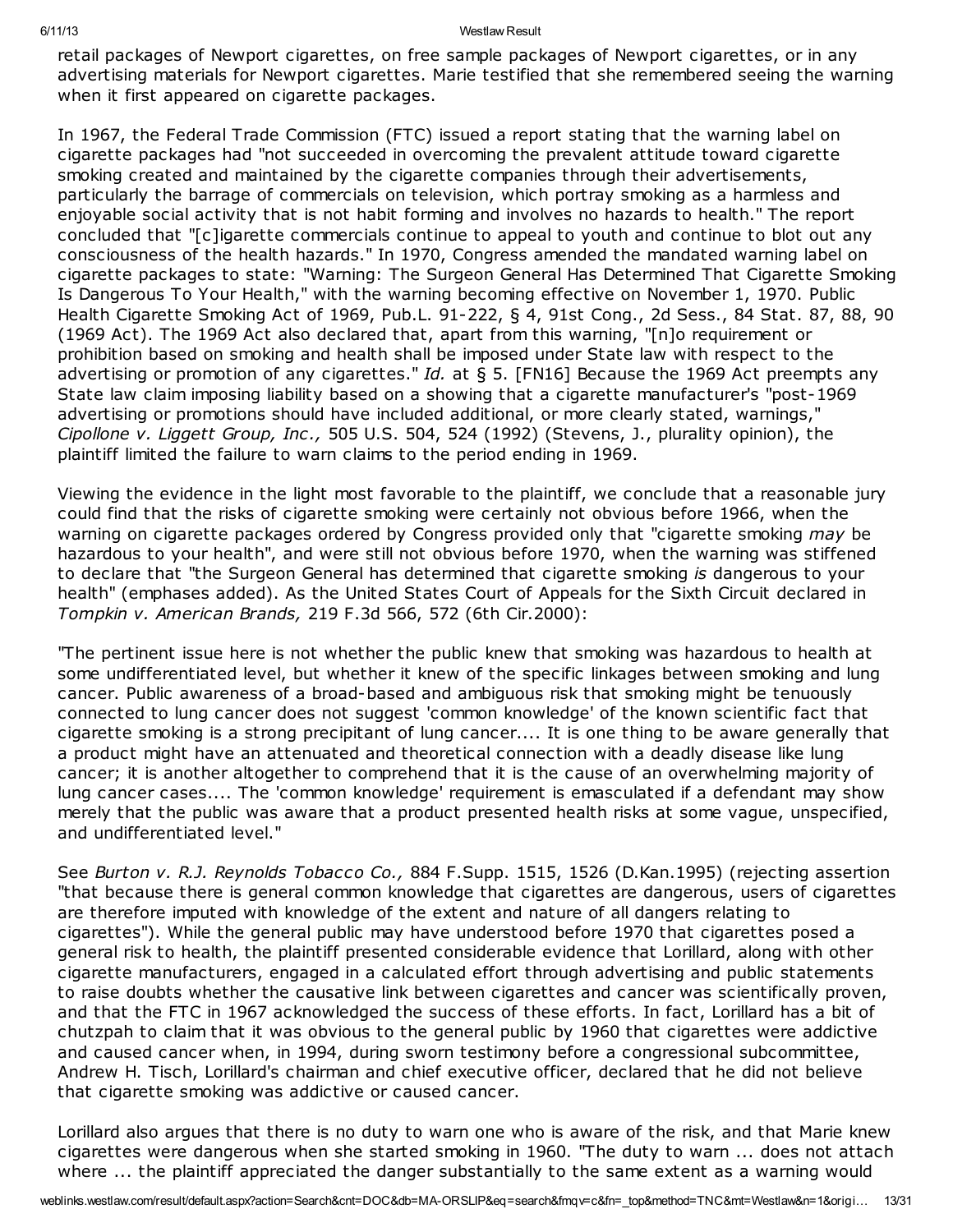retail packages of Newport cigarettes, on free sample packages of Newport cigarettes, or in any advertising materials for Newport cigarettes. Marie testified that she remembered seeing the warning when it first appeared on cigarette packages.

In 1967, the Federal Trade Commission (FTC) issued a report stating that the warning label on cigarette packages had "not succeeded in overcoming the prevalent attitude toward cigarette smoking created and maintained by the cigarette companies through their advertisements, particularly the barrage of commercials on television, which portray smoking as a harmless and enjoyable social activity that is not habit forming and involves no hazards to health." The report concluded that "[c]igarette commercials continue to appeal to youth and continue to blot out any consciousness of the health hazards." In 1970, Congress amended the mandated warning label on cigarette packages to state: "Warning: The Surgeon General Has Determined That Cigarette Smoking Is Dangerous To Your Health," with the warning becoming effective on November 1, 1970. Public Health Cigarette Smoking Act of 1969, Pub.L. 91-222, § 4, 91st Cong., 2d Sess., 84 Stat. 87, 88, 90 (1969 Act). The 1969 Act also declared that, apart from this warning, "[n]o requirement or prohibition based on smoking and health shall be imposed under State law with respect to the advertising or promotion of any cigarettes." *Id.* at § 5. [FN16] Because the 1969 Act preempts any State law claim imposing liability based on a showing that a cigarette manufacturer's "post-1969 advertising or promotions should have included additional, or more clearly stated, warnings," *Cipollone v. Liggett Group, Inc.,* 505 U.S. 504, 524 (1992) (Stevens, J., plurality opinion), the plaintiff limited the failure to warn claims to the period ending in 1969.

Viewing the evidence in the light most favorable to the plaintiff, we conclude that a reasonable jury could find that the risks of cigarette smoking were certainly not obvious before 1966, when the warning on cigarette packages ordered by Congress provided only that "cigarette smoking *may* be hazardous to your health", and were still not obvious before 1970, when the warning was stiffened to declare that "the Surgeon General has determined that cigarette smoking *is* dangerous to your health" (emphases added). As the United States Court of Appeals for the Sixth Circuit declared in *Tompkin v. American Brands,* 219 F.3d 566, 572 (6th Cir.2000):

"The pertinent issue here is not whether the public knew that smoking was hazardous to health at some undifferentiated level, but whether it knew of the specific linkages between smoking and lung cancer. Public awareness of a broad-based and ambiguous risk that smoking might be tenuously connected to lung cancer does not suggest 'common knowledge' of the known scientific fact that cigarette smoking is a strong precipitant of lung cancer.... It is one thing to be aware generally that a product might have an attenuated and theoretical connection with a deadly disease like lung cancer; it is another altogether to comprehend that it is the cause of an overwhelming majority of lung cancer cases.... The 'common knowledge' requirement is emasculated if a defendant may show merely that the public was aware that a product presented health risks at some vague, unspecified, and undifferentiated level."

See *Burton v. R.J. Reynolds Tobacco Co.,* 884 F.Supp. 1515, 1526 (D.Kan.1995) (rejecting assertion "that because there is general common knowledge that cigarettes are dangerous, users of cigarettes are therefore imputed with knowledge of the extent and nature of all dangers relating to cigarettes"). While the general public may have understood before 1970 that cigarettes posed a general risk to health, the plaintiff presented considerable evidence that Lorillard, along with other cigarette manufacturers, engaged in a calculated effort through advertising and public statements to raise doubts whether the causative link between cigarettes and cancer was scientifically proven, and that the FTC in 1967 acknowledged the success of these efforts. In fact, Lorillard has a bit of chutzpah to claim that it was obvious to the general public by 1960 that cigarettes were addictive and caused cancer when, in 1994, during sworn testimony before a congressional subcommittee, Andrew H. Tisch, Lorillard's chairman and chief executive officer, declared that he did not believe that cigarette smoking was addictive or caused cancer.

Lorillard also argues that there is no duty to warn one who is aware of the risk, and that Marie knew cigarettes were dangerous when she started smoking in 1960. "The duty to warn ... does not attach where ... the plaintiff appreciated the danger substantially to the same extent as a warning would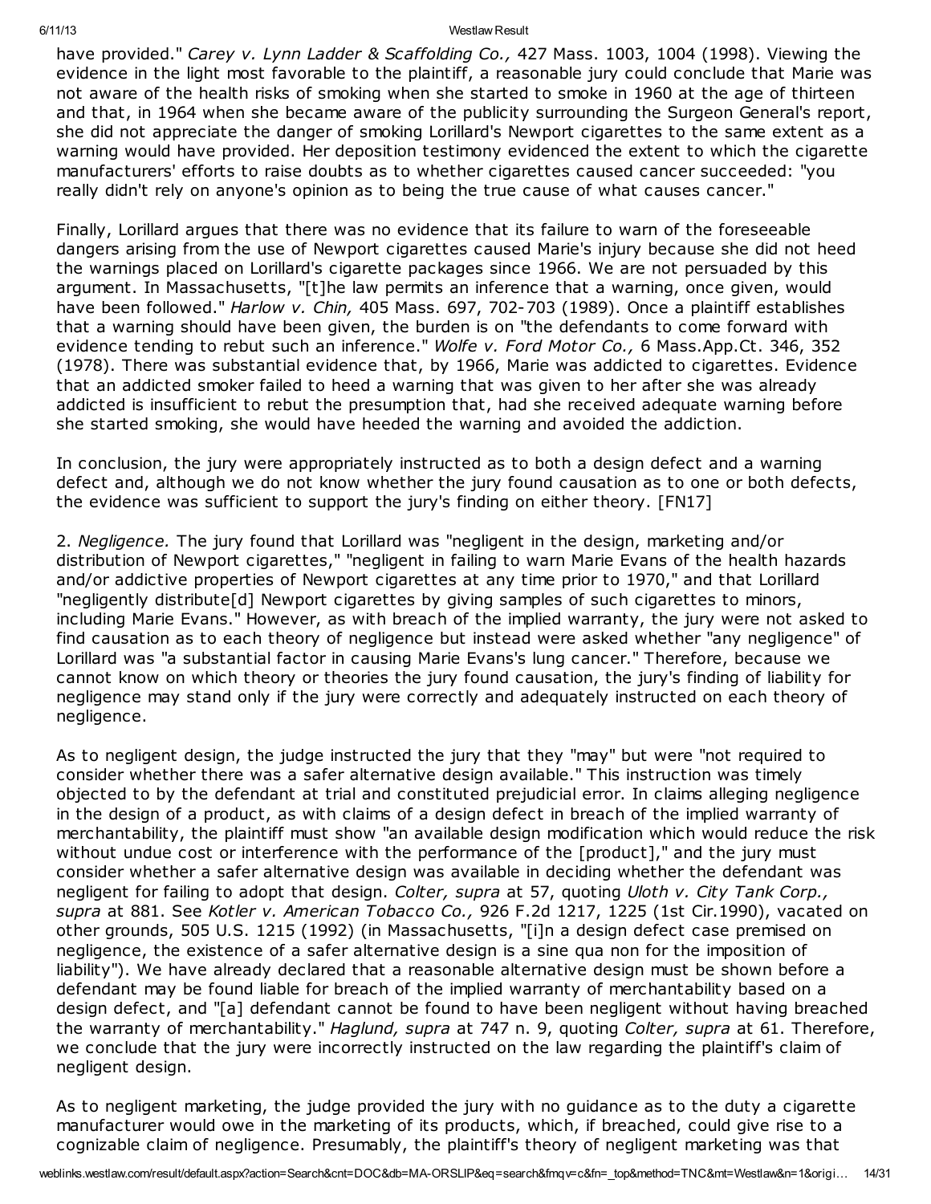have provided." *Carey v. Lynn Ladder & Scaffolding Co.,* 427 Mass. 1003, 1004 (1998). Viewing the evidence in the light most favorable to the plaintiff, a reasonable jury could conclude that Marie was not aware of the health risks of smoking when she started to smoke in 1960 at the age of thirteen and that, in 1964 when she became aware of the publicity surrounding the Surgeon General's report, she did not appreciate the danger of smoking Lorillard's Newport cigarettes to the same extent as a warning would have provided. Her deposition testimony evidenced the extent to which the cigarette manufacturers' efforts to raise doubts as to whether cigarettes caused cancer succeeded: "you really didn't rely on anyone's opinion as to being the true cause of what causes cancer."

Finally, Lorillard argues that there was no evidence that its failure to warn of the foreseeable dangers arising from the use of Newport cigarettes caused Marie's injury because she did not heed the warnings placed on Lorillard's cigarette packages since 1966. We are not persuaded by this argument. In Massachusetts, "[t]he law permits an inference that a warning, once given, would have been followed." *Harlow v. Chin,* 405 Mass. 697, 702-703 (1989). Once a plaintiff establishes that a warning should have been given, the burden is on "the defendants to come forward with evidence tending to rebut such an inference." *Wolfe v. Ford Motor Co.,* 6 Mass.App.Ct. 346, 352 (1978). There was substantial evidence that, by 1966, Marie was addicted to cigarettes. Evidence that an addicted smoker failed to heed a warning that was given to her after she was already addicted is insufficient to rebut the presumption that, had she received adequate warning before she started smoking, she would have heeded the warning and avoided the addiction.

In conclusion, the jury were appropriately instructed as to both a design defect and a warning defect and, although we do not know whether the jury found causation as to one or both defects, the evidence was sufficient to support the jury's finding on either theory. [FN17]

2. *Negligence.* The jury found that Lorillard was "negligent in the design, marketing and/or distribution of Newport cigarettes," "negligent in failing to warn Marie Evans of the health hazards and/or addictive properties of Newport cigarettes at any time prior to 1970," and that Lorillard "negligently distribute[d] Newport cigarettes by giving samples of such cigarettes to minors, including Marie Evans." However, as with breach of the implied warranty, the jury were not asked to find causation as to each theory of negligence but instead were asked whether "any negligence" of Lorillard was "a substantial factor in causing Marie Evans's lung cancer." Therefore, because we cannot know on which theory or theories the jury found causation, the jury's finding of liability for negligence may stand only if the jury were correctly and adequately instructed on each theory of negligence.

As to negligent design, the judge instructed the jury that they "may" but were "not required to consider whether there was a safer alternative design available." This instruction was timely objected to by the defendant at trial and constituted prejudicial error. In claims alleging negligence in the design of a product, as with claims of a design defect in breach of the implied warranty of merchantability, the plaintiff must show "an available design modification which would reduce the risk without undue cost or interference with the performance of the [product]," and the jury must consider whether a safer alternative design was available in deciding whether the defendant was negligent for failing to adopt that design. *Colter, supra* at 57, quoting *Uloth v. City Tank Corp., supra* at 881. See *Kotler v. American Tobacco Co.,* 926 F.2d 1217, 1225 (1st Cir.1990), vacated on other grounds, 505 U.S. 1215 (1992) (in Massachusetts, "[i]n a design defect case premised on negligence, the existence of a safer alternative design is a sine qua non for the imposition of liability"). We have already declared that a reasonable alternative design must be shown before a defendant may be found liable for breach of the implied warranty of merchantability based on a design defect, and "[a] defendant cannot be found to have been negligent without having breached the warranty of merchantability." *Haglund, supra* at 747 n. 9, quoting *Colter, supra* at 61. Therefore, we conclude that the jury were incorrectly instructed on the law regarding the plaintiff's claim of negligent design.

As to negligent marketing, the judge provided the jury with no guidance as to the duty a cigarette manufacturer would owe in the marketing of its products, which, if breached, could give rise to a cognizable claim of negligence. Presumably, the plaintiff's theory of negligent marketing was that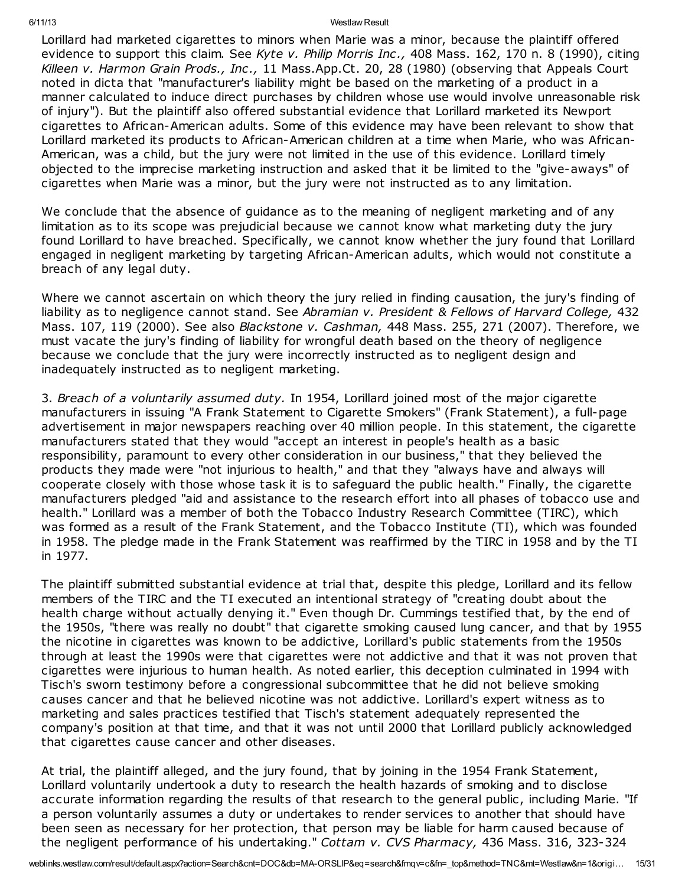Lorillard had marketed cigarettes to minors when Marie was a minor, because the plaintiff offered evidence to support this claim. See *Kyte v. Philip Morris Inc.,* 408 Mass. 162, 170 n. 8 (1990), citing *Killeen v. Harmon Grain Prods., Inc.,* 11 Mass.App.Ct. 20, 28 (1980) (observing that Appeals Court noted in dicta that "manufacturer's liability might be based on the marketing of a product in a manner calculated to induce direct purchases by children whose use would involve unreasonable risk of injury"). But the plaintiff also offered substantial evidence that Lorillard marketed its Newport cigarettes to African-American adults. Some of this evidence may have been relevant to show that Lorillard marketed its products to African-American children at a time when Marie, who was African-American, was a child, but the jury were not limited in the use of this evidence. Lorillard timely objected to the imprecise marketing instruction and asked that it be limited to the "give-aways" of cigarettes when Marie was a minor, but the jury were not instructed as to any limitation.

We conclude that the absence of guidance as to the meaning of negligent marketing and of any limitation as to its scope was prejudicial because we cannot know what marketing duty the jury found Lorillard to have breached. Specifically, we cannot know whether the jury found that Lorillard engaged in negligent marketing by targeting African-American adults, which would not constitute a breach of any legal duty.

Where we cannot ascertain on which theory the jury relied in finding causation, the jury's finding of liability as to negligence cannot stand. See *Abramian v. President & Fellows of Harvard College,* 432 Mass. 107, 119 (2000). See also *Blackstone v. Cashman,* 448 Mass. 255, 271 (2007). Therefore, we must vacate the jury's finding of liability for wrongful death based on the theory of negligence because we conclude that the jury were incorrectly instructed as to negligent design and inadequately instructed as to negligent marketing.

3. *Breach of a voluntarily assumed duty.* In 1954, Lorillard joined most of the major cigarette manufacturers in issuing "A Frank Statement to Cigarette Smokers" (Frank Statement), a full-page advertisement in major newspapers reaching over 40 million people. In this statement, the cigarette manufacturers stated that they would "accept an interest in people's health as a basic responsibility, paramount to every other consideration in our business," that they believed the products they made were "not injurious to health," and that they "always have and always will cooperate closely with those whose task it is to safeguard the public health." Finally, the cigarette manufacturers pledged "aid and assistance to the research effort into all phases of tobacco use and health." Lorillard was a member of both the Tobacco Industry Research Committee (TIRC), which was formed as a result of the Frank Statement, and the Tobacco Institute (TI), which was founded in 1958. The pledge made in the Frank Statement was reaffirmed by the TIRC in 1958 and by the TI in 1977.

The plaintiff submitted substantial evidence at trial that, despite this pledge, Lorillard and its fellow members of the TIRC and the TI executed an intentional strategy of "creating doubt about the health charge without actually denying it." Even though Dr. Cummings testified that, by the end of the 1950s, "there was really no doubt" that cigarette smoking caused lung cancer, and that by 1955 the nicotine in cigarettes was known to be addictive, Lorillard's public statements from the 1950s through at least the 1990s were that cigarettes were not addictive and that it was not proven that cigarettes were injurious to human health. As noted earlier, this deception culminated in 1994 with Tisch's sworn testimony before a congressional subcommittee that he did not believe smoking causes cancer and that he believed nicotine was not addictive. Lorillard's expert witness as to marketing and sales practices testified that Tisch's statement adequately represented the company's position at that time, and that it was not until 2000 that Lorillard publicly acknowledged that cigarettes cause cancer and other diseases.

At trial, the plaintiff alleged, and the jury found, that by joining in the 1954 Frank Statement, Lorillard voluntarily undertook a duty to research the health hazards of smoking and to disclose accurate information regarding the results of that research to the general public, including Marie. "If a person voluntarily assumes a duty or undertakes to render services to another that should have been seen as necessary for her protection, that person may be liable for harm caused because of the negligent performance of his undertaking." *Cottam v. CVS Pharmacy,* 436 Mass. 316, 323-324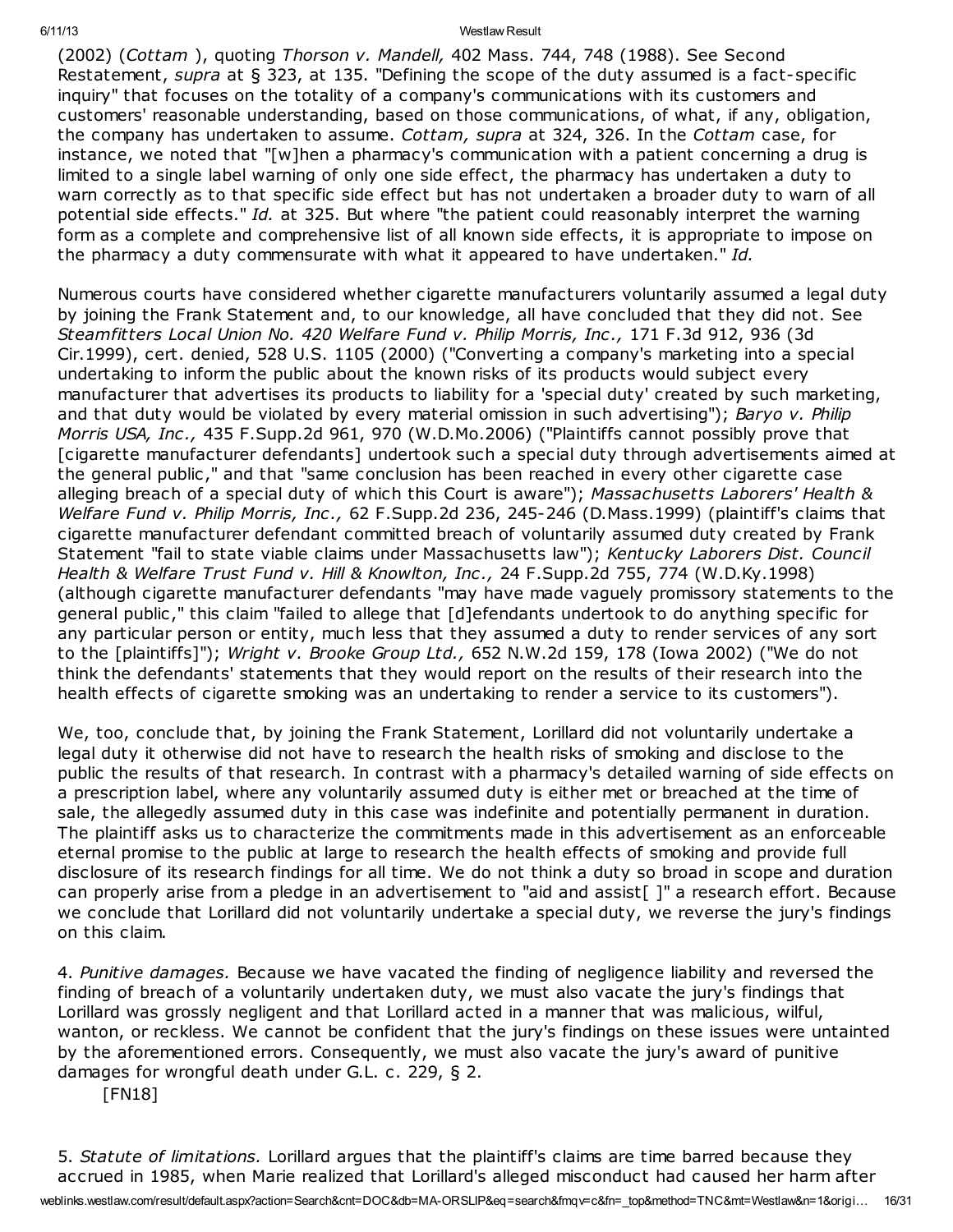(2002) (*Cottam* ), quoting *Thorson v. Mandell,* 402 Mass. 744, 748 (1988). See Second Restatement, *supra* at § 323, at 135. "Defining the scope of the duty assumed is a fact-specific inquiry" that focuses on the totality of a company's communications with its customers and customers' reasonable understanding, based on those communications, of what, if any, obligation, the company has undertaken to assume. *Cottam, supra* at 324, 326. In the *Cottam* case, for instance, we noted that "[w]hen a pharmacy's communication with a patient concerning a drug is limited to a single label warning of only one side effect, the pharmacy has undertaken a duty to warn correctly as to that specific side effect but has not undertaken a broader duty to warn of all potential side effects." *Id.* at 325. But where "the patient could reasonably interpret the warning form as a complete and comprehensive list of all known side effects, it is appropriate to impose on the pharmacy a duty commensurate with what it appeared to have undertaken." *Id.*

Numerous courts have considered whether cigarette manufacturers voluntarily assumed a legal duty by joining the Frank Statement and, to our knowledge, all have concluded that they did not. See *Steamfitters Local Union No. 420 Welfare Fund v. Philip Morris, Inc.,* 171 F.3d 912, 936 (3d Cir.1999), cert. denied, 528 U.S. 1105 (2000) ("Converting a company's marketing into a special undertaking to inform the public about the known risks of its products would subject every manufacturer that advertises its products to liability for a 'special duty' created by such marketing, and that duty would be violated by every material omission in such advertising"); *Baryo v. Philip Morris USA, Inc.,* 435 F.Supp.2d 961, 970 (W.D.Mo.2006) ("Plaintiffs cannot possibly prove that [cigarette manufacturer defendants] undertook such a special duty through advertisements aimed at the general public," and that "same conclusion has been reached in every other cigarette case alleging breach of a special duty of which this Court is aware"); *Massachusetts Laborers' Health & Welfare Fund v. Philip Morris, Inc.,* 62 F.Supp.2d 236, 245-246 (D.Mass.1999) (plaintiff's claims that cigarette manufacturer defendant committed breach of voluntarily assumed duty created by Frank Statement "fail to state viable claims under Massachusetts law"); *Kentucky Laborers Dist. Council Health & Welfare Trust Fund v. Hill & Knowlton, Inc.,* 24 F.Supp.2d 755, 774 (W.D.Ky.1998) (although cigarette manufacturer defendants "may have made vaguely promissory statements to the general public," this claim "failed to allege that [d]efendants undertook to do anything specific for any particular person or entity, much less that they assumed a duty to render services of any sort to the [plaintiffs]"); *Wright v. Brooke Group Ltd.,* 652 N.W.2d 159, 178 (Iowa 2002) ("We do not think the defendants' statements that they would report on the results of their research into the health effects of cigarette smoking was an undertaking to render a service to its customers").

We, too, conclude that, by joining the Frank Statement, Lorillard did not voluntarily undertake a legal duty it otherwise did not have to research the health risks of smoking and disclose to the public the results of that research. In contrast with a pharmacy's detailed warning of side effects on a prescription label, where any voluntarily assumed duty is either met or breached at the time of sale, the allegedly assumed duty in this case was indefinite and potentially permanent in duration. The plaintiff asks us to characterize the commitments made in this advertisement as an enforceable eternal promise to the public at large to research the health effects of smoking and provide full disclosure of its research findings for all time. We do not think a duty so broad in scope and duration can properly arise from a pledge in an advertisement to "aid and assist[ ]" a research effort. Because we conclude that Lorillard did not voluntarily undertake a special duty, we reverse the jury's findings on this claim.

4. *Punitive damages.* Because we have vacated the finding of negligence liability and reversed the finding of breach of a voluntarily undertaken duty, we must also vacate the jury's findings that Lorillard was grossly negligent and that Lorillard acted in a manner that was malicious, wilful, wanton, or reckless. We cannot be confident that the jury's findings on these issues were untainted by the aforementioned errors. Consequently, we must also vacate the jury's award of punitive damages for wrongful death under G.L. c. 229, § 2.

[FN18]

5. *Statute of limitations.* Lorillard argues that the plaintiff's claims are time barred because they accrued in 1985, when Marie realized that Lorillard's alleged misconduct had caused her harm after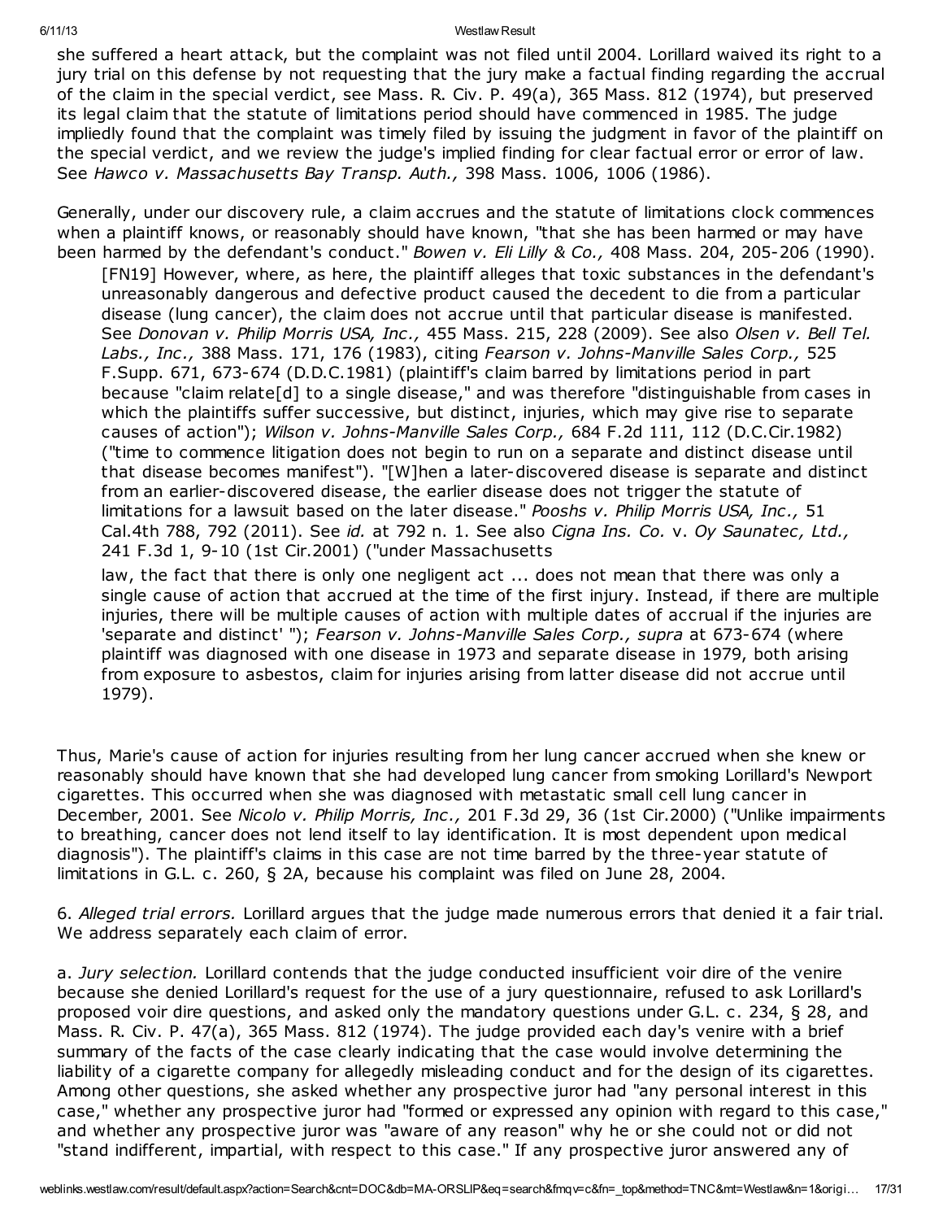she suffered a heart attack, but the complaint was not filed until 2004. Lorillard waived its right to a jury trial on this defense by not requesting that the jury make a factual finding regarding the accrual of the claim in the special verdict, see Mass. R. Civ. P. 49(a), 365 Mass. 812 (1974), but preserved its legal claim that the statute of limitations period should have commenced in 1985. The judge impliedly found that the complaint was timely filed by issuing the judgment in favor of the plaintiff on the special verdict, and we review the judge's implied finding for clear factual error or error of law. See *Hawco v. Massachusetts Bay Transp. Auth.,* 398 Mass. 1006, 1006 (1986).

Generally, under our discovery rule, a claim accrues and the statute of limitations clock commences when a plaintiff knows, or reasonably should have known, "that she has been harmed or may have been harmed by the defendant's conduct." *Bowen v. Eli Lilly & Co.,* 408 Mass. 204, 205-206 (1990).

> [FN19] However, where, as here, the plaintiff alleges that toxic substances in the defendant's unreasonably dangerous and defective product caused the decedent to die from a particular disease (lung cancer), the claim does not accrue until that particular disease is manifested. See *Donovan v. Philip Morris USA, Inc.,* 455 Mass. 215, 228 (2009). See also *Olsen v. Bell Tel. Labs., Inc.,* 388 Mass. 171, 176 (1983), citing *Fearson v. Johns-Manville Sales Corp.,* 525 F.Supp. 671, 673-674 (D.D.C.1981) (plaintiff's claim barred by limitations period in part because "claim relate[d] to a single disease," and was therefore "distinguishable from cases in which the plaintiffs suffer successive, but distinct, injuries, which may give rise to separate causes of action"); *Wilson v. Johns-Manville Sales Corp.,* 684 F.2d 111, 112 (D.C.Cir.1982) ("time to commence litigation does not begin to run on a separate and distinct disease until that disease becomes manifest"). "[W]hen a later-discovered disease is separate and distinct from an earlier-discovered disease, the earlier disease does not trigger the statute of limitations for a lawsuit based on the later disease." *Pooshs v. Philip Morris USA, Inc.,* 51 Cal.4th 788, 792 (2011). See *id.* at 792 n. 1. See also *Cigna Ins. Co.* v. *Oy Saunatec, Ltd.,* 241 F.3d 1, 9-10 (1st Cir.2001) ("under Massachusetts law, the fact that there is only one negligent act ... does not mean that there was only a single cause of action that accrued at the time of the first injury. Instead, if there are multiple injuries, there will be multiple causes of action with multiple dates of accrual if the injuries are 'separate and distinct' "); *Fearson v. Johns-Manville Sales Corp., supra* at 673-674 (where plaintiff was diagnosed with one disease in 1973 and separate disease in 1979, both arising from exposure to asbestos, claim for injuries arising from latter disease did not accrue until 1979).

Thus, Marie's cause of action for injuries resulting from her lung cancer accrued when she knew or reasonably should have known that she had developed lung cancer from smoking Lorillard's Newport cigarettes. This occurred when she was diagnosed with metastatic small cell lung cancer in December, 2001. See *Nicolo v. Philip Morris, Inc.,* 201 F.3d 29, 36 (1st Cir.2000) ("Unlike impairments to breathing, cancer does not lend itself to lay identification. It is most dependent upon medical diagnosis"). The plaintiff's claims in this case are not time barred by the three-year statute of limitations in G.L. c. 260, § 2A, because his complaint was filed on June 28, 2004.

6. *Alleged trial errors.* Lorillard argues that the judge made numerous errors that denied it a fair trial. We address separately each claim of error.

a. *Jury selection.* Lorillard contends that the judge conducted insufficient voir dire of the venire because she denied Lorillard's request for the use of a jury questionnaire, refused to ask Lorillard's proposed voir dire questions, and asked only the mandatory questions under G.L. c. 234, § 28, and Mass. R. Civ. P. 47(a), 365 Mass. 812 (1974). The judge provided each day's venire with a brief summary of the facts of the case clearly indicating that the case would involve determining the liability of a cigarette company for allegedly misleading conduct and for the design of its cigarettes. Among other questions, she asked whether any prospective juror had "any personal interest in this case," whether any prospective juror had "formed or expressed any opinion with regard to this case," and whether any prospective juror was "aware of any reason" why he or she could not or did not "stand indifferent, impartial, with respect to this case." If any prospective juror answered any of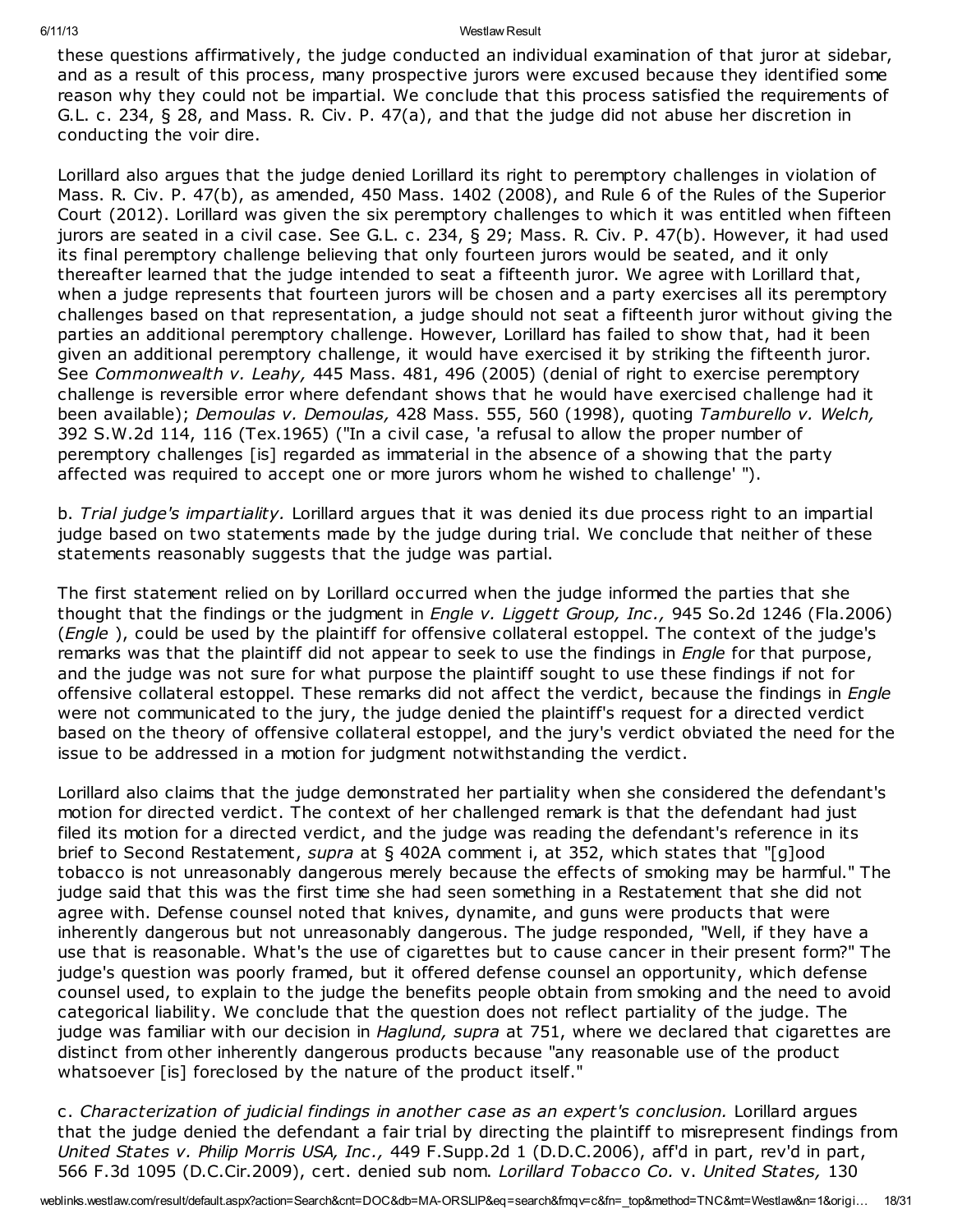these questions affirmatively, the judge conducted an individual examination of that juror at sidebar, and as a result of this process, many prospective jurors were excused because they identified some reason why they could not be impartial. We conclude that this process satisfied the requirements of G.L. c. 234, § 28, and Mass. R. Civ. P. 47(a), and that the judge did not abuse her discretion in conducting the voir dire.

Lorillard also argues that the judge denied Lorillard its right to peremptory challenges in violation of Mass. R. Civ. P. 47(b), as amended, 450 Mass. 1402 (2008), and Rule 6 of the Rules of the Superior Court (2012). Lorillard was given the six peremptory challenges to which it was entitled when fifteen jurors are seated in a civil case. See G.L. c. 234, § 29; Mass. R. Civ. P. 47(b). However, it had used its final peremptory challenge believing that only fourteen jurors would be seated, and it only thereafter learned that the judge intended to seat a fifteenth juror. We agree with Lorillard that, when a judge represents that fourteen jurors will be chosen and a party exercises all its peremptory challenges based on that representation, a judge should not seat a fifteenth juror without giving the parties an additional peremptory challenge. However, Lorillard has failed to show that, had it been given an additional peremptory challenge, it would have exercised it by striking the fifteenth juror. See *Commonwealth v. Leahy,* 445 Mass. 481, 496 (2005) (denial of right to exercise peremptory challenge is reversible error where defendant shows that he would have exercised challenge had it been available); *Demoulas v. Demoulas,* 428 Mass. 555, 560 (1998), quoting *Tamburello v. Welch,* 392 S.W.2d 114, 116 (Tex.1965) ("In a civil case, 'a refusal to allow the proper number of peremptory challenges [is] regarded as immaterial in the absence of a showing that the party affected was required to accept one or more jurors whom he wished to challenge' ").

b. *Trial judge's impartiality.* Lorillard argues that it was denied its due process right to an impartial judge based on two statements made by the judge during trial. We conclude that neither of these statements reasonably suggests that the judge was partial.

The first statement relied on by Lorillard occurred when the judge informed the parties that she thought that the findings or the judgment in *Engle v. Liggett Group, Inc.,* 945 So.2d 1246 (Fla.2006) (*Engle* ), could be used by the plaintiff for offensive collateral estoppel. The context of the judge's remarks was that the plaintiff did not appear to seek to use the findings in *Engle* for that purpose, and the judge was not sure for what purpose the plaintiff sought to use these findings if not for offensive collateral estoppel. These remarks did not affect the verdict, because the findings in *Engle* were not communicated to the jury, the judge denied the plaintiff's request for a directed verdict based on the theory of offensive collateral estoppel, and the jury's verdict obviated the need for the issue to be addressed in a motion for judgment notwithstanding the verdict.

Lorillard also claims that the judge demonstrated her partiality when she considered the defendant's motion for directed verdict. The context of her challenged remark is that the defendant had just filed its motion for a directed verdict, and the judge was reading the defendant's reference in its brief to Second Restatement, *supra* at § 402A comment i, at 352, which states that "[g]ood tobacco is not unreasonably dangerous merely because the effects of smoking may be harmful." The judge said that this was the first time she had seen something in a Restatement that she did not agree with. Defense counsel noted that knives, dynamite, and guns were products that were inherently dangerous but not unreasonably dangerous. The judge responded, "Well, if they have a use that is reasonable. What's the use of cigarettes but to cause cancer in their present form?" The judge's question was poorly framed, but it offered defense counsel an opportunity, which defense counsel used, to explain to the judge the benefits people obtain from smoking and the need to avoid categorical liability. We conclude that the question does not reflect partiality of the judge. The judge was familiar with our decision in *Haglund, supra* at 751, where we declared that cigarettes are distinct from other inherently dangerous products because "any reasonable use of the product whatsoever [is] foreclosed by the nature of the product itself."

c. *Characterization of judicial findings in another case as an expert's conclusion.* Lorillard argues that the judge denied the defendant a fair trial by directing the plaintiff to misrepresent findings from *United States v. Philip Morris USA, Inc.,* 449 F.Supp.2d 1 (D.D.C.2006), aff'd in part, rev'd in part, 566 F.3d 1095 (D.C.Cir.2009), cert. denied sub nom. *Lorillard Tobacco Co.* v. *United States,* 130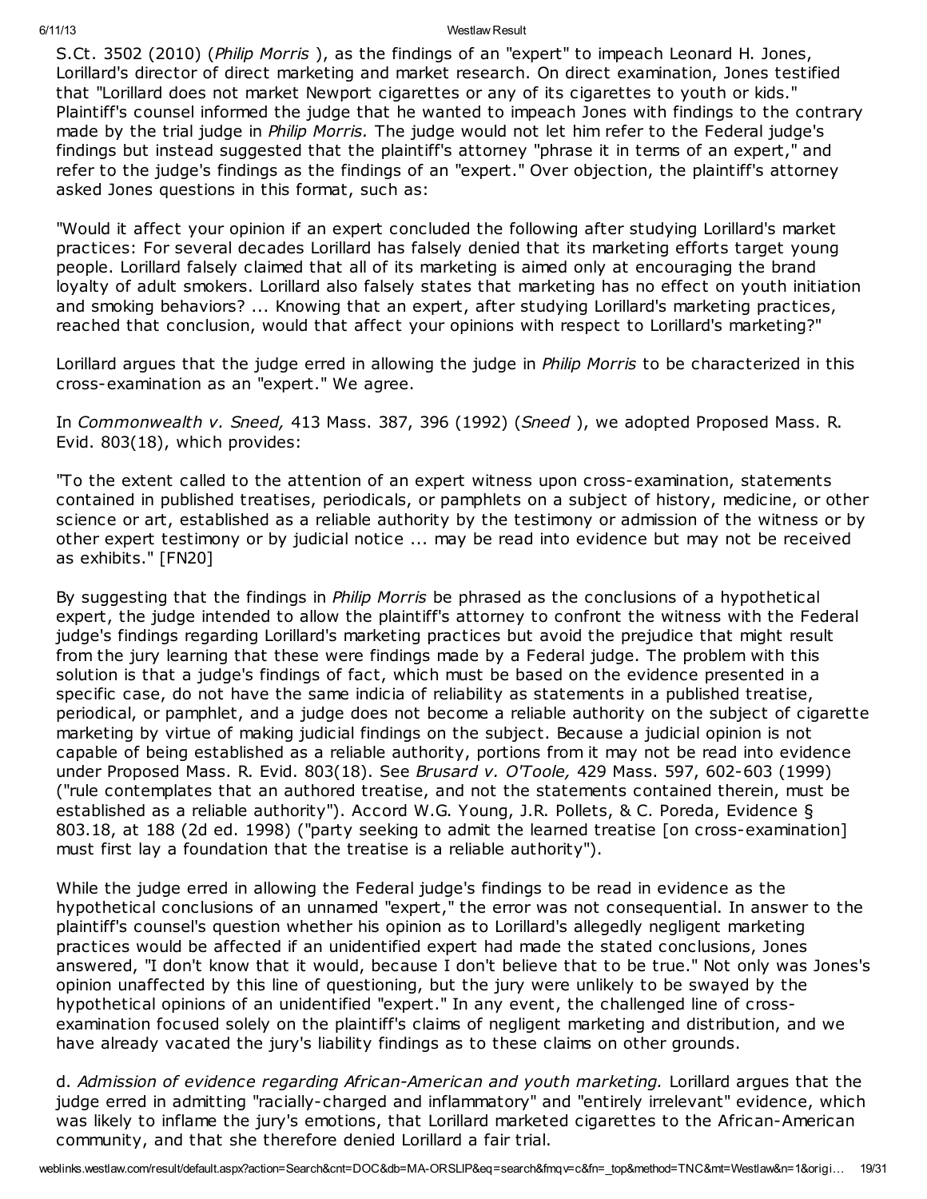S.Ct. 3502 (2010) (*Philip Morris* ), as the findings of an "expert" to impeach Leonard H. Jones, Lorillard's director of direct marketing and market research. On direct examination, Jones testified that "Lorillard does not market Newport cigarettes or any of its cigarettes to youth or kids." Plaintiff's counsel informed the judge that he wanted to impeach Jones with findings to the contrary made by the trial judge in *Philip Morris.* The judge would not let him refer to the Federal judge's findings but instead suggested that the plaintiff's attorney "phrase it in terms of an expert," and refer to the judge's findings as the findings of an "expert." Over objection, the plaintiff's attorney asked Jones questions in this format, such as:

"Would it affect your opinion if an expert concluded the following after studying Lorillard's market practices: For several decades Lorillard has falsely denied that its marketing efforts target young people. Lorillard falsely claimed that all of its marketing is aimed only at encouraging the brand loyalty of adult smokers. Lorillard also falsely states that marketing has no effect on youth initiation and smoking behaviors? ... Knowing that an expert, after studying Lorillard's marketing practices, reached that conclusion, would that affect your opinions with respect to Lorillard's marketing?"

Lorillard argues that the judge erred in allowing the judge in *Philip Morris* to be characterized in this cross-examination as an "expert." We agree.

In *Commonwealth v. Sneed,* 413 Mass. 387, 396 (1992) (*Sneed* ), we adopted Proposed Mass. R. Evid. 803(18), which provides:

"To the extent called to the attention of an expert witness upon cross-examination, statements contained in published treatises, periodicals, or pamphlets on a subject of history, medicine, or other science or art, established as a reliable authority by the testimony or admission of the witness or by other expert testimony or by judicial notice ... may be read into evidence but may not be received as exhibits." [FN20]

By suggesting that the findings in *Philip Morris* be phrased as the conclusions of a hypothetical expert, the judge intended to allow the plaintiff's attorney to confront the witness with the Federal judge's findings regarding Lorillard's marketing practices but avoid the prejudice that might result from the jury learning that these were findings made by a Federal judge. The problem with this solution is that a judge's findings of fact, which must be based on the evidence presented in a specific case, do not have the same indicia of reliability as statements in a published treatise, periodical, or pamphlet, and a judge does not become a reliable authority on the subject of cigarette marketing by virtue of making judicial findings on the subject. Because a judicial opinion is not capable of being established as a reliable authority, portions from it may not be read into evidence under Proposed Mass. R. Evid. 803(18). See *Brusard v. O'Toole,* 429 Mass. 597, 602-603 (1999) ("rule contemplates that an authored treatise, and not the statements contained therein, must be established as a reliable authority"). Accord W.G. Young, J.R. Pollets, & C. Poreda, Evidence § 803.18, at 188 (2d ed. 1998) ("party seeking to admit the learned treatise [on cross-examination] must first lay a foundation that the treatise is a reliable authority").

While the judge erred in allowing the Federal judge's findings to be read in evidence as the hypothetical conclusions of an unnamed "expert," the error was not consequential. In answer to the plaintiff's counsel's question whether his opinion as to Lorillard's allegedly negligent marketing practices would be affected if an unidentified expert had made the stated conclusions, Jones answered, "I don't know that it would, because I don't believe that to be true." Not only was Jones's opinion unaffected by this line of questioning, but the jury were unlikely to be swayed by the hypothetical opinions of an unidentified "expert." In any event, the challenged line of cross-examination focused solely on the plaintiff's claims of negligent marketing and distribution, and we have already vacated the jury's liability findings as to these claims on other grounds.

d. *Admission of evidence regarding African-American and youth marketing.* Lorillard argues that the judge erred in admitting "racially-charged and inflammatory" and "entirely irrelevant" evidence, which was likely to inflame the jury's emotions, that Lorillard marketed cigarettes to the African-American community, and that she therefore denied Lorillard a fair trial.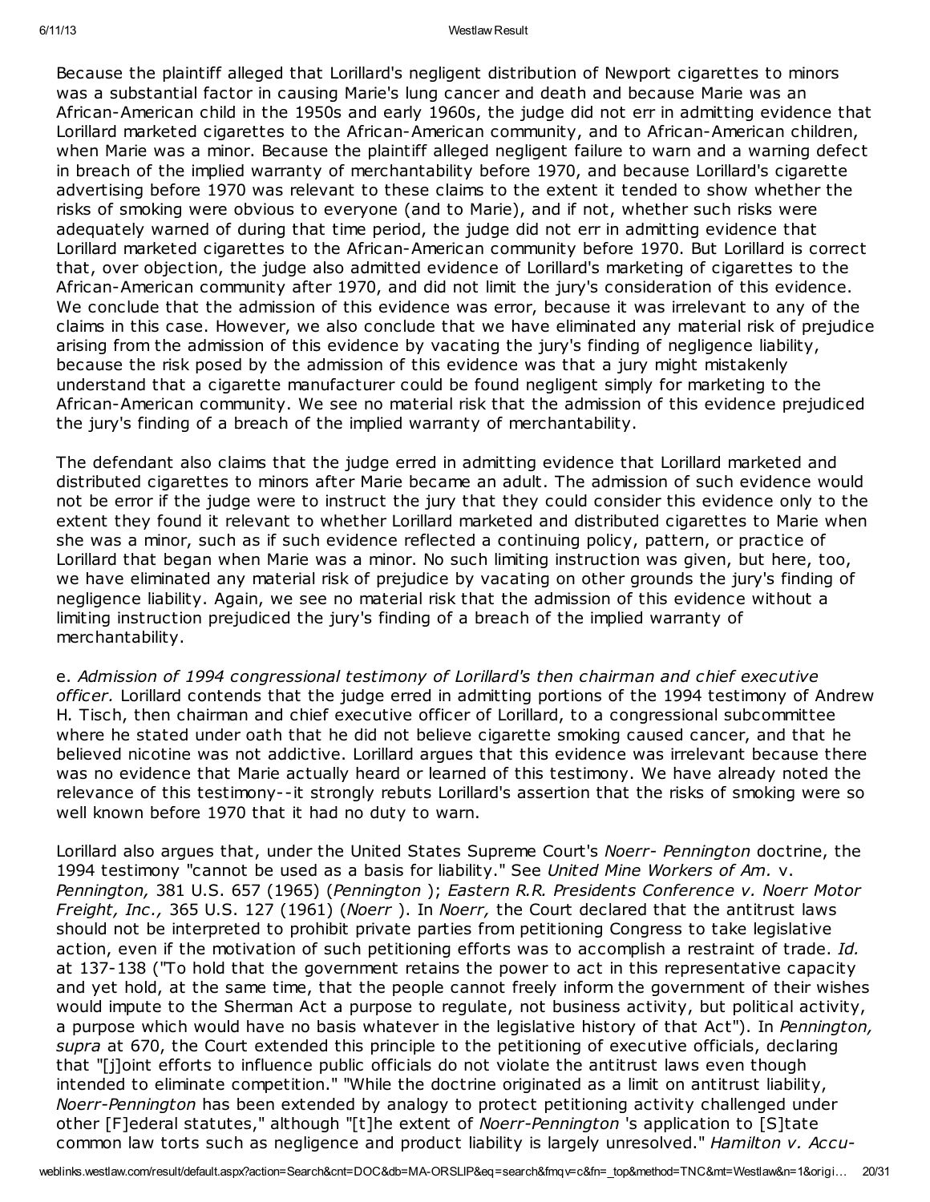Because the plaintiff alleged that Lorillard's negligent distribution of Newport cigarettes to minors was a substantial factor in causing Marie's lung cancer and death and because Marie was an African-American child in the 1950s and early 1960s, the judge did not err in admitting evidence that Lorillard marketed cigarettes to the African-American community, and to African-American children, when Marie was a minor. Because the plaintiff alleged negligent failure to warn and a warning defect in breach of the implied warranty of merchantability before 1970, and because Lorillard's cigarette advertising before 1970 was relevant to these claims to the extent it tended to show whether the risks of smoking were obvious to everyone (and to Marie), and if not, whether such risks were adequately warned of during that time period, the judge did not err in admitting evidence that Lorillard marketed cigarettes to the African-American community before 1970. But Lorillard is correct that, over objection, the judge also admitted evidence of Lorillard's marketing of cigarettes to the African-American community after 1970, and did not limit the jury's consideration of this evidence. We conclude that the admission of this evidence was error, because it was irrelevant to any of the claims in this case. However, we also conclude that we have eliminated any material risk of prejudice arising from the admission of this evidence by vacating the jury's finding of negligence liability, because the risk posed by the admission of this evidence was that a jury might mistakenly understand that a cigarette manufacturer could be found negligent simply for marketing to the African-American community. We see no material risk that the admission of this evidence prejudiced the jury's finding of a breach of the implied warranty of merchantability.

The defendant also claims that the judge erred in admitting evidence that Lorillard marketed and distributed cigarettes to minors after Marie became an adult. The admission of such evidence would not be error if the judge were to instruct the jury that they could consider this evidence only to the extent they found it relevant to whether Lorillard marketed and distributed cigarettes to Marie when she was a minor, such as if such evidence reflected a continuing policy, pattern, or practice of Lorillard that began when Marie was a minor. No such limiting instruction was given, but here, too, we have eliminated any material risk of prejudice by vacating on other grounds the jury's finding of negligence liability. Again, we see no material risk that the admission of this evidence without a limiting instruction prejudiced the jury's finding of a breach of the implied warranty of merchantability.

e. *Admission of 1994 congressional testimony of Lorillard's then chairman and chief executive officer.* Lorillard contends that the judge erred in admitting portions of the 1994 testimony of Andrew H. Tisch, then chairman and chief executive officer of Lorillard, to a congressional subcommittee where he stated under oath that he did not believe cigarette smoking caused cancer, and that he believed nicotine was not addictive. Lorillard argues that this evidence was irrelevant because there was no evidence that Marie actually heard or learned of this testimony. We have already noted the relevance of this testimony--it strongly rebuts Lorillard's assertion that the risks of smoking were so well known before 1970 that it had no duty to warn.

Lorillard also argues that, under the United States Supreme Court's *Noerr- Pennington* doctrine, the 1994 testimony "cannot be used as a basis for liability." See *United Mine Workers of Am.* v. *Pennington,* 381 U.S. 657 (1965) (*Pennington* ); *Eastern R.R. Presidents Conference v. Noerr Motor Freight, Inc.,* 365 U.S. 127 (1961) (*Noerr* ). In *Noerr,* the Court declared that the antitrust laws should not be interpreted to prohibit private parties from petitioning Congress to take legislative action, even if the motivation of such petitioning efforts was to accomplish a restraint of trade. *Id.* at 137-138 ("To hold that the government retains the power to act in this representative capacity and yet hold, at the same time, that the people cannot freely inform the government of their wishes would impute to the Sherman Act a purpose to regulate, not business activity, but political activity, a purpose which would have no basis whatever in the legislative history of that Act"). In *Pennington, supra* at 670, the Court extended this principle to the petitioning of executive officials, declaring that "[j]oint efforts to influence public officials do not violate the antitrust laws even though intended to eliminate competition." "While the doctrine originated as a limit on antitrust liability, *Noerr-Pennington* has been extended by analogy to protect petitioning activity challenged under other [F]ederal statutes," although "[t]he extent of *Noerr-Pennington* 's application to [S]tate common law torts such as negligence and product liability is largely unresolved." *Hamilton v. Accu-*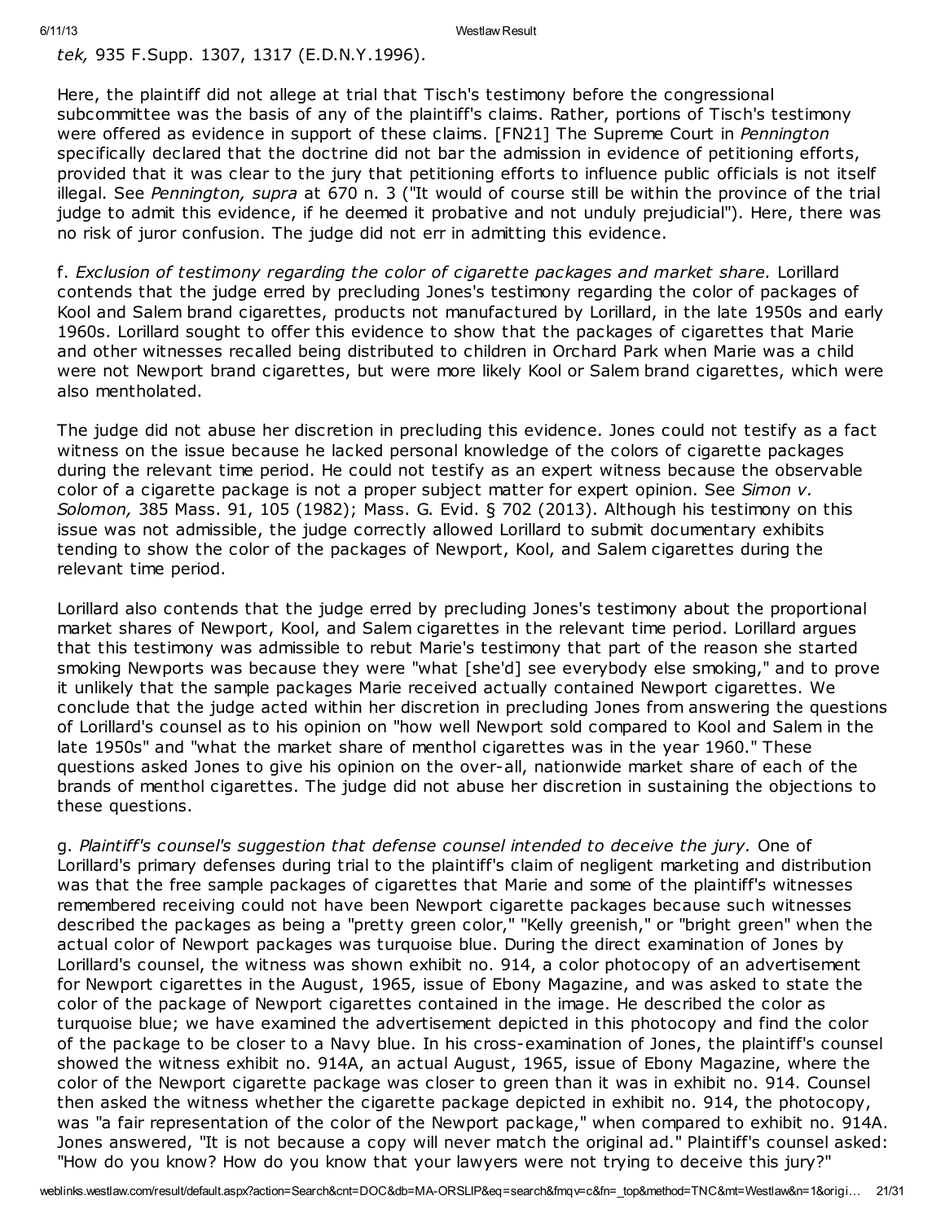*tek,* 935 F.Supp. 1307, 1317 (E.D.N.Y.1996).

Here, the plaintiff did not allege at trial that Tisch's testimony before the congressional subcommittee was the basis of any of the plaintiff's claims. Rather, portions of Tisch's testimony were offered as evidence in support of these claims. [FN21] The Supreme Court in *Pennington* specifically declared that the doctrine did not bar the admission in evidence of petitioning efforts, provided that it was clear to the jury that petitioning efforts to influence public officials is not itself illegal. See *Pennington, supra* at 670 n. 3 ("It would of course still be within the province of the trial judge to admit this evidence, if he deemed it probative and not unduly prejudicial"). Here, there was no risk of juror confusion. The judge did not err in admitting this evidence.

f. *Exclusion of testimony regarding the color of cigarette packages and market share.* Lorillard contends that the judge erred by precluding Jones's testimony regarding the color of packages of Kool and Salem brand cigarettes, products not manufactured by Lorillard, in the late 1950s and early 1960s. Lorillard sought to offer this evidence to show that the packages of cigarettes that Marie and other witnesses recalled being distributed to children in Orchard Park when Marie was a child were not Newport brand cigarettes, but were more likely Kool or Salem brand cigarettes, which were also mentholated.

The judge did not abuse her discretion in precluding this evidence. Jones could not testify as a fact witness on the issue because he lacked personal knowledge of the colors of cigarette packages during the relevant time period. He could not testify as an expert witness because the observable color of a cigarette package is not a proper subject matter for expert opinion. See *Simon v. Solomon,* 385 Mass. 91, 105 (1982); Mass. G. Evid. § 702 (2013). Although his testimony on this issue was not admissible, the judge correctly allowed Lorillard to submit documentary exhibits tending to show the color of the packages of Newport, Kool, and Salem cigarettes during the relevant time period.

Lorillard also contends that the judge erred by precluding Jones's testimony about the proportional market shares of Newport, Kool, and Salem cigarettes in the relevant time period. Lorillard argues that this testimony was admissible to rebut Marie's testimony that part of the reason she started smoking Newports was because they were "what [she'd] see everybody else smoking," and to prove it unlikely that the sample packages Marie received actually contained Newport cigarettes. We conclude that the judge acted within her discretion in precluding Jones from answering the questions of Lorillard's counsel as to his opinion on "how well Newport sold compared to Kool and Salem in the late 1950s" and "what the market share of menthol cigarettes was in the year 1960." These questions asked Jones to give his opinion on the over-all, nationwide market share of each of the brands of menthol cigarettes. The judge did not abuse her discretion in sustaining the objections to these questions.

g. *Plaintiff's counsel's suggestion that defense counsel intended to deceive the jury.* One of Lorillard's primary defenses during trial to the plaintiff's claim of negligent marketing and distribution was that the free sample packages of cigarettes that Marie and some of the plaintiff's witnesses remembered receiving could not have been Newport cigarette packages because such witnesses described the packages as being a "pretty green color," "Kelly greenish," or "bright green" when the actual color of Newport packages was turquoise blue. During the direct examination of Jones by Lorillard's counsel, the witness was shown exhibit no. 914, a color photocopy of an advertisement for Newport cigarettes in the August, 1965, issue of Ebony Magazine, and was asked to state the color of the package of Newport cigarettes contained in the image. He described the color as turquoise blue; we have examined the advertisement depicted in this photocopy and find the color of the package to be closer to a Navy blue. In his cross-examination of Jones, the plaintiff's counsel showed the witness exhibit no. 914A, an actual August, 1965, issue of Ebony Magazine, where the color of the Newport cigarette package was closer to green than it was in exhibit no. 914. Counsel then asked the witness whether the cigarette package depicted in exhibit no. 914, the photocopy, was "a fair representation of the color of the Newport package," when compared to exhibit no. 914A. Jones answered, "It is not because a copy will never match the original ad." Plaintiff's counsel asked: "How do you know? How do you know that your lawyers were not trying to deceive this jury?"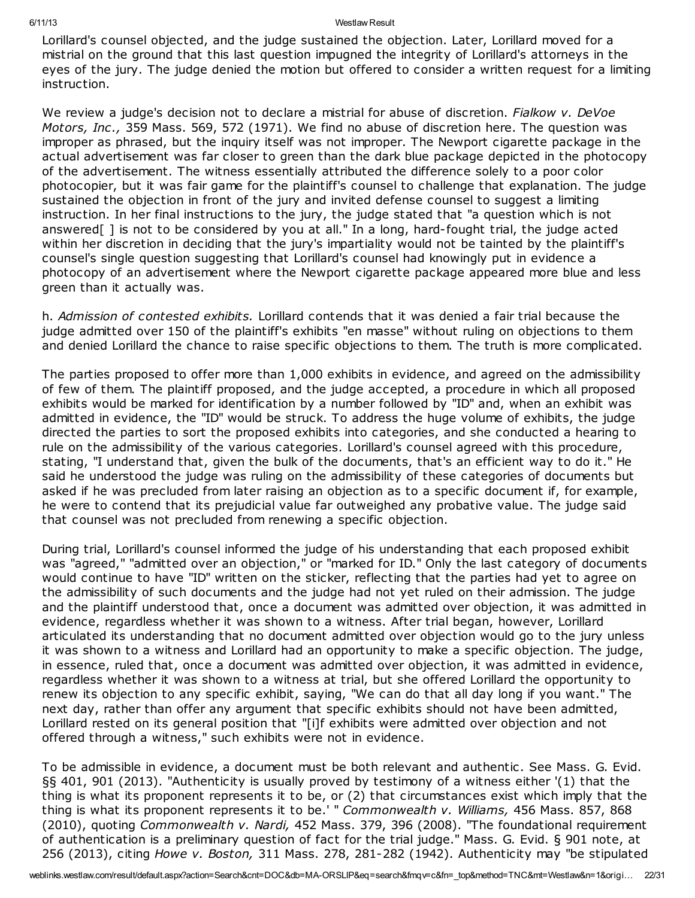Lorillard's counsel objected, and the judge sustained the objection. Later, Lorillard moved for a mistrial on the ground that this last question impugned the integrity of Lorillard's attorneys in the eyes of the jury. The judge denied the motion but offered to consider a written request for a limiting instruction.

We review a judge's decision not to declare a mistrial for abuse of discretion. *Fialkow v. DeVoe Motors, Inc.,* 359 Mass. 569, 572 (1971). We find no abuse of discretion here. The question was improper as phrased, but the inquiry itself was not improper. The Newport cigarette package in the actual advertisement was far closer to green than the dark blue package depicted in the photocopy of the advertisement. The witness essentially attributed the difference solely to a poor color photocopier, but it was fair game for the plaintiff's counsel to challenge that explanation. The judge sustained the objection in front of the jury and invited defense counsel to suggest a limiting instruction. In her final instructions to the jury, the judge stated that "a question which is not answered[ ] is not to be considered by you at all." In a long, hard-fought trial, the judge acted within her discretion in deciding that the jury's impartiality would not be tainted by the plaintiff's counsel's single question suggesting that Lorillard's counsel had knowingly put in evidence a photocopy of an advertisement where the Newport cigarette package appeared more blue and less green than it actually was.

h. *Admission of contested exhibits.* Lorillard contends that it was denied a fair trial because the judge admitted over 150 of the plaintiff's exhibits "en masse" without ruling on objections to them and denied Lorillard the chance to raise specific objections to them. The truth is more complicated.

The parties proposed to offer more than 1,000 exhibits in evidence, and agreed on the admissibility of few of them. The plaintiff proposed, and the judge accepted, a procedure in which all proposed exhibits would be marked for identification by a number followed by "ID" and, when an exhibit was admitted in evidence, the "ID" would be struck. To address the huge volume of exhibits, the judge directed the parties to sort the proposed exhibits into categories, and she conducted a hearing to rule on the admissibility of the various categories. Lorillard's counsel agreed with this procedure, stating, "I understand that, given the bulk of the documents, that's an efficient way to do it." He said he understood the judge was ruling on the admissibility of these categories of documents but asked if he was precluded from later raising an objection as to a specific document if, for example, he were to contend that its prejudicial value far outweighed any probative value. The judge said that counsel was not precluded from renewing a specific objection.

During trial, Lorillard's counsel informed the judge of his understanding that each proposed exhibit was "agreed," "admitted over an objection," or "marked for ID." Only the last category of documents would continue to have "ID" written on the sticker, reflecting that the parties had yet to agree on the admissibility of such documents and the judge had not yet ruled on their admission. The judge and the plaintiff understood that, once a document was admitted over objection, it was admitted in evidence, regardless whether it was shown to a witness. After trial began, however, Lorillard articulated its understanding that no document admitted over objection would go to the jury unless it was shown to a witness and Lorillard had an opportunity to make a specific objection. The judge, in essence, ruled that, once a document was admitted over objection, it was admitted in evidence, regardless whether it was shown to a witness at trial, but she offered Lorillard the opportunity to renew its objection to any specific exhibit, saying, "We can do that all day long if you want." The next day, rather than offer any argument that specific exhibits should not have been admitted, Lorillard rested on its general position that "[i]f exhibits were admitted over objection and not offered through a witness," such exhibits were not in evidence.

To be admissible in evidence, a document must be both relevant and authentic. See Mass. G. Evid. §§ 401, 901 (2013). "Authenticity is usually proved by testimony of a witness either '(1) that the thing is what its proponent represents it to be, or (2) that circumstances exist which imply that the thing is what its proponent represents it to be.' " *Commonwealth v. Williams,* 456 Mass. 857, 868 (2010), quoting *Commonwealth v. Nardi,* 452 Mass. 379, 396 (2008). "The foundational requirement of authentication is a preliminary question of fact for the trial judge." Mass. G. Evid. § 901 note, at 256 (2013), citing *Howe v. Boston,* 311 Mass. 278, 281-282 (1942). Authenticity may "be stipulated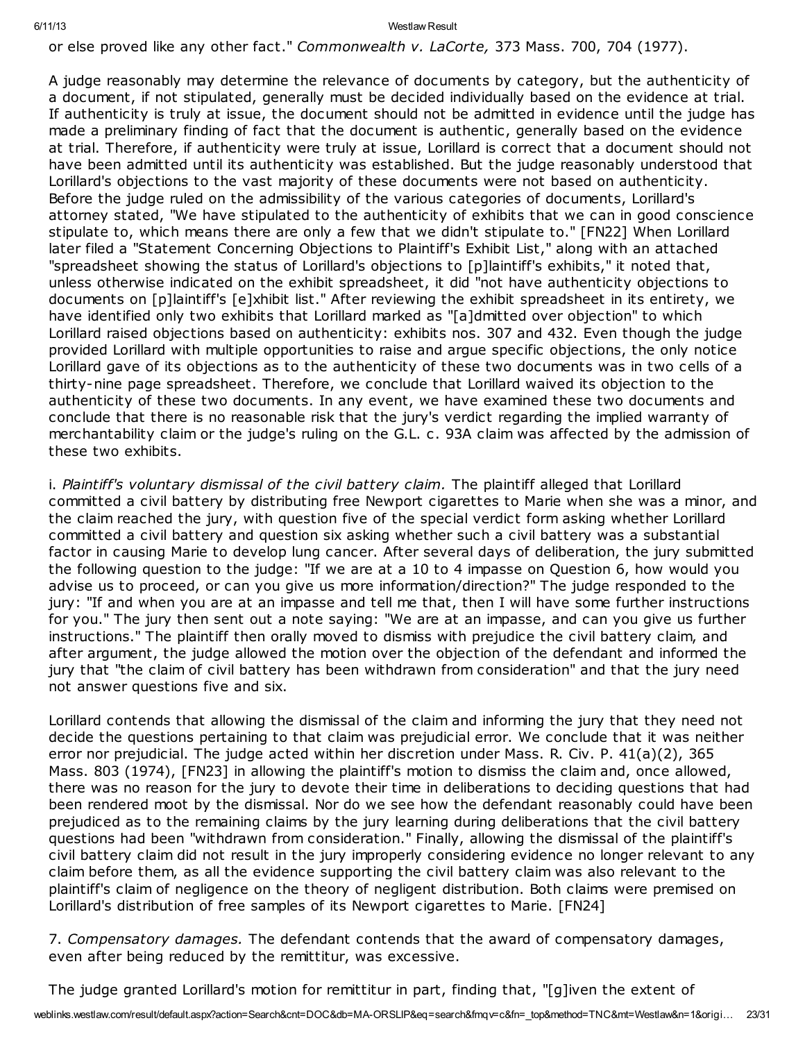or else proved like any other fact." *Commonwealth v. LaCorte,* 373 Mass. 700, 704 (1977).

A judge reasonably may determine the relevance of documents by category, but the authenticity of a document, if not stipulated, generally must be decided individually based on the evidence at trial. If authenticity is truly at issue, the document should not be admitted in evidence until the judge has made a preliminary finding of fact that the document is authentic, generally based on the evidence at trial. Therefore, if authenticity were truly at issue, Lorillard is correct that a document should not have been admitted until its authenticity was established. But the judge reasonably understood that Lorillard's objections to the vast majority of these documents were not based on authenticity. Before the judge ruled on the admissibility of the various categories of documents, Lorillard's attorney stated, "We have stipulated to the authenticity of exhibits that we can in good conscience stipulate to, which means there are only a few that we didn't stipulate to." [FN22] When Lorillard later filed a "Statement Concerning Objections to Plaintiff's Exhibit List," along with an attached "spreadsheet showing the status of Lorillard's objections to [p]laintiff's exhibits," it noted that, unless otherwise indicated on the exhibit spreadsheet, it did "not have authenticity objections to documents on [p]laintiff's [e]xhibit list." After reviewing the exhibit spreadsheet in its entirety, we have identified only two exhibits that Lorillard marked as "[a]dmitted over objection" to which Lorillard raised objections based on authenticity: exhibits nos. 307 and 432. Even though the judge provided Lorillard with multiple opportunities to raise and argue specific objections, the only notice Lorillard gave of its objections as to the authenticity of these two documents was in two cells of a thirty-nine page spreadsheet. Therefore, we conclude that Lorillard waived its objection to the authenticity of these two documents. In any event, we have examined these two documents and conclude that there is no reasonable risk that the jury's verdict regarding the implied warranty of merchantability claim or the judge's ruling on the G.L. c. 93A claim was affected by the admission of these two exhibits.

i. *Plaintiff's voluntary dismissal of the civil battery claim.* The plaintiff alleged that Lorillard committed a civil battery by distributing free Newport cigarettes to Marie when she was a minor, and the claim reached the jury, with question five of the special verdict form asking whether Lorillard committed a civil battery and question six asking whether such a civil battery was a substantial factor in causing Marie to develop lung cancer. After several days of deliberation, the jury submitted the following question to the judge: "If we are at a 10 to 4 impasse on Question 6, how would you advise us to proceed, or can you give us more information/direction?" The judge responded to the jury: "If and when you are at an impasse and tell me that, then I will have some further instructions for you." The jury then sent out a note saying: "We are at an impasse, and can you give us further instructions." The plaintiff then orally moved to dismiss with prejudice the civil battery claim, and after argument, the judge allowed the motion over the objection of the defendant and informed the jury that "the claim of civil battery has been withdrawn from consideration" and that the jury need not answer questions five and six.

Lorillard contends that allowing the dismissal of the claim and informing the jury that they need not decide the questions pertaining to that claim was prejudicial error. We conclude that it was neither error nor prejudicial. The judge acted within her discretion under Mass. R. Civ. P. 41(a)(2), 365 Mass. 803 (1974), [FN23] in allowing the plaintiff's motion to dismiss the claim and, once allowed, there was no reason for the jury to devote their time in deliberations to deciding questions that had been rendered moot by the dismissal. Nor do we see how the defendant reasonably could have been prejudiced as to the remaining claims by the jury learning during deliberations that the civil battery questions had been "withdrawn from consideration." Finally, allowing the dismissal of the plaintiff's civil battery claim did not result in the jury improperly considering evidence no longer relevant to any claim before them, as all the evidence supporting the civil battery claim was also relevant to the plaintiff's claim of negligence on the theory of negligent distribution. Both claims were premised on Lorillard's distribution of free samples of its Newport cigarettes to Marie. [FN24]

7. *Compensatory damages.* The defendant contends that the award of compensatory damages, even after being reduced by the remittitur, was excessive.

The judge granted Lorillard's motion for remittitur in part, finding that, "[g]iven the extent of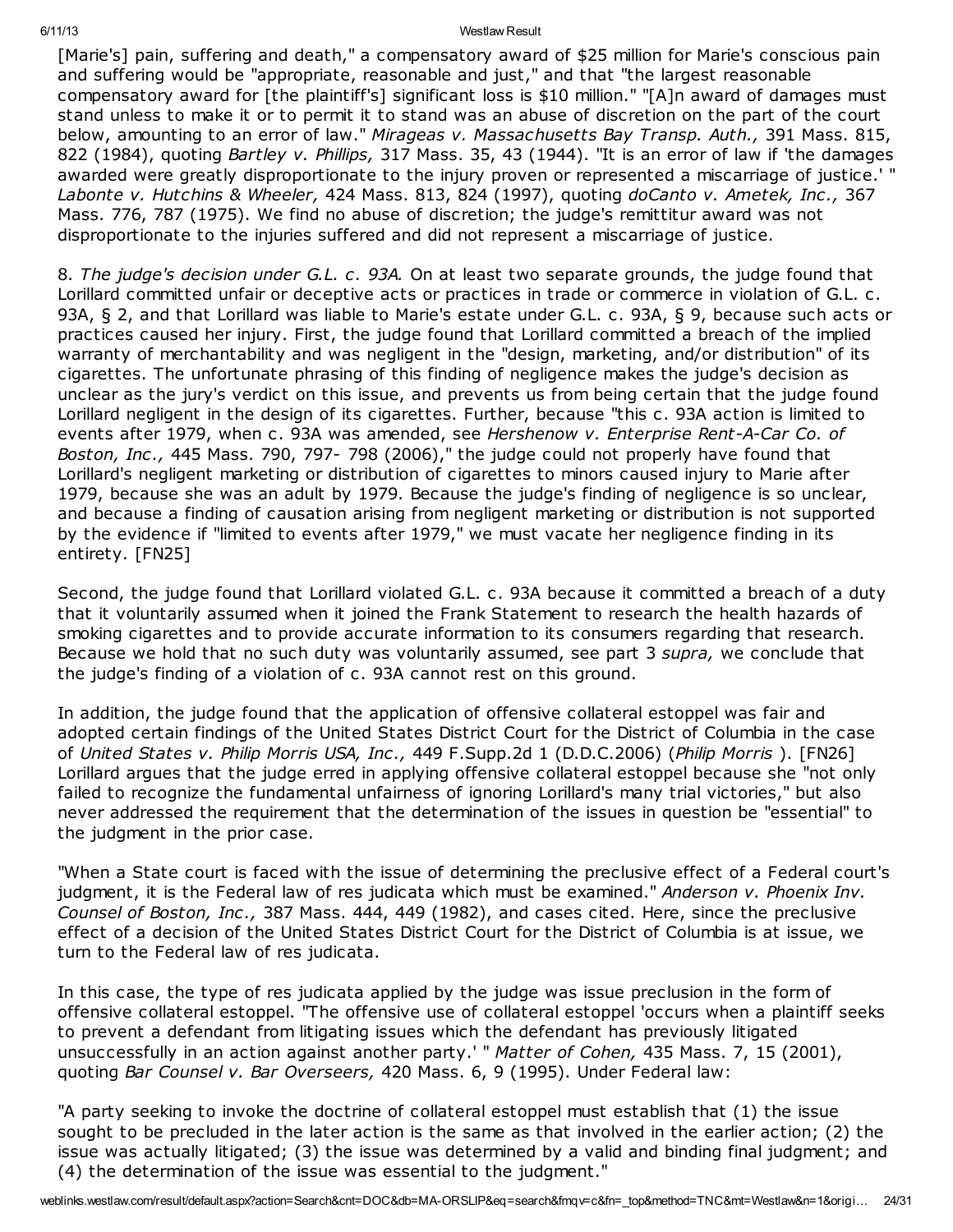[Marie's] pain, suffering and death," a compensatory award of $25 million for Marie's conscious pain and suffering would be "appropriate, reasonable and just," and that "the largest reasonable compensatory award for [the plaintiff's] significant loss is $10 million." "[A]n award of damages must stand unless to make it or to permit it to stand was an abuse of discretion on the part of the court below, amounting to an error of law." *Mirageas v. Massachusetts Bay Transp. Auth.,* 391 Mass. 815, 822 (1984), quoting *Bartley v. Phillips,* 317 Mass. 35, 43 (1944). "It is an error of law if 'the damages awarded were greatly disproportionate to the injury proven or represented a miscarriage of justice.' " *Labonte v. Hutchins & Wheeler,* 424 Mass. 813, 824 (1997), quoting *doCanto v. Ametek, Inc.,* 367 Mass. 776, 787 (1975). We find no abuse of discretion; the judge's remittitur award was not disproportionate to the injuries suffered and did not represent a miscarriage of justice.

8. *The judge's decision under G.L. c. 93A.* On at least two separate grounds, the judge found that Lorillard committed unfair or deceptive acts or practices in trade or commerce in violation of G.L. c. 93A, § 2, and that Lorillard was liable to Marie's estate under G.L. c. 93A, § 9, because such acts or practices caused her injury. First, the judge found that Lorillard committed a breach of the implied warranty of merchantability and was negligent in the "design, marketing, and/or distribution" of its cigarettes. The unfortunate phrasing of this finding of negligence makes the judge's decision as unclear as the jury's verdict on this issue, and prevents us from being certain that the judge found Lorillard negligent in the design of its cigarettes. Further, because "this c. 93A action is limited to events after 1979, when c. 93A was amended, see *Hershenow v. Enterprise Rent-A-Car Co. of Boston, Inc.,* 445 Mass. 790, 797- 798 (2006)," the judge could not properly have found that Lorillard's negligent marketing or distribution of cigarettes to minors caused injury to Marie after 1979, because she was an adult by 1979. Because the judge's finding of negligence is so unclear, and because a finding of causation arising from negligent marketing or distribution is not supported by the evidence if "limited to events after 1979," we must vacate her negligence finding in its entirety. [FN25]

Second, the judge found that Lorillard violated G.L. c. 93A because it committed a breach of a duty that it voluntarily assumed when it joined the Frank Statement to research the health hazards of smoking cigarettes and to provide accurate information to its consumers regarding that research. Because we hold that no such duty was voluntarily assumed, see part 3 *supra,* we conclude that the judge's finding of a violation of c. 93A cannot rest on this ground.

In addition, the judge found that the application of offensive collateral estoppel was fair and adopted certain findings of the United States District Court for the District of Columbia in the case of *United States v. Philip Morris USA, Inc.,* 449 F.Supp.2d 1 (D.D.C.2006) (*Philip Morris* ). [FN26] Lorillard argues that the judge erred in applying offensive collateral estoppel because she "not only failed to recognize the fundamental unfairness of ignoring Lorillard's many trial victories," but also never addressed the requirement that the determination of the issues in question be "essential" to the judgment in the prior case.

"When a State court is faced with the issue of determining the preclusive effect of a Federal court's judgment, it is the Federal law of res judicata which must be examined." *Anderson v. Phoenix Inv. Counsel of Boston, Inc.,* 387 Mass. 444, 449 (1982), and cases cited. Here, since the preclusive effect of a decision of the United States District Court for the District of Columbia is at issue, we turn to the Federal law of res judicata.

In this case, the type of res judicata applied by the judge was issue preclusion in the form of offensive collateral estoppel. "The offensive use of collateral estoppel 'occurs when a plaintiff seeks to prevent a defendant from litigating issues which the defendant has previously litigated unsuccessfully in an action against another party.' " *Matter of Cohen,* 435 Mass. 7, 15 (2001), quoting *Bar Counsel v. Bar Overseers,* 420 Mass. 6, 9 (1995). Under Federal law:

"A party seeking to invoke the doctrine of collateral estoppel must establish that (1) the issue sought to be precluded in the later action is the same as that involved in the earlier action; (2) the issue was actually litigated; (3) the issue was determined by a valid and binding final judgment; and (4) the determination of the issue was essential to the judgment."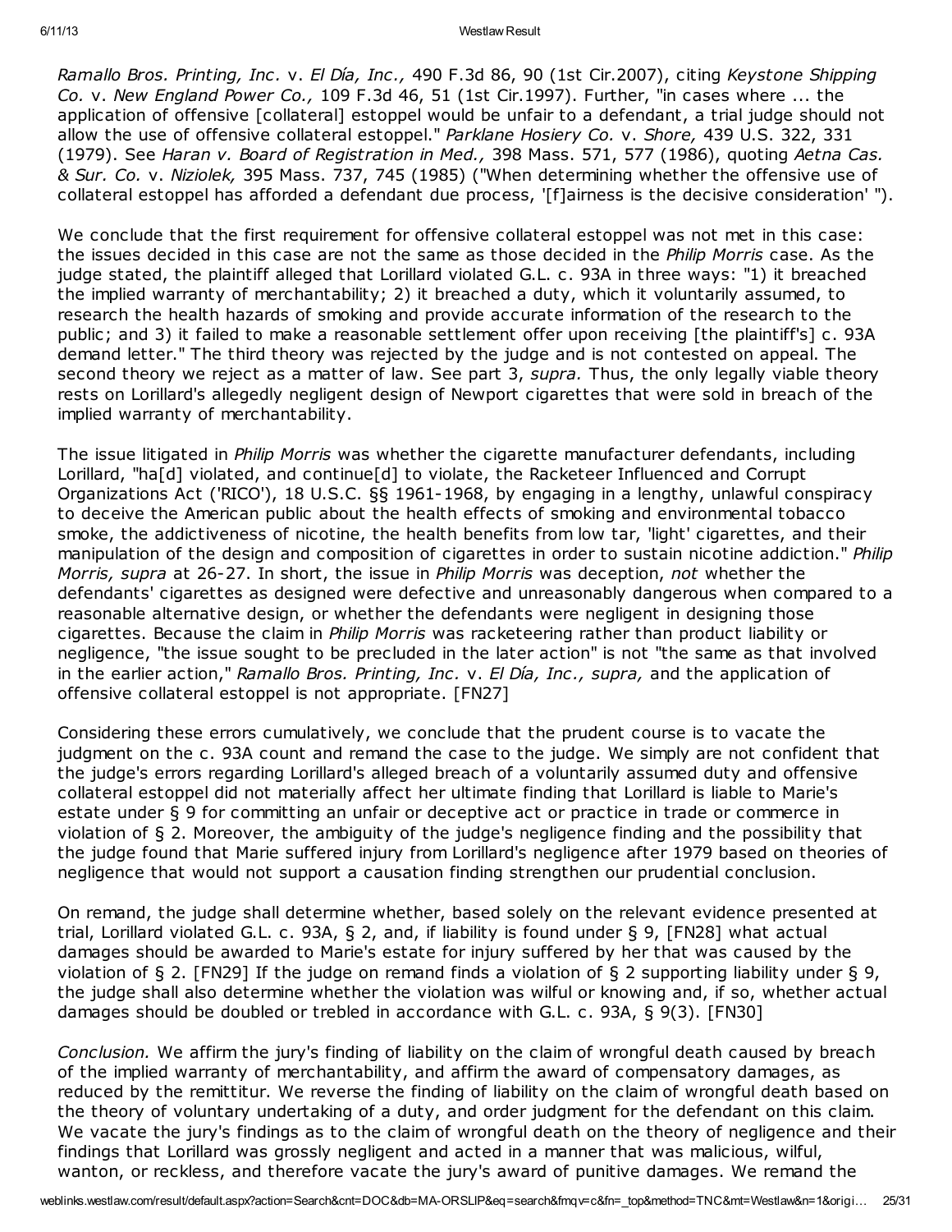*Ramallo Bros. Printing, Inc.* v. *El Día, Inc.,* 490 F.3d 86, 90 (1st Cir.2007), citing *Keystone Shipping Co.* v. *New England Power Co.,* 109 F.3d 46, 51 (1st Cir.1997). Further, "in cases where ... the application of offensive [collateral] estoppel would be unfair to a defendant, a trial judge should not allow the use of offensive collateral estoppel." *Parklane Hosiery Co.* v. *Shore,* 439 U.S. 322, 331 (1979). See *Haran v. Board of Registration in Med.,* 398 Mass. 571, 577 (1986), quoting *Aetna Cas. & Sur. Co.* v. *Niziolek,* 395 Mass. 737, 745 (1985) ("When determining whether the offensive use of collateral estoppel has afforded a defendant due process, '[f]airness is the decisive consideration' ").

We conclude that the first requirement for offensive collateral estoppel was not met in this case: the issues decided in this case are not the same as those decided in the *Philip Morris* case. As the judge stated, the plaintiff alleged that Lorillard violated G.L. c. 93A in three ways: "1) it breached the implied warranty of merchantability; 2) it breached a duty, which it voluntarily assumed, to research the health hazards of smoking and provide accurate information of the research to the public; and 3) it failed to make a reasonable settlement offer upon receiving [the plaintiff's] c. 93A demand letter." The third theory was rejected by the judge and is not contested on appeal. The second theory we reject as a matter of law. See part 3, *supra.* Thus, the only legally viable theory rests on Lorillard's allegedly negligent design of Newport cigarettes that were sold in breach of the implied warranty of merchantability.

The issue litigated in *Philip Morris* was whether the cigarette manufacturer defendants, including Lorillard, "ha[d] violated, and continue[d] to violate, the Racketeer Influenced and Corrupt Organizations Act ('RICO'), 18 U.S.C. §§ 1961-1968, by engaging in a lengthy, unlawful conspiracy to deceive the American public about the health effects of smoking and environmental tobacco smoke, the addictiveness of nicotine, the health benefits from low tar, 'light' cigarettes, and their manipulation of the design and composition of cigarettes in order to sustain nicotine addiction." *Philip Morris, supra* at 26-27. In short, the issue in *Philip Morris* was deception, *not* whether the defendants' cigarettes as designed were defective and unreasonably dangerous when compared to a reasonable alternative design, or whether the defendants were negligent in designing those cigarettes. Because the claim in *Philip Morris* was racketeering rather than product liability or negligence, "the issue sought to be precluded in the later action" is not "the same as that involved in the earlier action," *Ramallo Bros. Printing, Inc.* v. *El Día, Inc., supra,* and the application of offensive collateral estoppel is not appropriate. [FN27]

Considering these errors cumulatively, we conclude that the prudent course is to vacate the judgment on the c. 93A count and remand the case to the judge. We simply are not confident that the judge's errors regarding Lorillard's alleged breach of a voluntarily assumed duty and offensive collateral estoppel did not materially affect her ultimate finding that Lorillard is liable to Marie's estate under § 9 for committing an unfair or deceptive act or practice in trade or commerce in violation of § 2. Moreover, the ambiguity of the judge's negligence finding and the possibility that the judge found that Marie suffered injury from Lorillard's negligence after 1979 based on theories of negligence that would not support a causation finding strengthen our prudential conclusion.

On remand, the judge shall determine whether, based solely on the relevant evidence presented at trial, Lorillard violated G.L. c. 93A, § 2, and, if liability is found under § 9, [FN28] what actual damages should be awarded to Marie's estate for injury suffered by her that was caused by the violation of § 2. [FN29] If the judge on remand finds a violation of § 2 supporting liability under § 9, the judge shall also determine whether the violation was wilful or knowing and, if so, whether actual damages should be doubled or trebled in accordance with G.L. c. 93A, § 9(3). [FN30]

*Conclusion.* We affirm the jury's finding of liability on the claim of wrongful death caused by breach of the implied warranty of merchantability, and affirm the award of compensatory damages, as reduced by the remittitur. We reverse the finding of liability on the claim of wrongful death based on the theory of voluntary undertaking of a duty, and order judgment for the defendant on this claim. We vacate the jury's findings as to the claim of wrongful death on the theory of negligence and their findings that Lorillard was grossly negligent and acted in a manner that was malicious, wilful, wanton, or reckless, and therefore vacate the jury's award of punitive damages. We remand the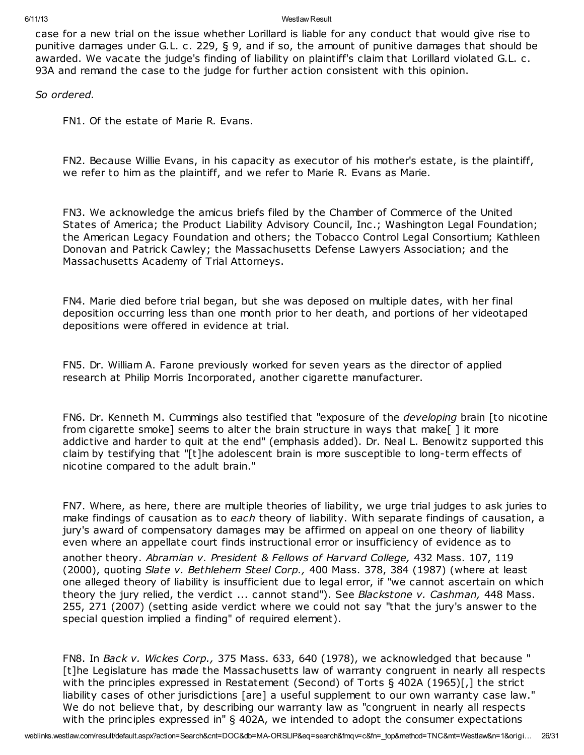case for a new trial on the issue whether Lorillard is liable for any conduct that would give rise to punitive damages under G.L. c. 229, § 9, and if so, the amount of punitive damages that should be awarded. We vacate the judge's finding of liability on plaintiff's claim that Lorillard violated G.L. c. 93A and remand the case to the judge for further action consistent with this opinion.

*So ordered.*

FN1. Of the estate of Marie R. Evans.

FN2. Because Willie Evans, in his capacity as executor of his mother's estate, is the plaintiff, we refer to him as the plaintiff, and we refer to Marie R. Evans as Marie.

FN3. We acknowledge the amicus briefs filed by the Chamber of Commerce of the United States of America; the Product Liability Advisory Council, Inc.; Washington Legal Foundation; the American Legacy Foundation and others; the Tobacco Control Legal Consortium; Kathleen Donovan and Patrick Cawley; the Massachusetts Defense Lawyers Association; and the Massachusetts Academy of Trial Attorneys.

FN4. Marie died before trial began, but she was deposed on multiple dates, with her final deposition occurring less than one month prior to her death, and portions of her videotaped depositions were offered in evidence at trial.

FN5. Dr. William A. Farone previously worked for seven years as the director of applied research at Philip Morris Incorporated, another cigarette manufacturer.

FN6. Dr. Kenneth M. Cummings also testified that "exposure of the *developing* brain [to nicotine from cigarette smoke] seems to alter the brain structure in ways that make[ ] it more addictive and harder to quit at the end" (emphasis added). Dr. Neal L. Benowitz supported this claim by testifying that "[t]he adolescent brain is more susceptible to long-term effects of nicotine compared to the adult brain."

FN7. Where, as here, there are multiple theories of liability, we urge trial judges to ask juries to make findings of causation as to *each* theory of liability. With separate findings of causation, a jury's award of compensatory damages may be affirmed on appeal on one theory of liability even where an appellate court finds instructional error or insufficiency of evidence as to another theory. *Abramian v. President & Fellows of Harvard College,* 432 Mass. 107, 119 (2000), quoting *Slate v. Bethlehem Steel Corp.,* 400 Mass. 378, 384 (1987) (where at least one alleged theory of liability is insufficient due to legal error, if "we cannot ascertain on which theory the jury relied, the verdict ... cannot stand"). See *Blackstone v. Cashman,* 448 Mass. 255, 271 (2007) (setting aside verdict where we could not say "that the jury's answer to the special question implied a finding" of required element).

FN8. In *Back v. Wickes Corp.,* 375 Mass. 633, 640 (1978), we acknowledged that because "[t]he Legislature has made the Massachusetts law of warranty congruent in nearly all respects with the principles expressed in Restatement (Second) of Torts § 402A (1965)[,] the strict liability cases of other jurisdictions [are] a useful supplement to our own warranty case law." We do not believe that, by describing our warranty law as "congruent in nearly all respects with the principles expressed in" § 402A, we intended to adopt the consumer expectations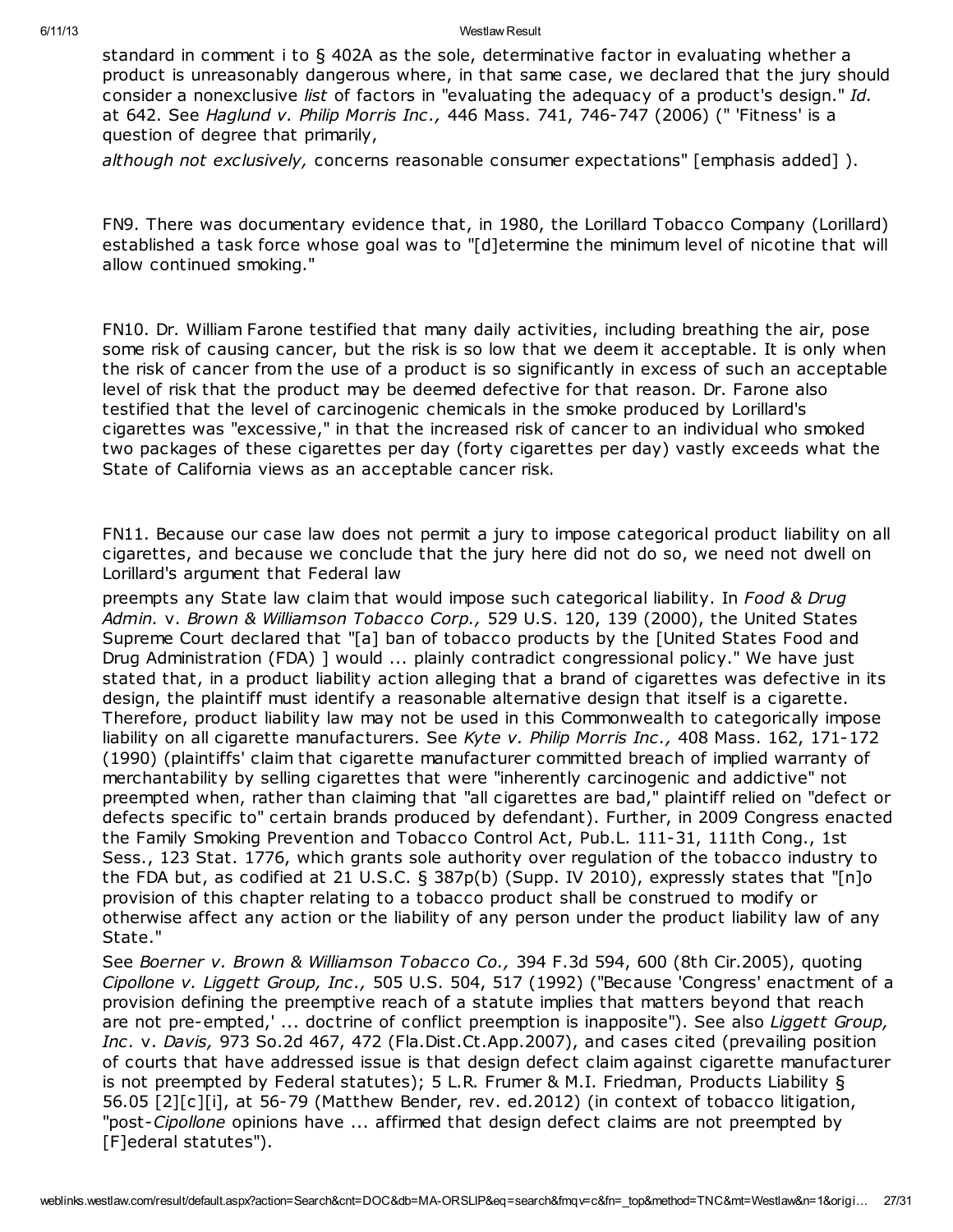standard in comment i to § 402A as the sole, determinative factor in evaluating whether a product is unreasonably dangerous where, in that same case, we declared that the jury should consider a nonexclusive *list* of factors in "evaluating the adequacy of a product's design." *Id.* at 642. See *Haglund v. Philip Morris Inc.,* 446 Mass. 741, 746-747 (2006) (" 'Fitness' is a question of degree that primarily,

*although not exclusively,* concerns reasonable consumer expectations" [emphasis added] ).

FN9. There was documentary evidence that, in 1980, the Lorillard Tobacco Company (Lorillard) established a task force whose goal was to "[d]etermine the minimum level of nicotine that will allow continued smoking."

FN10. Dr. William Farone testified that many daily activities, including breathing the air, pose some risk of causing cancer, but the risk is so low that we deem it acceptable. It is only when the risk of cancer from the use of a product is so significantly in excess of such an acceptable level of risk that the product may be deemed defective for that reason. Dr. Farone also testified that the level of carcinogenic chemicals in the smoke produced by Lorillard's cigarettes was "excessive," in that the increased risk of cancer to an individual who smoked two packages of these cigarettes per day (forty cigarettes per day) vastly exceeds what the State of California views as an acceptable cancer risk.

FN11. Because our case law does not permit a jury to impose categorical product liability on all cigarettes, and because we conclude that the jury here did not do so, we need not dwell on Lorillard's argument that Federal law

preempts any State law claim that would impose such categorical liability. In *Food & Drug Admin.* v. *Brown & Williamson Tobacco Corp.,* 529 U.S. 120, 139 (2000), the United States Supreme Court declared that "[a] ban of tobacco products by the [United States Food and Drug Administration (FDA) ] would ... plainly contradict congressional policy." We have just stated that, in a product liability action alleging that a brand of cigarettes was defective in its design, the plaintiff must identify a reasonable alternative design that itself is a cigarette. Therefore, product liability law may not be used in this Commonwealth to categorically impose liability on all cigarette manufacturers. See *Kyte v. Philip Morris Inc.,* 408 Mass. 162, 171-172 (1990) (plaintiffs' claim that cigarette manufacturer committed breach of implied warranty of merchantability by selling cigarettes that were "inherently carcinogenic and addictive" not preempted when, rather than claiming that "all cigarettes are bad," plaintiff relied on "defect or defects specific to" certain brands produced by defendant). Further, in 2009 Congress enacted the Family Smoking Prevention and Tobacco Control Act, Pub.L. 111-31, 111th Cong., 1st Sess., 123 Stat. 1776, which grants sole authority over regulation of the tobacco industry to the FDA but, as codified at 21 U.S.C. § 387p(b) (Supp. IV 2010), expressly states that "[n]o provision of this chapter relating to a tobacco product shall be construed to modify or otherwise affect any action or the liability of any person under the product liability law of any State."

See *Boerner v. Brown & Williamson Tobacco Co.,* 394 F.3d 594, 600 (8th Cir.2005), quoting *Cipollone v. Liggett Group, Inc.,* 505 U.S. 504, 517 (1992) ("Because 'Congress' enactment of a provision defining the preemptive reach of a statute implies that matters beyond that reach are not pre-empted,' ... doctrine of conflict preemption is inapposite"). See also *Liggett Group, Inc.* v. *Davis,* 973 So.2d 467, 472 (Fla.Dist.Ct.App.2007), and cases cited (prevailing position of courts that have addressed issue is that design defect claim against cigarette manufacturer is not preempted by Federal statutes); 5 L.R. Frumer & M.I. Friedman, Products Liability § 56.05 [2][c][i], at 56-79 (Matthew Bender, rev. ed.2012) (in context of tobacco litigation, "post-*Cipollone* opinions have ... affirmed that design defect claims are not preempted by [F]ederal statutes").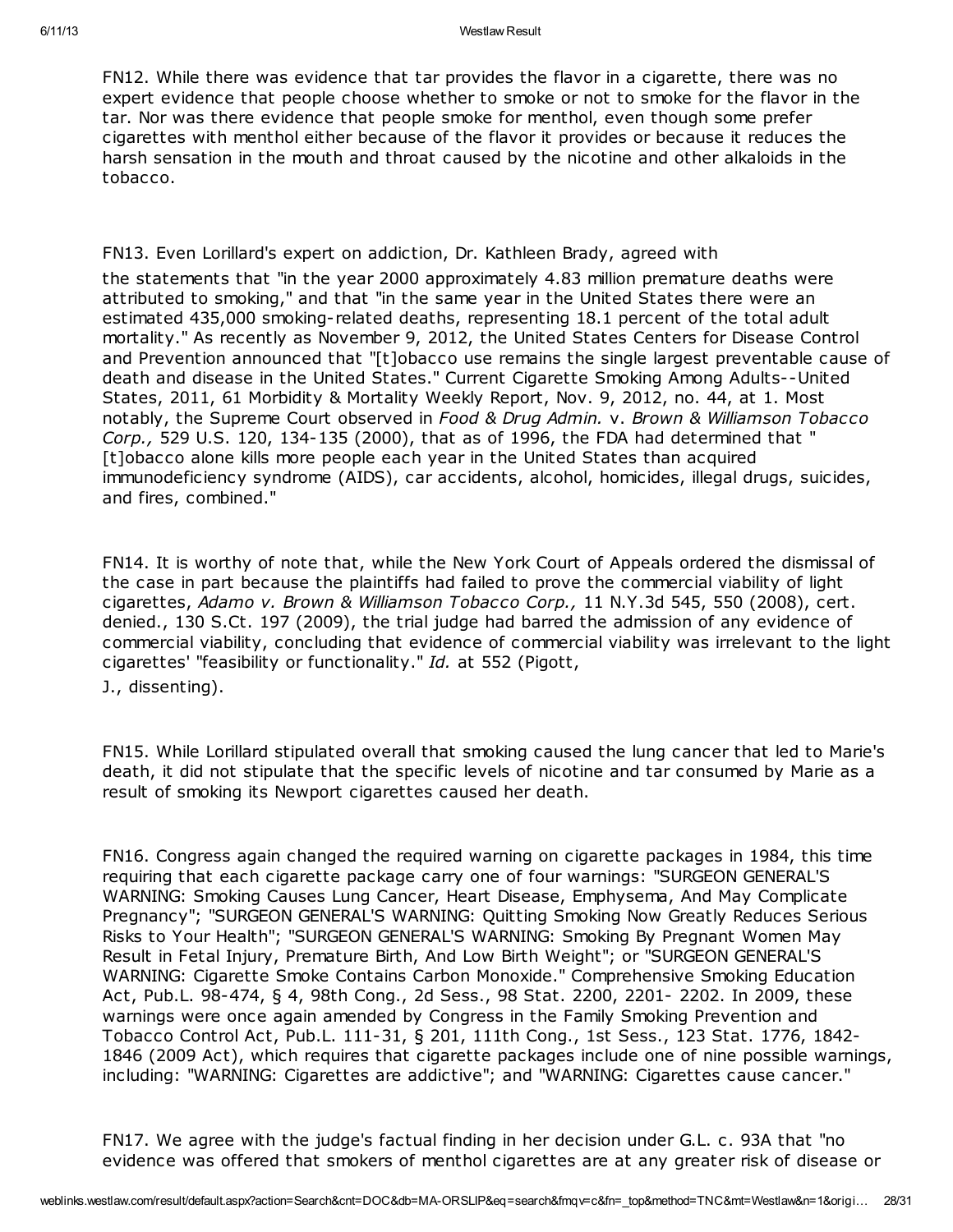FN12. While there was evidence that tar provides the flavor in a cigarette, there was no expert evidence that people choose whether to smoke or not to smoke for the flavor in the tar. Nor was there evidence that people smoke for menthol, even though some prefer cigarettes with menthol either because of the flavor it provides or because it reduces the harsh sensation in the mouth and throat caused by the nicotine and other alkaloids in the tobacco.

FN13. Even Lorillard's expert on addiction, Dr. Kathleen Brady, agreed with the statements that "in the year 2000 approximately 4.83 million premature deaths were attributed to smoking," and that "in the same year in the United States there were an estimated 435,000 smoking-related deaths, representing 18.1 percent of the total adult mortality." As recently as November 9, 2012, the United States Centers for Disease Control and Prevention announced that "[t]obacco use remains the single largest preventable cause of death and disease in the United States." Current Cigarette Smoking Among Adults--United States, 2011, 61 Morbidity & Mortality Weekly Report, Nov. 9, 2012, no. 44, at 1. Most notably, the Supreme Court observed in *Food & Drug Admin.* v. *Brown & Williamson Tobacco Corp.,* 529 U.S. 120, 134-135 (2000), that as of 1996, the FDA had determined that "[t]obacco alone kills more people each year in the United States than acquired immunodeficiency syndrome (AIDS), car accidents, alcohol, homicides, illegal drugs, suicides, and fires, combined."

FN14. It is worthy of note that, while the New York Court of Appeals ordered the dismissal of the case in part because the plaintiffs had failed to prove the commercial viability of light cigarettes, *Adamo v. Brown & Williamson Tobacco Corp.,* 11 N.Y.3d 545, 550 (2008), cert. denied., 130 S.Ct. 197 (2009), the trial judge had barred the admission of any evidence of commercial viability, concluding that evidence of commercial viability was irrelevant to the light cigarettes' "feasibility or functionality." *Id.* at 552 (Pigott, J., dissenting).

FN15. While Lorillard stipulated overall that smoking caused the lung cancer that led to Marie's death, it did not stipulate that the specific levels of nicotine and tar consumed by Marie as a result of smoking its Newport cigarettes caused her death.

FN16. Congress again changed the required warning on cigarette packages in 1984, this time requiring that each cigarette package carry one of four warnings: "SURGEON GENERAL'S WARNING: Smoking Causes Lung Cancer, Heart Disease, Emphysema, And May Complicate Pregnancy"; "SURGEON GENERAL'S WARNING: Quitting Smoking Now Greatly Reduces Serious Risks to Your Health"; "SURGEON GENERAL'S WARNING: Smoking By Pregnant Women May Result in Fetal Injury, Premature Birth, And Low Birth Weight"; or "SURGEON GENERAL'S WARNING: Cigarette Smoke Contains Carbon Monoxide." Comprehensive Smoking Education Act, Pub.L. 98-474, § 4, 98th Cong., 2d Sess., 98 Stat. 2200, 2201- 2202. In 2009, these warnings were once again amended by Congress in the Family Smoking Prevention and Tobacco Control Act, Pub.L. 111-31, § 201, 111th Cong., 1st Sess., 123 Stat. 1776, 1842-1846 (2009 Act), which requires that cigarette packages include one of nine possible warnings, including: "WARNING: Cigarettes are addictive"; and "WARNING: Cigarettes cause cancer."

FN17. We agree with the judge's factual finding in her decision under G.L. c. 93A that "no evidence was offered that smokers of menthol cigarettes are at any greater risk of disease or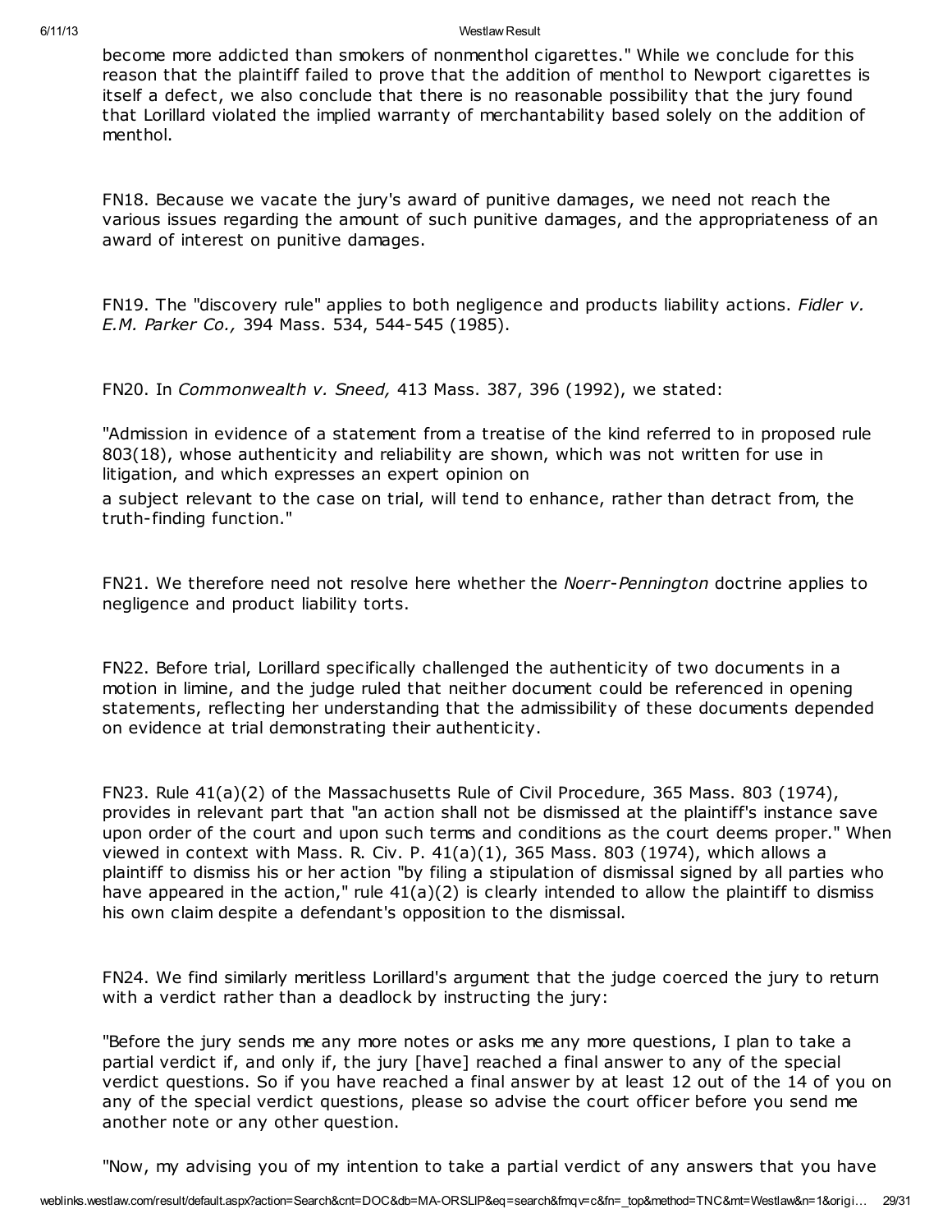become more addicted than smokers of nonmenthol cigarettes." While we conclude for this reason that the plaintiff failed to prove that the addition of menthol to Newport cigarettes is itself a defect, we also conclude that there is no reasonable possibility that the jury found that Lorillard violated the implied warranty of merchantability based solely on the addition of menthol.

FN18. Because we vacate the jury's award of punitive damages, we need not reach the various issues regarding the amount of such punitive damages, and the appropriateness of an award of interest on punitive damages.

FN19. The "discovery rule" applies to both negligence and products liability actions. *Fidler v. E.M. Parker Co.,* 394 Mass. 534, 544-545 (1985).

FN20. In *Commonwealth v. Sneed,* 413 Mass. 387, 396 (1992), we stated:

"Admission in evidence of a statement from a treatise of the kind referred to in proposed rule 803(18), whose authenticity and reliability are shown, which was not written for use in litigation, and which expresses an expert opinion on a subject relevant to the case on trial, will tend to enhance, rather than detract from, the truth-finding function."

FN21. We therefore need not resolve here whether the *Noerr-Pennington* doctrine applies to negligence and product liability torts.

FN22. Before trial, Lorillard specifically challenged the authenticity of two documents in a motion in limine, and the judge ruled that neither document could be referenced in opening statements, reflecting her understanding that the admissibility of these documents depended on evidence at trial demonstrating their authenticity.

FN23. Rule 41(a)(2) of the Massachusetts Rule of Civil Procedure, 365 Mass. 803 (1974), provides in relevant part that "an action shall not be dismissed at the plaintiff's instance save upon order of the court and upon such terms and conditions as the court deems proper." When viewed in context with Mass. R. Civ. P. 41(a)(1), 365 Mass. 803 (1974), which allows a plaintiff to dismiss his or her action "by filing a stipulation of dismissal signed by all parties who have appeared in the action," rule 41(a)(2) is clearly intended to allow the plaintiff to dismiss his own claim despite a defendant's opposition to the dismissal.

FN24. We find similarly meritless Lorillard's argument that the judge coerced the jury to return with a verdict rather than a deadlock by instructing the jury:

"Before the jury sends me any more notes or asks me any more questions, I plan to take a partial verdict if, and only if, the jury [have] reached a final answer to any of the special verdict questions. So if you have reached a final answer by at least 12 out of the 14 of you on any of the special verdict questions, please so advise the court officer before you send me another note or any other question.

"Now, my advising you of my intention to take a partial verdict of any answers that you have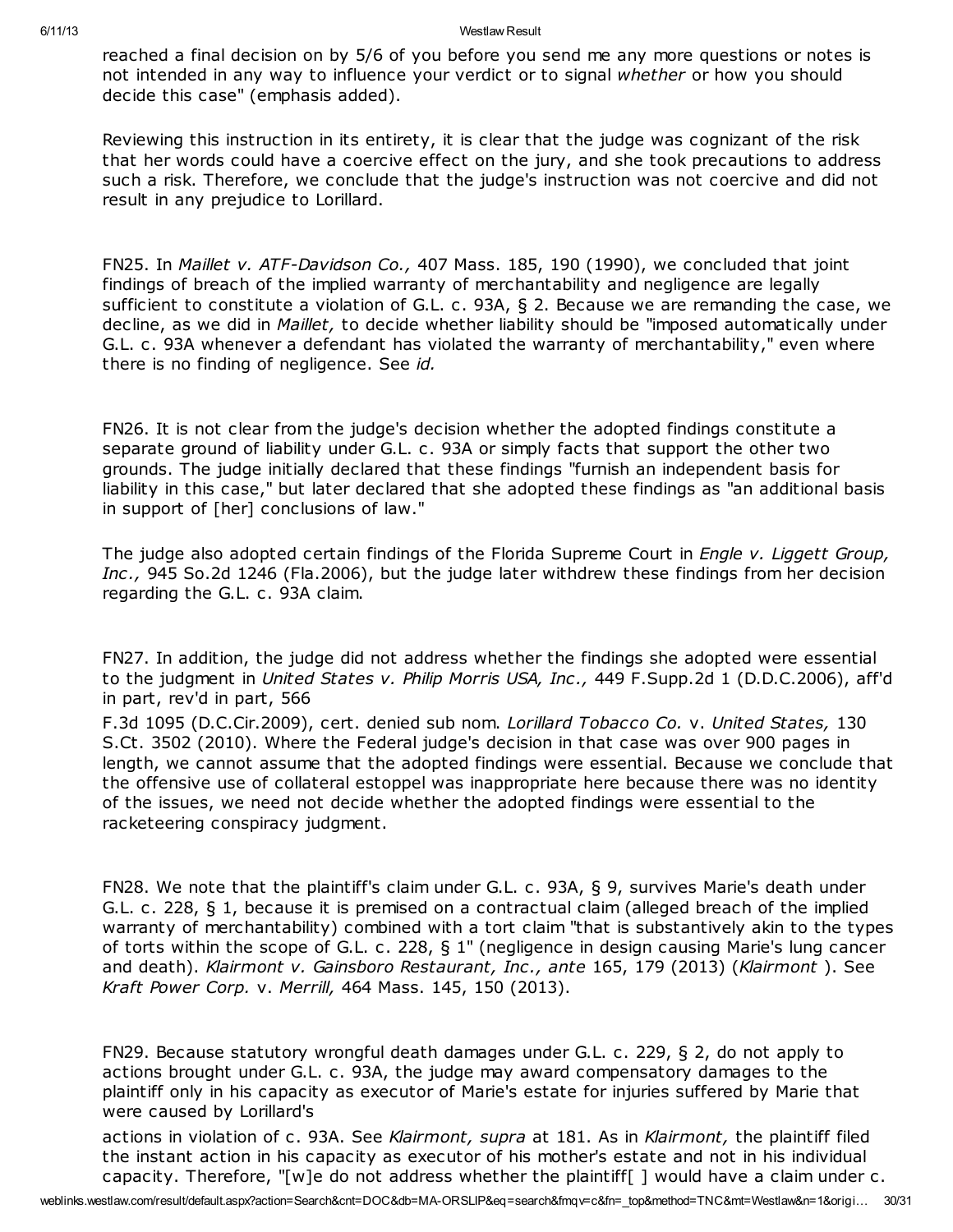reached a final decision on by 5/6 of you before you send me any more questions or notes is not intended in any way to influence your verdict or to signal *whether* or how you should decide this case" (emphasis added).

Reviewing this instruction in its entirety, it is clear that the judge was cognizant of the risk that her words could have a coercive effect on the jury, and she took precautions to address such a risk. Therefore, we conclude that the judge's instruction was not coercive and did not result in any prejudice to Lorillard.

FN25. In *Maillet v. ATF-Davidson Co.,* 407 Mass. 185, 190 (1990), we concluded that joint findings of breach of the implied warranty of merchantability and negligence are legally sufficient to constitute a violation of G.L. c. 93A, § 2. Because we are remanding the case, we decline, as we did in *Maillet,* to decide whether liability should be "imposed automatically under G.L. c. 93A whenever a defendant has violated the warranty of merchantability," even where there is no finding of negligence. See *id.*

FN26. It is not clear from the judge's decision whether the adopted findings constitute a separate ground of liability under G.L. c. 93A or simply facts that support the other two grounds. The judge initially declared that these findings "furnish an independent basis for liability in this case," but later declared that she adopted these findings as "an additional basis in support of [her] conclusions of law."

The judge also adopted certain findings of the Florida Supreme Court in *Engle v. Liggett Group, Inc.,* 945 So.2d 1246 (Fla.2006), but the judge later withdrew these findings from her decision regarding the G.L. c. 93A claim.

FN27. In addition, the judge did not address whether the findings she adopted were essential to the judgment in *United States v. Philip Morris USA, Inc.,* 449 F.Supp.2d 1 (D.D.C.2006), aff'd in part, rev'd in part, 566 F.3d 1095 (D.C.Cir.2009), cert. denied sub nom. *Lorillard Tobacco Co.* v. *United States,* 130 S.Ct. 3502 (2010). Where the Federal judge's decision in that case was over 900 pages in length, we cannot assume that the adopted findings were essential. Because we conclude that the offensive use of collateral estoppel was inappropriate here because there was no identity of the issues, we need not decide whether the adopted findings were essential to the racketeering conspiracy judgment.

FN28. We note that the plaintiff's claim under G.L. c. 93A, § 9, survives Marie's death under G.L. c. 228, § 1, because it is premised on a contractual claim (alleged breach of the implied warranty of merchantability) combined with a tort claim "that is substantively akin to the types of torts within the scope of G.L. c. 228, § 1" (negligence in design causing Marie's lung cancer and death). *Klairmont v. Gainsboro Restaurant, Inc., ante* 165, 179 (2013) (*Klairmont* ). See *Kraft Power Corp.* v. *Merrill,* 464 Mass. 145, 150 (2013).

FN29. Because statutory wrongful death damages under G.L. c. 229, § 2, do not apply to actions brought under G.L. c. 93A, the judge may award compensatory damages to the plaintiff only in his capacity as executor of Marie's estate for injuries suffered by Marie that were caused by Lorillard's actions in violation of c. 93A. See *Klairmont, supra* at 181. As in *Klairmont,* the plaintiff filed the instant action in his capacity as executor of his mother's estate and not in his individual capacity. Therefore, "[w]e do not address whether the plaintiff[ ] would have a claim under c.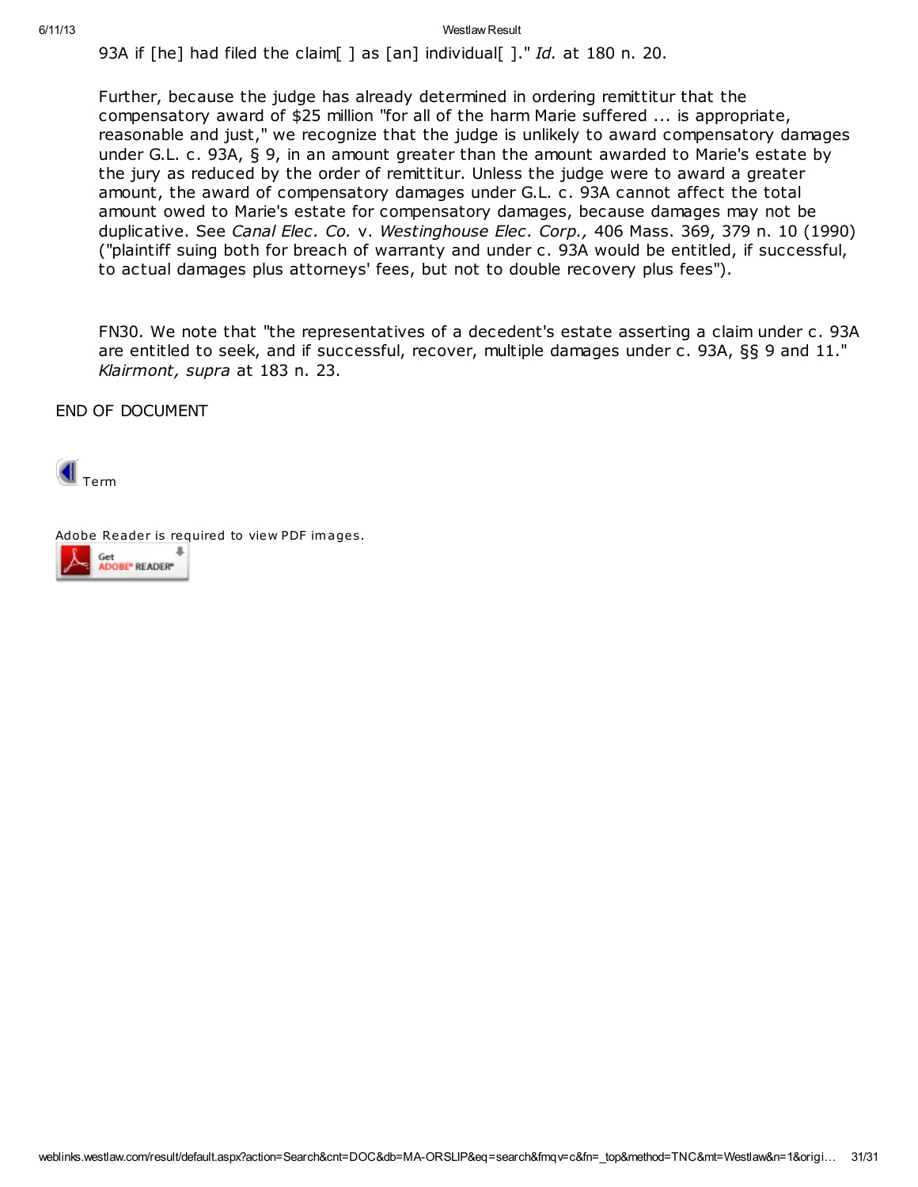93A if [he] had filed the claim[ ] as [an] individual[ ]." *Id.* at 180 n. 20.

Further, because the judge has already determined in ordering remittitur that the compensatory award of $25 million "for all of the harm Marie suffered ... is appropriate, reasonable and just," we recognize that the judge is unlikely to award compensatory damages under G.L. c. 93A, § 9, in an amount greater than the amount awarded to Marie's estate by the jury as reduced by the order of remittitur. Unless the judge were to award a greater amount, the award of compensatory damages under G.L. c. 93A cannot affect the total amount owed to Marie's estate for compensatory damages, because damages may not be duplicative. See *Canal Elec. Co.* v. *Westinghouse Elec. Corp.,* 406 Mass. 369, 379 n. 10 (1990) ("plaintiff suing both for breach of warranty and under c. 93A would be entitled, if successful, to actual damages plus attorneys' fees, but not to double recovery plus fees").

FN30. We note that "the representatives of a decedent's estate asserting a claim under c. 93A are entitled to seek, and if successful, recover, multiple damages under c. 93A, §§ 9 and 11." *Klairmont, supra* at 183 n. 23.

END OF DOCUMENT

Term

Adobe Reader is required to view PDF images.